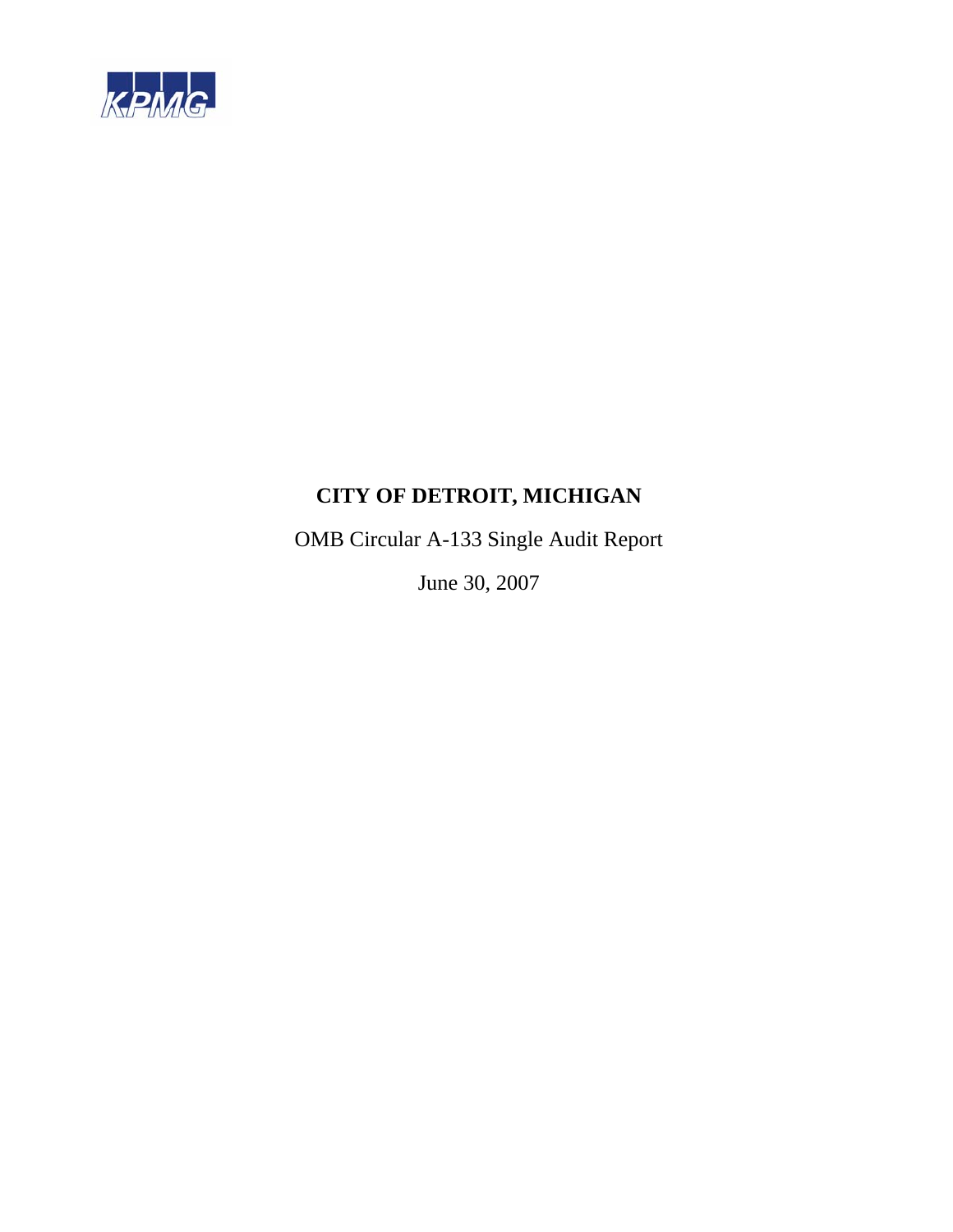KPMG

# CITY OF DETROIT, MICHIGAN

OMB Circular A-133 Single Audit Report

June 30, 2007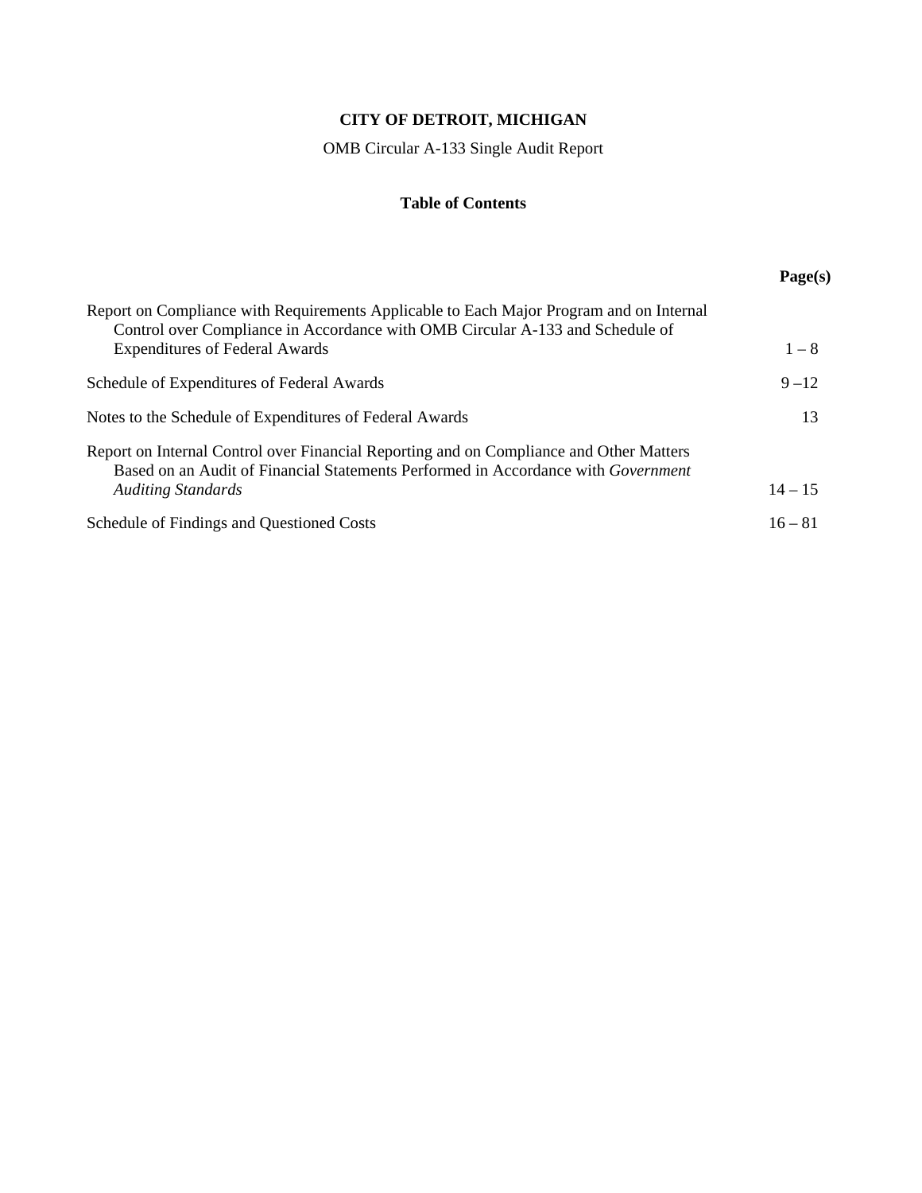# CITY OF DETROIT, MICHIGAN

OMB Circular A-133 Single Audit Report

## Table of Contents

| | Page(s) |
|---|---|
| Report on Compliance with Requirements Applicable to Each Major Program and on Internal Control over Compliance in Accordance with OMB Circular A-133 and Schedule of Expenditures of Federal Awards | 1 – 8 |
| Schedule of Expenditures of Federal Awards | 9 –12 |
| Notes to the Schedule of Expenditures of Federal Awards | 13 |
| Report on Internal Control over Financial Reporting and on Compliance and Other Matters Based on an Audit of Financial Statements Performed in Accordance with *Government Auditing Standards* | 14 – 15 |
| Schedule of Findings and Questioned Costs | 16 – 81 |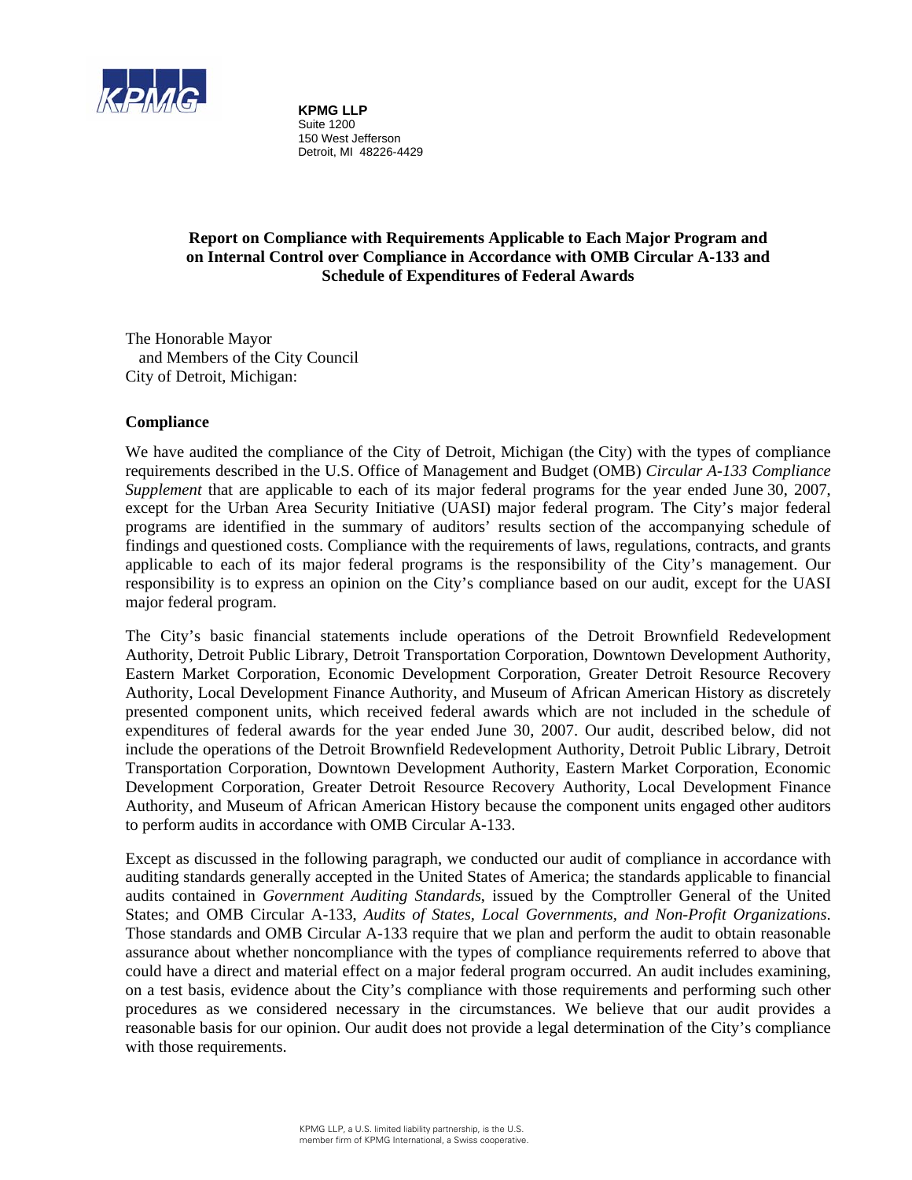**KPMG LLP**
Suite 1200
150 West Jefferson
Detroit, MI 48226-4429

**Report on Compliance with Requirements Applicable to Each Major Program and on Internal Control over Compliance in Accordance with OMB Circular A-133 and Schedule of Expenditures of Federal Awards**

The Honorable Mayor
and Members of the City Council
City of Detroit, Michigan:

**Compliance**

We have audited the compliance of the City of Detroit, Michigan (the City) with the types of compliance requirements described in the U.S. Office of Management and Budget (OMB) *Circular A-133 Compliance Supplement* that are applicable to each of its major federal programs for the year ended June 30, 2007, except for the Urban Area Security Initiative (UASI) major federal program. The City's major federal programs are identified in the summary of auditors' results section of the accompanying schedule of findings and questioned costs. Compliance with the requirements of laws, regulations, contracts, and grants applicable to each of its major federal programs is the responsibility of the City's management. Our responsibility is to express an opinion on the City's compliance based on our audit, except for the UASI major federal program.

The City's basic financial statements include operations of the Detroit Brownfield Redevelopment Authority, Detroit Public Library, Detroit Transportation Corporation, Downtown Development Authority, Eastern Market Corporation, Economic Development Corporation, Greater Detroit Resource Recovery Authority, Local Development Finance Authority, and Museum of African American History as discretely presented component units, which received federal awards which are not included in the schedule of expenditures of federal awards for the year ended June 30, 2007. Our audit, described below, did not include the operations of the Detroit Brownfield Redevelopment Authority, Detroit Public Library, Detroit Transportation Corporation, Downtown Development Authority, Eastern Market Corporation, Economic Development Corporation, Greater Detroit Resource Recovery Authority, Local Development Finance Authority, and Museum of African American History because the component units engaged other auditors to perform audits in accordance with OMB Circular A-133.

Except as discussed in the following paragraph, we conducted our audit of compliance in accordance with auditing standards generally accepted in the United States of America; the standards applicable to financial audits contained in *Government Auditing Standards*, issued by the Comptroller General of the United States; and OMB Circular A-133, *Audits of States, Local Governments, and Non-Profit Organizations*. Those standards and OMB Circular A-133 require that we plan and perform the audit to obtain reasonable assurance about whether noncompliance with the types of compliance requirements referred to above that could have a direct and material effect on a major federal program occurred. An audit includes examining, on a test basis, evidence about the City's compliance with those requirements and performing such other procedures as we considered necessary in the circumstances. We believe that our audit provides a reasonable basis for our opinion. Our audit does not provide a legal determination of the City's compliance with those requirements.

KPMG LLP, a U.S. limited liability partnership, is the U.S. member firm of KPMG International, a Swiss cooperative.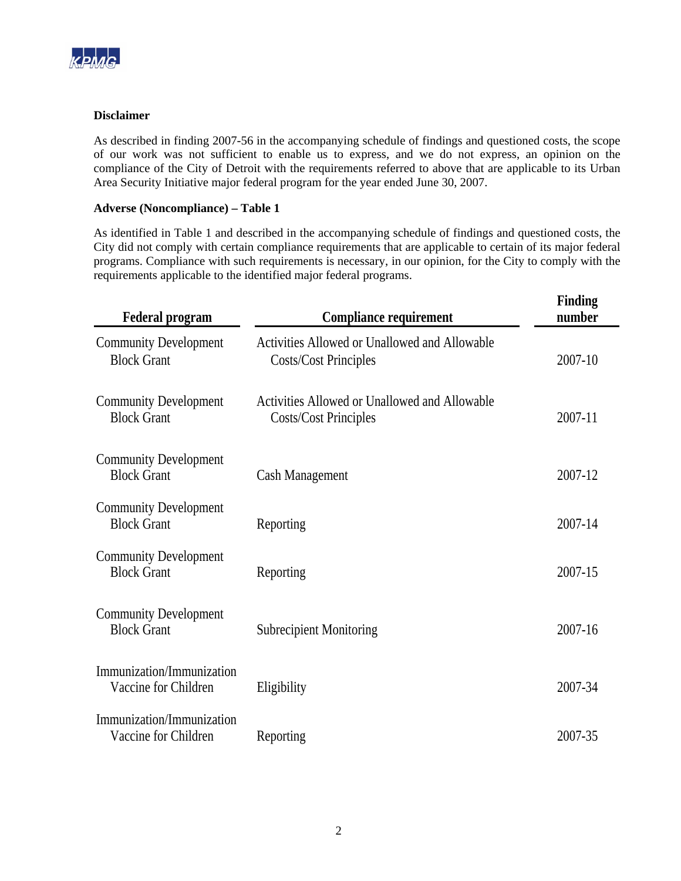**Disclaimer**

As described in finding 2007-56 in the accompanying schedule of findings and questioned costs, the scope of our work was not sufficient to enable us to express, and we do not express, an opinion on the compliance of the City of Detroit with the requirements referred to above that are applicable to its Urban Area Security Initiative major federal program for the year ended June 30, 2007.

**Adverse (Noncompliance) – Table 1**

As identified in Table 1 and described in the accompanying schedule of findings and questioned costs, the City did not comply with certain compliance requirements that are applicable to certain of its major federal programs. Compliance with such requirements is necessary, in our opinion, for the City to comply with the requirements applicable to the identified major federal programs.

| Federal program | Compliance requirement | Finding number |
|---|---|---|
| Community Development Block Grant | Activities Allowed or Unallowed and Allowable Costs/Cost Principles | 2007-10 |
| Community Development Block Grant | Activities Allowed or Unallowed and Allowable Costs/Cost Principles | 2007-11 |
| Community Development Block Grant | Cash Management | 2007-12 |
| Community Development Block Grant | Reporting | 2007-14 |
| Community Development Block Grant | Reporting | 2007-15 |
| Community Development Block Grant | Subrecipient Monitoring | 2007-16 |
| Immunization/Immunization Vaccine for Children | Eligibility | 2007-34 |
| Immunization/Immunization Vaccine for Children | Reporting | 2007-35 |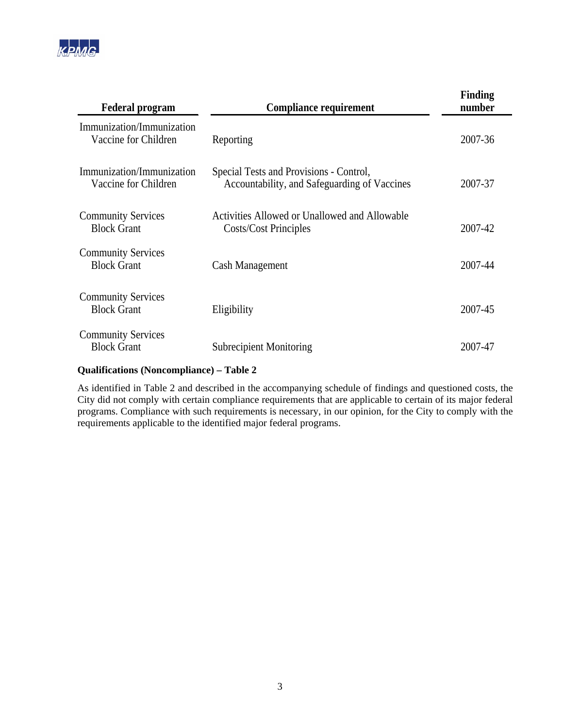| Federal program | Compliance requirement | Finding number |
|---|---|---|
| Immunization/Immunization Vaccine for Children | Reporting | 2007-36 |
| Immunization/Immunization Vaccine for Children | Special Tests and Provisions - Control, Accountability, and Safeguarding of Vaccines | 2007-37 |
| Community Services Block Grant | Activities Allowed or Unallowed and Allowable Costs/Cost Principles | 2007-42 |
| Community Services Block Grant | Cash Management | 2007-44 |
| Community Services Block Grant | Eligibility | 2007-45 |
| Community Services Block Grant | Subrecipient Monitoring | 2007-47 |

**Qualifications (Noncompliance) – Table 2**

As identified in Table 2 and described in the accompanying schedule of findings and questioned costs, the City did not comply with certain compliance requirements that are applicable to certain of its major federal programs. Compliance with such requirements is necessary, in our opinion, for the City to comply with the requirements applicable to the identified major federal programs.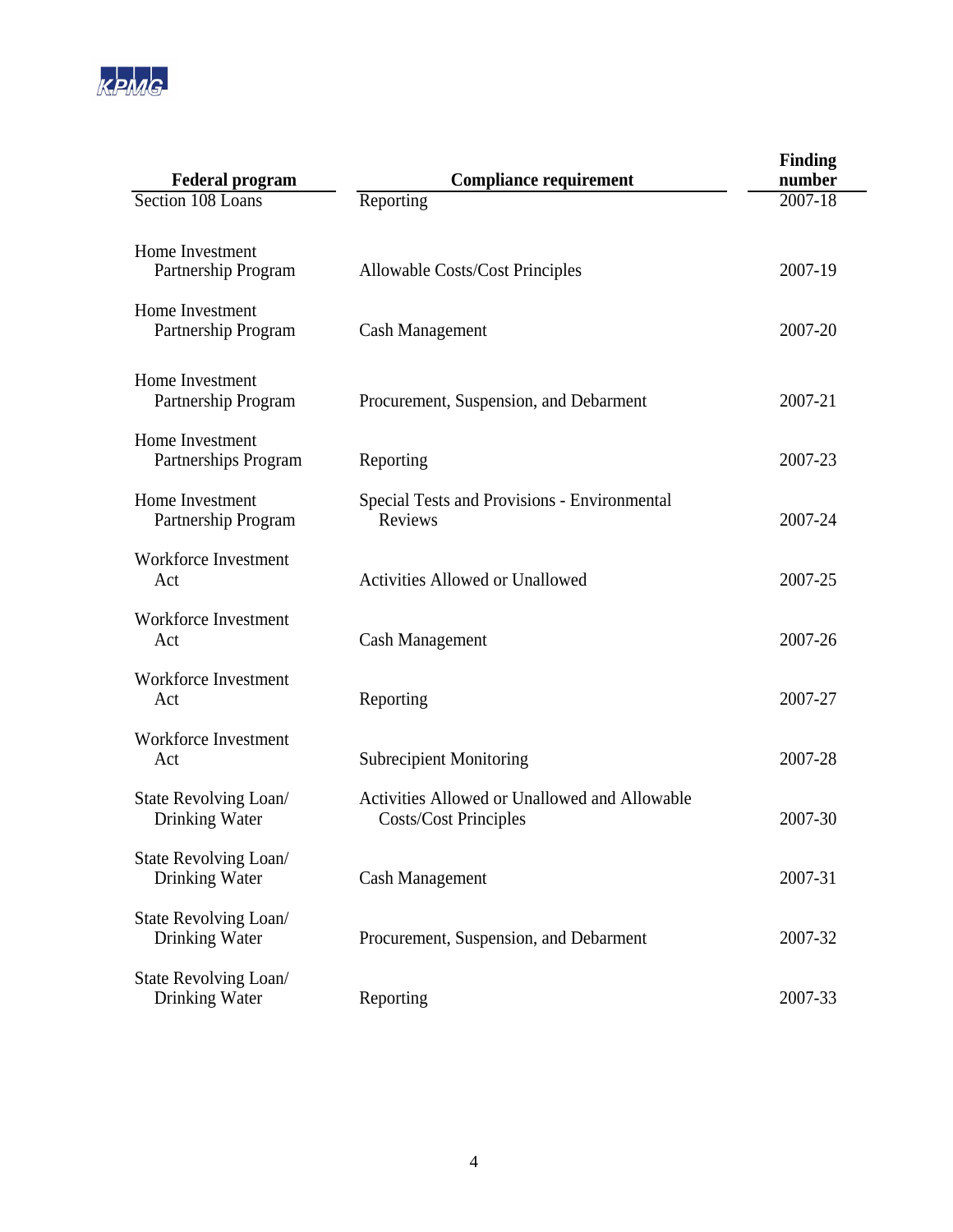| Federal program | Compliance requirement | Finding number |
|---|---|---|
| Section 108 Loans | Reporting | 2007-18 |
| Home Investment Partnership Program | Allowable Costs/Cost Principles | 2007-19 |
| Home Investment Partnership Program | Cash Management | 2007-20 |
| Home Investment Partnership Program | Procurement, Suspension, and Debarment | 2007-21 |
| Home Investment Partnerships Program | Reporting | 2007-23 |
| Home Investment Partnership Program | Special Tests and Provisions - Environmental Reviews | 2007-24 |
| Workforce Investment Act | Activities Allowed or Unallowed | 2007-25 |
| Workforce Investment Act | Cash Management | 2007-26 |
| Workforce Investment Act | Reporting | 2007-27 |
| Workforce Investment Act | Subrecipient Monitoring | 2007-28 |
| State Revolving Loan/ Drinking Water | Activities Allowed or Unallowed and Allowable Costs/Cost Principles | 2007-30 |
| State Revolving Loan/ Drinking Water | Cash Management | 2007-31 |
| State Revolving Loan/ Drinking Water | Procurement, Suspension, and Debarment | 2007-32 |
| State Revolving Loan/ Drinking Water | Reporting | 2007-33 |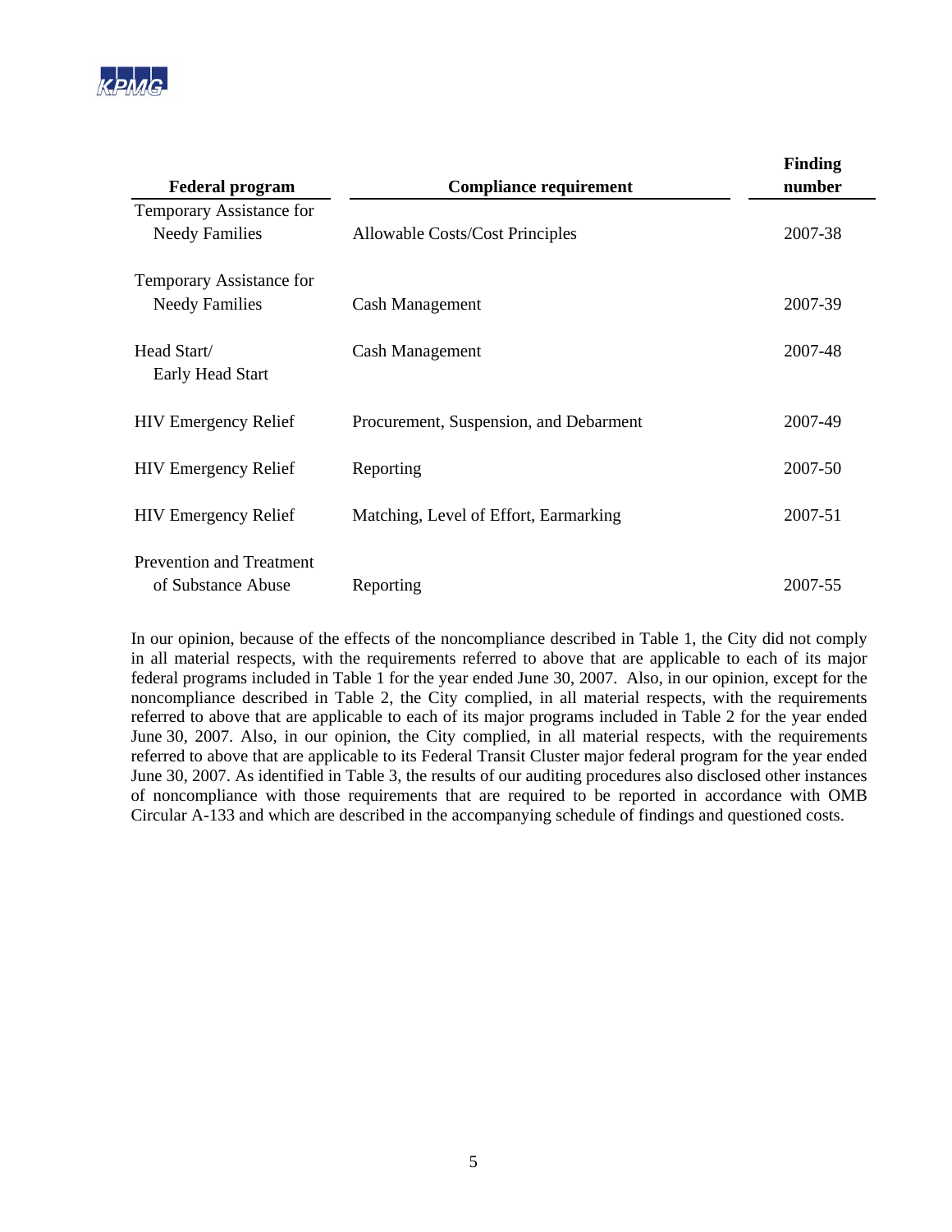| Federal program | Compliance requirement | Finding number |
|---|---|---|
| Temporary Assistance for Needy Families | Allowable Costs/Cost Principles | 2007-38 |
| Temporary Assistance for Needy Families | Cash Management | 2007-39 |
| Head Start/ Early Head Start | Cash Management | 2007-48 |
| HIV Emergency Relief | Procurement, Suspension, and Debarment | 2007-49 |
| HIV Emergency Relief | Reporting | 2007-50 |
| HIV Emergency Relief | Matching, Level of Effort, Earmarking | 2007-51 |
| Prevention and Treatment of Substance Abuse | Reporting | 2007-55 |

In our opinion, because of the effects of the noncompliance described in Table 1, the City did not comply in all material respects, with the requirements referred to above that are applicable to each of its major federal programs included in Table 1 for the year ended June 30, 2007. Also, in our opinion, except for the noncompliance described in Table 2, the City complied, in all material respects, with the requirements referred to above that are applicable to each of its major programs included in Table 2 for the year ended June 30, 2007. Also, in our opinion, the City complied, in all material respects, with the requirements referred to above that are applicable to its Federal Transit Cluster major federal program for the year ended June 30, 2007. As identified in Table 3, the results of our auditing procedures also disclosed other instances of noncompliance with those requirements that are required to be reported in accordance with OMB Circular A-133 and which are described in the accompanying schedule of findings and questioned costs.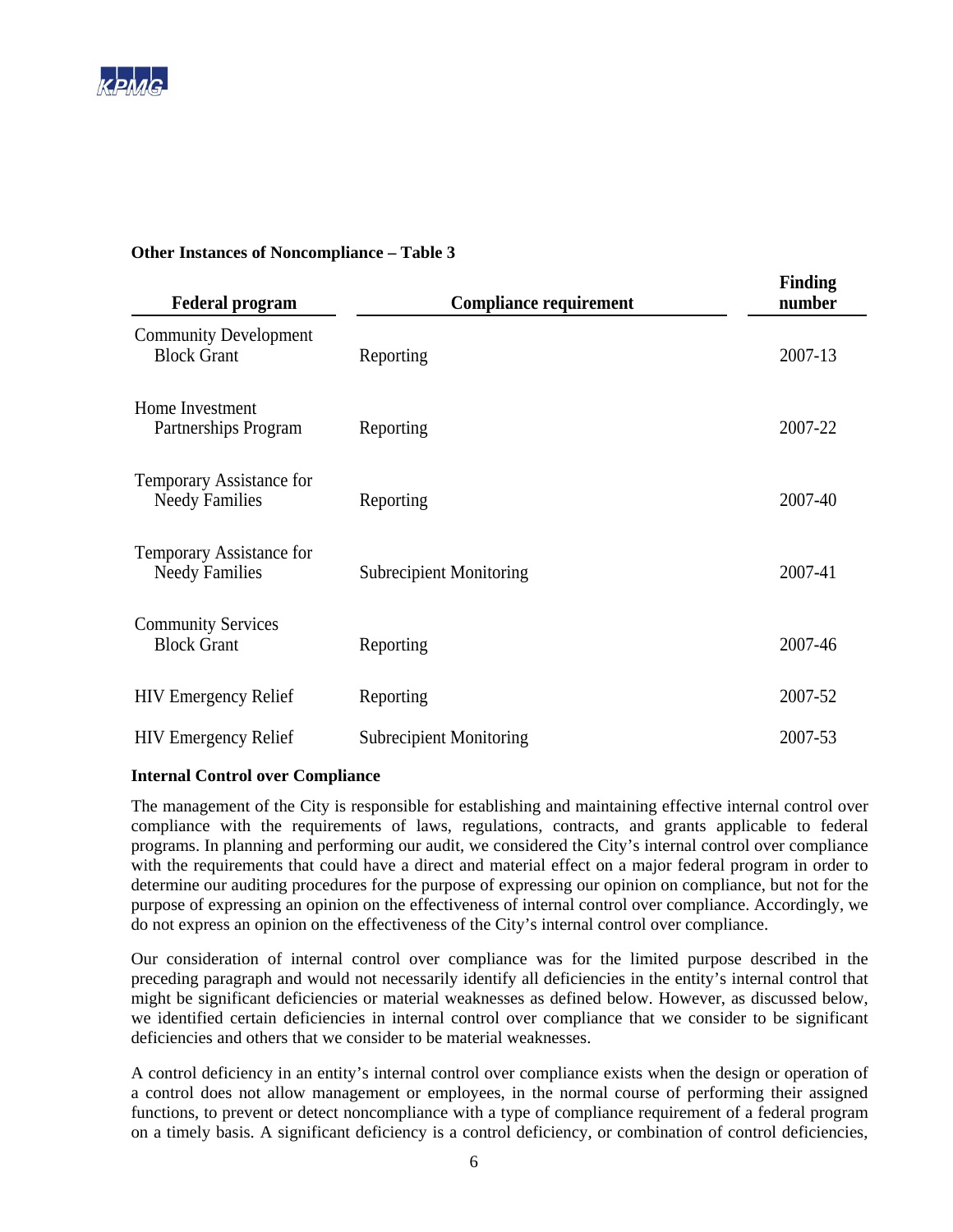**Other Instances of Noncompliance – Table 3**

| Federal program | Compliance requirement | Finding number |
|---|---|---|
| Community Development Block Grant | Reporting | 2007-13 |
| Home Investment Partnerships Program | Reporting | 2007-22 |
| Temporary Assistance for Needy Families | Reporting | 2007-40 |
| Temporary Assistance for Needy Families | Subrecipient Monitoring | 2007-41 |
| Community Services Block Grant | Reporting | 2007-46 |
| HIV Emergency Relief | Reporting | 2007-52 |
| HIV Emergency Relief | Subrecipient Monitoring | 2007-53 |

**Internal Control over Compliance**

The management of the City is responsible for establishing and maintaining effective internal control over compliance with the requirements of laws, regulations, contracts, and grants applicable to federal programs. In planning and performing our audit, we considered the City's internal control over compliance with the requirements that could have a direct and material effect on a major federal program in order to determine our auditing procedures for the purpose of expressing our opinion on compliance, but not for the purpose of expressing an opinion on the effectiveness of internal control over compliance. Accordingly, we do not express an opinion on the effectiveness of the City's internal control over compliance.

Our consideration of internal control over compliance was for the limited purpose described in the preceding paragraph and would not necessarily identify all deficiencies in the entity's internal control that might be significant deficiencies or material weaknesses as defined below. However, as discussed below, we identified certain deficiencies in internal control over compliance that we consider to be significant deficiencies and others that we consider to be material weaknesses.

A control deficiency in an entity's internal control over compliance exists when the design or operation of a control does not allow management or employees, in the normal course of performing their assigned functions, to prevent or detect noncompliance with a type of compliance requirement of a federal program on a timely basis. A significant deficiency is a control deficiency, or combination of control deficiencies,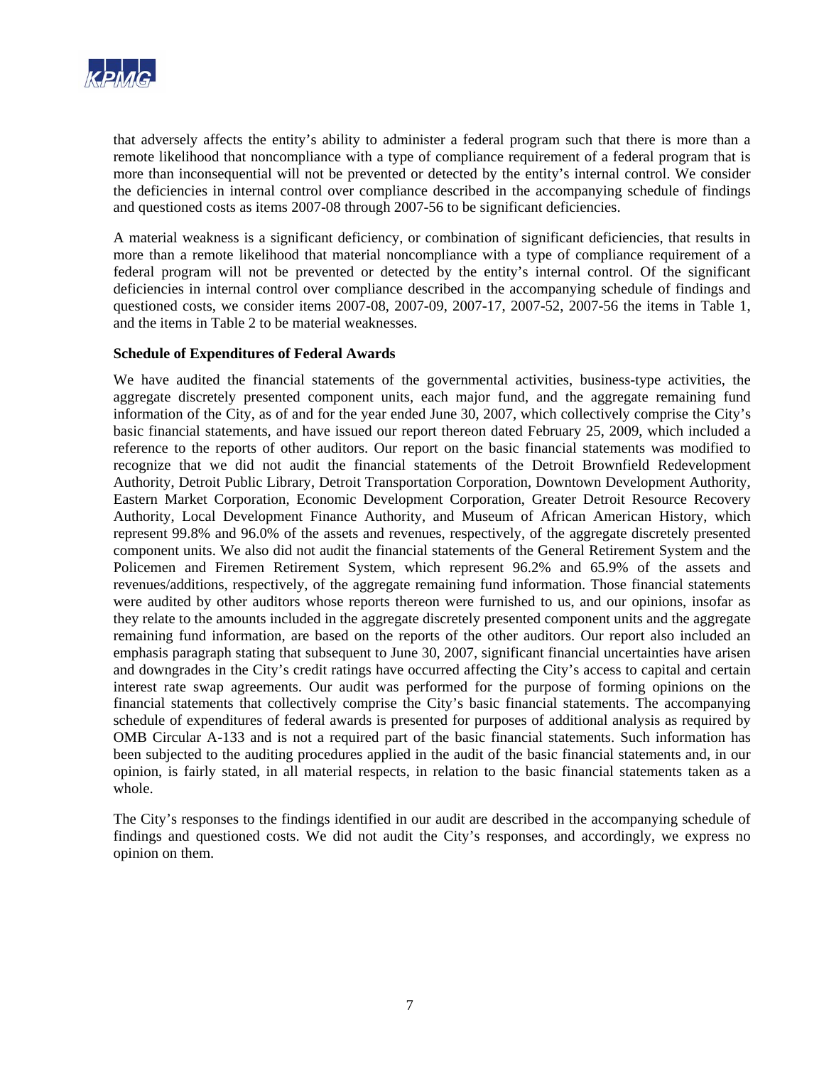that adversely affects the entity's ability to administer a federal program such that there is more than a remote likelihood that noncompliance with a type of compliance requirement of a federal program that is more than inconsequential will not be prevented or detected by the entity's internal control. We consider the deficiencies in internal control over compliance described in the accompanying schedule of findings and questioned costs as items 2007-08 through 2007-56 to be significant deficiencies.

A material weakness is a significant deficiency, or combination of significant deficiencies, that results in more than a remote likelihood that material noncompliance with a type of compliance requirement of a federal program will not be prevented or detected by the entity's internal control. Of the significant deficiencies in internal control over compliance described in the accompanying schedule of findings and questioned costs, we consider items 2007-08, 2007-09, 2007-17, 2007-52, 2007-56 the items in Table 1, and the items in Table 2 to be material weaknesses.

**Schedule of Expenditures of Federal Awards**

We have audited the financial statements of the governmental activities, business-type activities, the aggregate discretely presented component units, each major fund, and the aggregate remaining fund information of the City, as of and for the year ended June 30, 2007, which collectively comprise the City's basic financial statements, and have issued our report thereon dated February 25, 2009, which included a reference to the reports of other auditors. Our report on the basic financial statements was modified to recognize that we did not audit the financial statements of the Detroit Brownfield Redevelopment Authority, Detroit Public Library, Detroit Transportation Corporation, Downtown Development Authority, Eastern Market Corporation, Economic Development Corporation, Greater Detroit Resource Recovery Authority, Local Development Finance Authority, and Museum of African American History, which represent 99.8% and 96.0% of the assets and revenues, respectively, of the aggregate discretely presented component units. We also did not audit the financial statements of the General Retirement System and the Policemen and Firemen Retirement System, which represent 96.2% and 65.9% of the assets and revenues/additions, respectively, of the aggregate remaining fund information. Those financial statements were audited by other auditors whose reports thereon were furnished to us, and our opinions, insofar as they relate to the amounts included in the aggregate discretely presented component units and the aggregate remaining fund information, are based on the reports of the other auditors. Our report also included an emphasis paragraph stating that subsequent to June 30, 2007, significant financial uncertainties have arisen and downgrades in the City's credit ratings have occurred affecting the City's access to capital and certain interest rate swap agreements. Our audit was performed for the purpose of forming opinions on the financial statements that collectively comprise the City's basic financial statements. The accompanying schedule of expenditures of federal awards is presented for purposes of additional analysis as required by OMB Circular A-133 and is not a required part of the basic financial statements. Such information has been subjected to the auditing procedures applied in the audit of the basic financial statements and, in our opinion, is fairly stated, in all material respects, in relation to the basic financial statements taken as a whole.

The City's responses to the findings identified in our audit are described in the accompanying schedule of findings and questioned costs. We did not audit the City's responses, and accordingly, we express no opinion on them.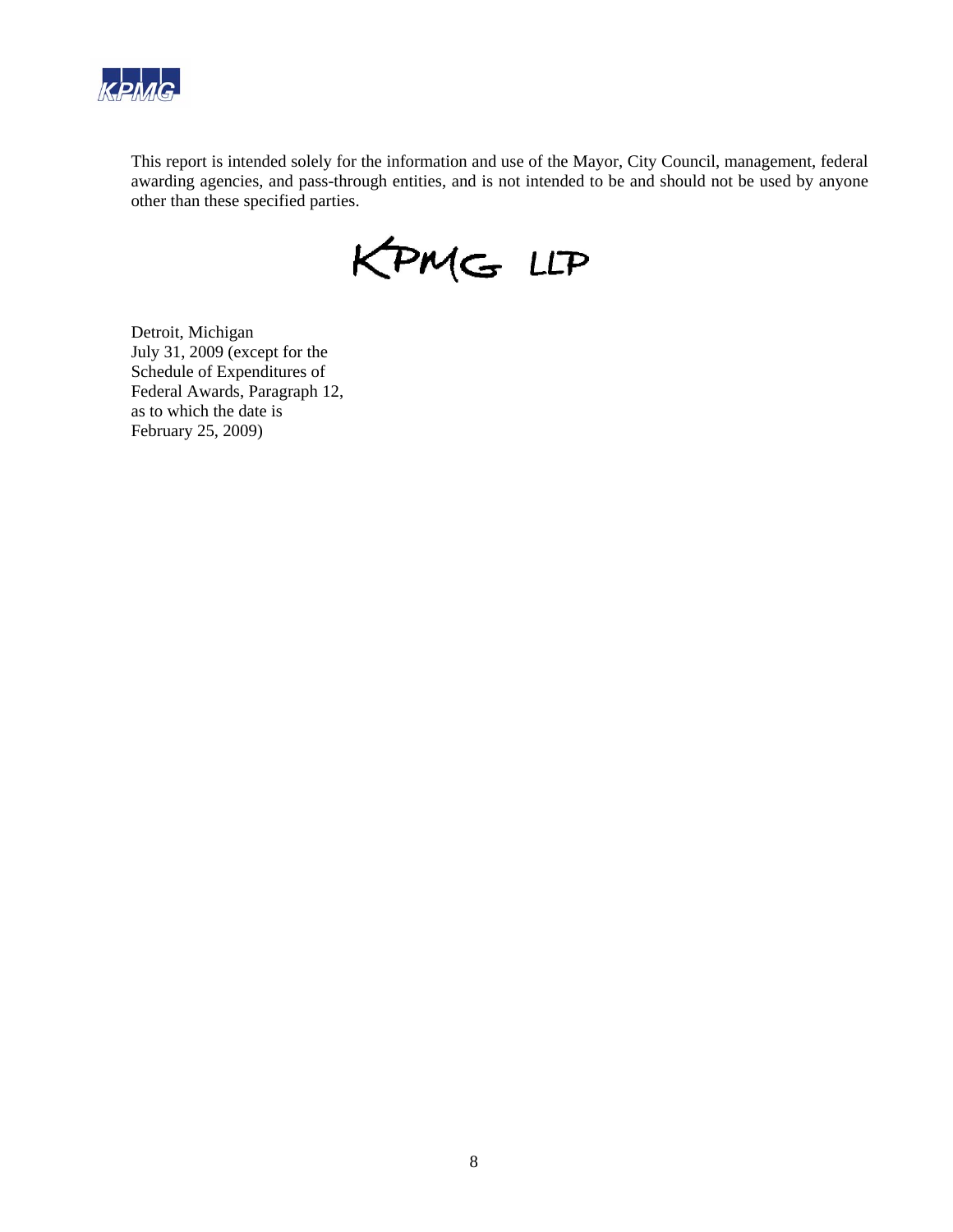This report is intended solely for the information and use of the Mayor, City Council, management, federal awarding agencies, and pass-through entities, and is not intended to be and should not be used by anyone other than these specified parties.

KPMG LLP

Detroit, Michigan
July 31, 2009 (except for the
Schedule of Expenditures of
Federal Awards, Paragraph 12,
as to which the date is
February 25, 2009)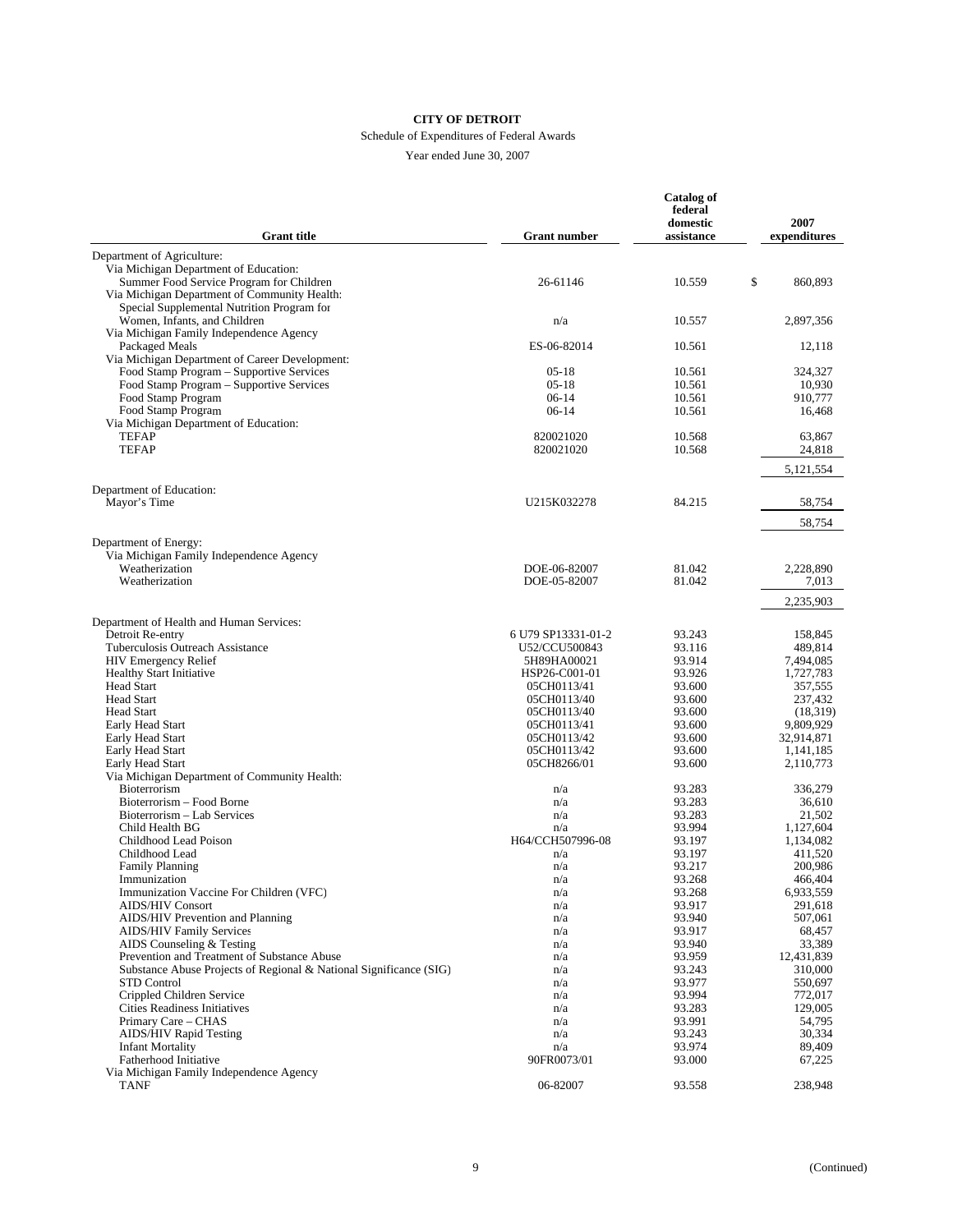**CITY OF DETROIT**

Schedule of Expenditures of Federal Awards

Year ended June 30, 2007

| Grant title | Grant number | Catalog of federal domestic assistance | 2007 expenditures |
|---|---|---|---|
| Department of Agriculture: | | | |
| Via Michigan Department of Education: | | | |
| Summer Food Service Program for Children | 26-61146 | 10.559 | $ 860,893 |
| Via Michigan Department of Community Health: | | | |
| Special Supplemental Nutrition Program for Women, Infants, and Children | n/a | 10.557 | 2,897,356 |
| Via Michigan Family Independence Agency | | | |
| Packaged Meals | ES-06-82014 | 10.561 | 12,118 |
| Via Michigan Department of Career Development: | | | |
| Food Stamp Program – Supportive Services | 05-18 | 10.561 | 324,327 |
| Food Stamp Program – Supportive Services | 05-18 | 10.561 | 10,930 |
| Food Stamp Program | 06-14 | 10.561 | 910,777 |
| Food Stamp Program | 06-14 | 10.561 | 16,468 |
| Via Michigan Department of Education: | | | |
| TEFAP | 820021020 | 10.568 | 63,867 |
| TEFAP | 820021020 | 10.568 | 24,818 |
| | | | 5,121,554 |
| Department of Education: | | | |
| Mayor's Time | U215K032278 | 84.215 | 58,754 |
| | | | 58,754 |
| Department of Energy: | | | |
| Via Michigan Family Independence Agency | | | |
| Weatherization | DOE-06-82007 | 81.042 | 2,228,890 |
| Weatherization | DOE-05-82007 | 81.042 | 7,013 |
| | | | 2,235,903 |
| Department of Health and Human Services: | | | |
| Detroit Re-entry | 6 U79 SP13331-01-2 | 93.243 | 158,845 |
| Tuberculosis Outreach Assistance | U52/CCU500843 | 93.116 | 489,814 |
| HIV Emergency Relief | 5H89HA00021 | 93.914 | 7,494,085 |
| Healthy Start Initiative | HSP26-C001-01 | 93.926 | 1,727,783 |
| Head Start | 05CH0113/41 | 93.600 | 357,555 |
| Head Start | 05CH0113/40 | 93.600 | 237,432 |
| Head Start | 05CH0113/40 | 93.600 | (18,319) |
| Early Head Start | 05CH0113/41 | 93.600 | 9,809,929 |
| Early Head Start | 05CH0113/42 | 93.600 | 32,914,871 |
| Early Head Start | 05CH0113/42 | 93.600 | 1,141,185 |
| Early Head Start | 05CH8266/01 | 93.600 | 2,110,773 |
| Via Michigan Department of Community Health: | | | |
| Bioterrorism | n/a | 93.283 | 336,279 |
| Bioterrorism – Food Borne | n/a | 93.283 | 36,610 |
| Bioterrorism – Lab Services | n/a | 93.283 | 21,502 |
| Child Health BG | n/a | 93.994 | 1,127,604 |
| Childhood Lead Poison | H64/CCH507996-08 | 93.197 | 1,134,082 |
| Childhood Lead | n/a | 93.197 | 411,520 |
| Family Planning | n/a | 93.217 | 200,986 |
| Immunization | n/a | 93.268 | 466,404 |
| Immunization Vaccine For Children (VFC) | n/a | 93.268 | 6,933,559 |
| AIDS/HIV Consort | n/a | 93.917 | 291,618 |
| AIDS/HIV Prevention and Planning | n/a | 93.940 | 507,061 |
| AIDS/HIV Family Services | n/a | 93.917 | 68,457 |
| AIDS Counseling & Testing | n/a | 93.940 | 33,389 |
| Prevention and Treatment of Substance Abuse | n/a | 93.959 | 12,431,839 |
| Substance Abuse Projects of Regional & National Significance (SIG) | n/a | 93.243 | 310,000 |
| STD Control | n/a | 93.977 | 550,697 |
| Crippled Children Service | n/a | 93.994 | 772,017 |
| Cities Readiness Initiatives | n/a | 93.283 | 129,005 |
| Primary Care – CHAS | n/a | 93.991 | 54,795 |
| AIDS/HIV Rapid Testing | n/a | 93.243 | 30,334 |
| Infant Mortality | n/a | 93.974 | 89,409 |
| Fatherhood Initiative | 90FR0073/01 | 93.000 | 67,225 |
| Via Michigan Family Independence Agency | | | |
| TANF | 06-82007 | 93.558 | 238,948 |

(Continued)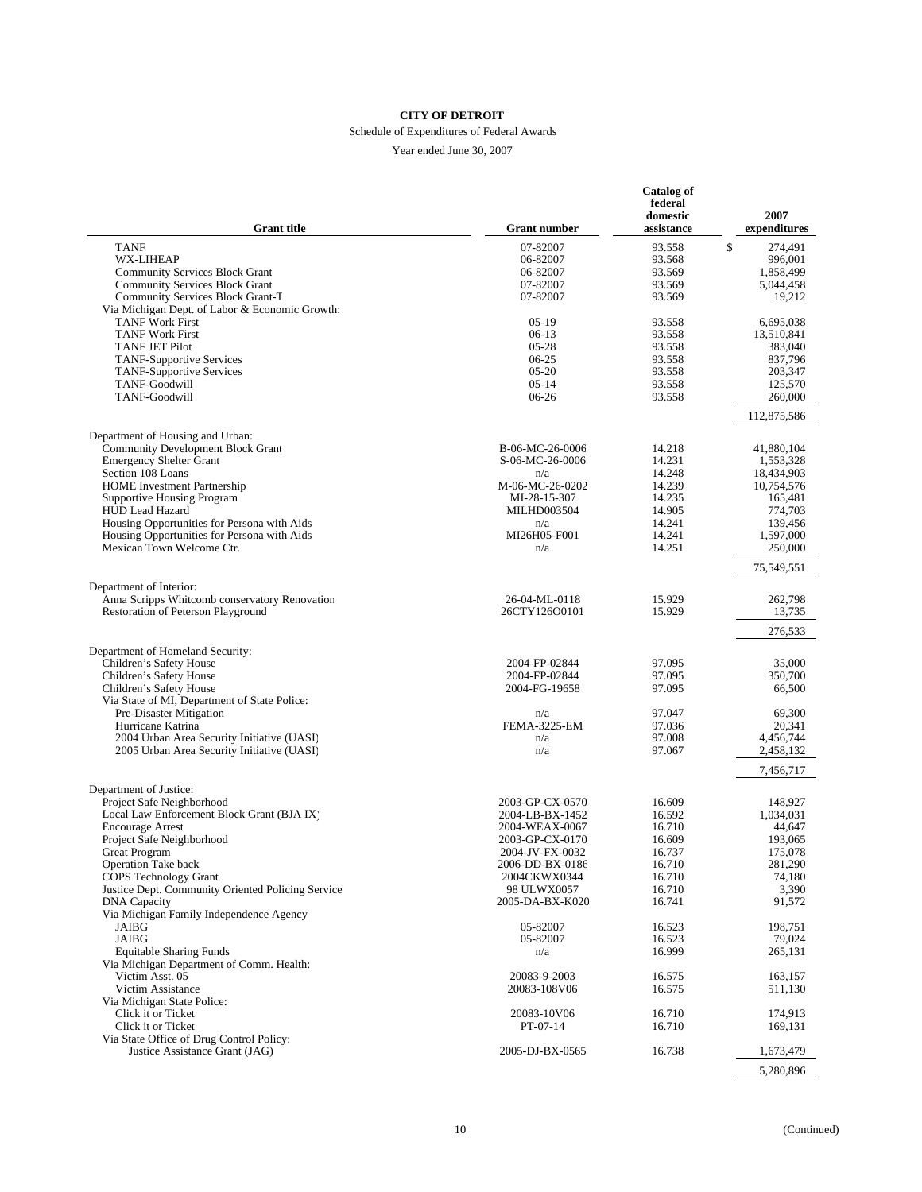**CITY OF DETROIT**

Schedule of Expenditures of Federal Awards

Year ended June 30, 2007

| Grant title | Grant number | Catalog of federal domestic assistance | 2007 expenditures |
|---|---|---|---|
| TANF | 07-82007 | 93.558 | $ 274,491 |
| WX-LIHEAP | 06-82007 | 93.568 | 996,001 |
| Community Services Block Grant | 06-82007 | 93.569 | 1,858,499 |
| Community Services Block Grant | 07-82007 | 93.569 | 5,044,458 |
| Community Services Block Grant-T | 07-82007 | 93.569 | 19,212 |
| Via Michigan Dept. of Labor & Economic Growth: | | | |
| TANF Work First | 05-19 | 93.558 | 6,695,038 |
| TANF Work First | 06-13 | 93.558 | 13,510,841 |
| TANF JET Pilot | 05-28 | 93.558 | 383,040 |
| TANF-Supportive Services | 06-25 | 93.558 | 837,796 |
| TANF-Supportive Services | 05-20 | 93.558 | 203,347 |
| TANF-Goodwill | 05-14 | 93.558 | 125,570 |
| TANF-Goodwill | 06-26 | 93.558 | 260,000 |
| | | | 112,875,586 |
| Department of Housing and Urban: | | | |
| Community Development Block Grant | B-06-MC-26-0006 | 14.218 | 41,880,104 |
| Emergency Shelter Grant | S-06-MC-26-0006 | 14.231 | 1,553,328 |
| Section 108 Loans | n/a | 14.248 | 18,434,903 |
| HOME Investment Partnership | M-06-MC-26-0202 | 14.239 | 10,754,576 |
| Supportive Housing Program | MI-28-15-307 | 14.235 | 165,481 |
| HUD Lead Hazard | MILHD003504 | 14.905 | 774,703 |
| Housing Opportunities for Persona with Aids | n/a | 14.241 | 139,456 |
| Housing Opportunities for Persona with Aids | MI26H05-F001 | 14.241 | 1,597,000 |
| Mexican Town Welcome Ctr. | n/a | 14.251 | 250,000 |
| | | | 75,549,551 |
| Department of Interior: | | | |
| Anna Scripps Whitcomb conservatory Renovation | 26-04-ML-0118 | 15.929 | 262,798 |
| Restoration of Peterson Playground | 26CTY126O0101 | 15.929 | 13,735 |
| | | | 276,533 |
| Department of Homeland Security: | | | |
| Children's Safety House | 2004-FP-02844 | 97.095 | 35,000 |
| Children's Safety House | 2004-FP-02844 | 97.095 | 350,700 |
| Children's Safety House | 2004-FG-19658 | 97.095 | 66,500 |
| Via State of MI, Department of State Police: | | | |
| Pre-Disaster Mitigation | n/a | 97.047 | 69,300 |
| Hurricane Katrina | FEMA-3225-EM | 97.036 | 20,341 |
| 2004 Urban Area Security Initiative (UASI) | n/a | 97.008 | 4,456,744 |
| 2005 Urban Area Security Initiative (UASI) | n/a | 97.067 | 2,458,132 |
| | | | 7,456,717 |
| Department of Justice: | | | |
| Project Safe Neighborhood | 2003-GP-CX-0570 | 16.609 | 148,927 |
| Local Law Enforcement Block Grant (BJA IX) | 2004-LB-BX-1452 | 16.592 | 1,034,031 |
| Encourage Arrest | 2004-WEAX-0067 | 16.710 | 44,647 |
| Project Safe Neighborhood | 2003-GP-CX-0170 | 16.609 | 193,065 |
| Great Program | 2004-JV-FX-0032 | 16.737 | 175,078 |
| Operation Take back | 2006-DD-BX-0186 | 16.710 | 281,290 |
| COPS Technology Grant | 2004CKWX0344 | 16.710 | 74,180 |
| Justice Dept. Community Oriented Policing Service | 98 ULWX0057 | 16.710 | 3,390 |
| DNA Capacity | 2005-DA-BX-K020 | 16.741 | 91,572 |
| Via Michigan Family Independence Agency | | | |
| JAIBG | 05-82007 | 16.523 | 198,751 |
| JAIBG | 05-82007 | 16.523 | 79,024 |
| Equitable Sharing Funds | n/a | 16.999 | 265,131 |
| Via Michigan Department of Comm. Health: | | | |
| Victim Asst. 05 | 20083-9-2003 | 16.575 | 163,157 |
| Victim Assistance | 20083-108V06 | 16.575 | 511,130 |
| Via Michigan State Police: | | | |
| Click it or Ticket | 20083-10V06 | 16.710 | 174,913 |
| Click it or Ticket | PT-07-14 | 16.710 | 169,131 |
| Via State Office of Drug Control Policy: | | | |
| Justice Assistance Grant (JAG) | 2005-DJ-BX-0565 | 16.738 | 1,673,479 |
| | | | 5,280,896 |

(Continued)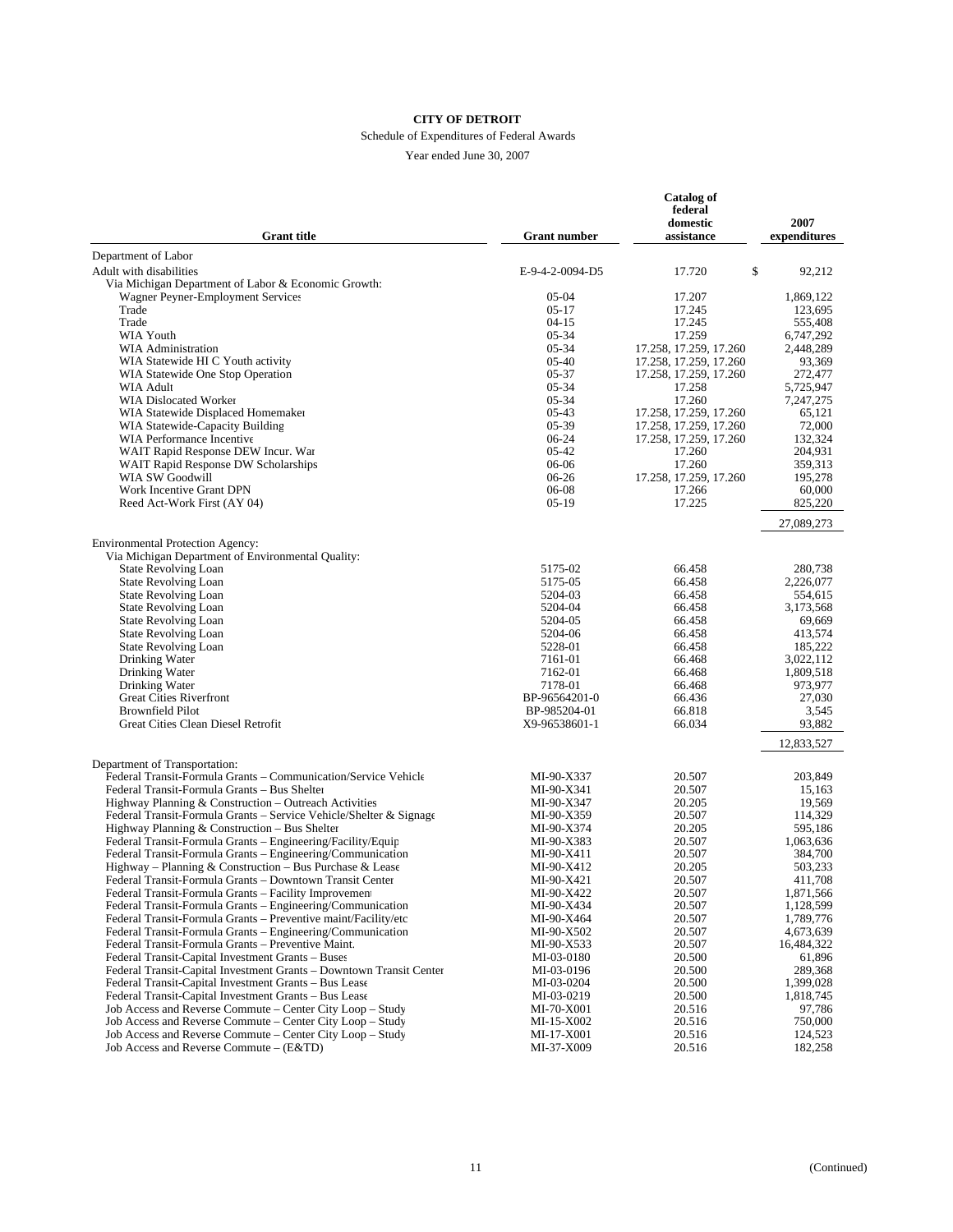**CITY OF DETROIT**

Schedule of Expenditures of Federal Awards

Year ended June 30, 2007

| Grant title | Grant number | Catalog of federal domestic assistance | 2007 expenditures |
|---|---|---|---|
| Department of Labor | | | |
| Adult with disabilities | E-9-4-2-0094-D5 | 17.720 | $ 92,212 |
| Via Michigan Department of Labor & Economic Growth: | | | |
| Wagner Peyner-Employment Services | 05-04 | 17.207 | 1,869,122 |
| Trade | 05-17 | 17.245 | 123,695 |
| Trade | 04-15 | 17.245 | 555,408 |
| WIA Youth | 05-34 | 17.259 | 6,747,292 |
| WIA Administration | 05-34 | 17.258, 17.259, 17.260 | 2,448,289 |
| WIA Statewide HI C Youth activity | 05-40 | 17.258, 17.259, 17.260 | 93,369 |
| WIA Statewide One Stop Operation | 05-37 | 17.258, 17.259, 17.260 | 272,477 |
| WIA Adult | 05-34 | 17.258 | 5,725,947 |
| WIA Dislocated Worker | 05-34 | 17.260 | 7,247,275 |
| WIA Statewide Displaced Homemaker | 05-43 | 17.258, 17.259, 17.260 | 65,121 |
| WIA Statewide-Capacity Building | 05-39 | 17.258, 17.259, 17.260 | 72,000 |
| WIA Performance Incentive | 06-24 | 17.258, 17.259, 17.260 | 132,324 |
| WAIT Rapid Response DEW Incur. War | 05-42 | 17.260 | 204,931 |
| WAIT Rapid Response DW Scholarships | 06-06 | 17.260 | 359,313 |
| WIA SW Goodwill | 06-26 | 17.258, 17.259, 17.260 | 195,278 |
| Work Incentive Grant DPN | 06-08 | 17.266 | 60,000 |
| Reed Act-Work First (AY 04) | 05-19 | 17.225 | 825,220 |
| | | | 27,089,273 |
| Environmental Protection Agency: | | | |
| Via Michigan Department of Environmental Quality: | | | |
| State Revolving Loan | 5175-02 | 66.458 | 280,738 |
| State Revolving Loan | 5175-05 | 66.458 | 2,226,077 |
| State Revolving Loan | 5204-03 | 66.458 | 554,615 |
| State Revolving Loan | 5204-04 | 66.458 | 3,173,568 |
| State Revolving Loan | 5204-05 | 66.458 | 69,669 |
| State Revolving Loan | 5204-06 | 66.458 | 413,574 |
| State Revolving Loan | 5228-01 | 66.458 | 185,222 |
| Drinking Water | 7161-01 | 66.468 | 3,022,112 |
| Drinking Water | 7162-01 | 66.468 | 1,809,518 |
| Drinking Water | 7178-01 | 66.468 | 973,977 |
| Great Cities Riverfront | BP-96564201-0 | 66.436 | 27,030 |
| Brownfield Pilot | BP-985204-01 | 66.818 | 3,545 |
| Great Cities Clean Diesel Retrofit | X9-96538601-1 | 66.034 | 93,882 |
| | | | 12,833,527 |
| Department of Transportation: | | | |
| Federal Transit-Formula Grants – Communication/Service Vehicle | MI-90-X337 | 20.507 | 203,849 |
| Federal Transit-Formula Grants – Bus Shelter | MI-90-X341 | 20.507 | 15,163 |
| Highway Planning & Construction – Outreach Activities | MI-90-X347 | 20.205 | 19,569 |
| Federal Transit-Formula Grants – Service Vehicle/Shelter & Signage | MI-90-X359 | 20.507 | 114,329 |
| Highway Planning & Construction – Bus Shelter | MI-90-X374 | 20.205 | 595,186 |
| Federal Transit-Formula Grants – Engineering/Facility/Equip | MI-90-X383 | 20.507 | 1,063,636 |
| Federal Transit-Formula Grants – Engineering/Communication | MI-90-X411 | 20.507 | 384,700 |
| Highway – Planning & Construction – Bus Purchase & Lease | MI-90-X412 | 20.205 | 503,233 |
| Federal Transit-Formula Grants – Downtown Transit Center | MI-90-X421 | 20.507 | 411,708 |
| Federal Transit-Formula Grants – Facility Improvement | MI-90-X422 | 20.507 | 1,871,566 |
| Federal Transit-Formula Grants – Engineering/Communication | MI-90-X434 | 20.507 | 1,128,599 |
| Federal Transit-Formula Grants – Preventive maint/Facility/etc | MI-90-X464 | 20.507 | 1,789,776 |
| Federal Transit-Formula Grants – Engineering/Communication | MI-90-X502 | 20.507 | 4,673,639 |
| Federal Transit-Formula Grants – Preventive Maint. | MI-90-X533 | 20.507 | 16,484,322 |
| Federal Transit-Capital Investment Grants – Buses | MI-03-0180 | 20.500 | 61,896 |
| Federal Transit-Capital Investment Grants – Downtown Transit Center | MI-03-0196 | 20.500 | 289,368 |
| Federal Transit-Capital Investment Grants – Bus Lease | MI-03-0204 | 20.500 | 1,399,028 |
| Federal Transit-Capital Investment Grants – Bus Lease | MI-03-0219 | 20.500 | 1,818,745 |
| Job Access and Reverse Commute – Center City Loop – Study | MI-70-X001 | 20.516 | 97,786 |
| Job Access and Reverse Commute – Center City Loop – Study | MI-15-X002 | 20.516 | 750,000 |
| Job Access and Reverse Commute – Center City Loop – Study | MI-17-X001 | 20.516 | 124,523 |
| Job Access and Reverse Commute – (E&TD) | MI-37-X009 | 20.516 | 182,258 |

(Continued)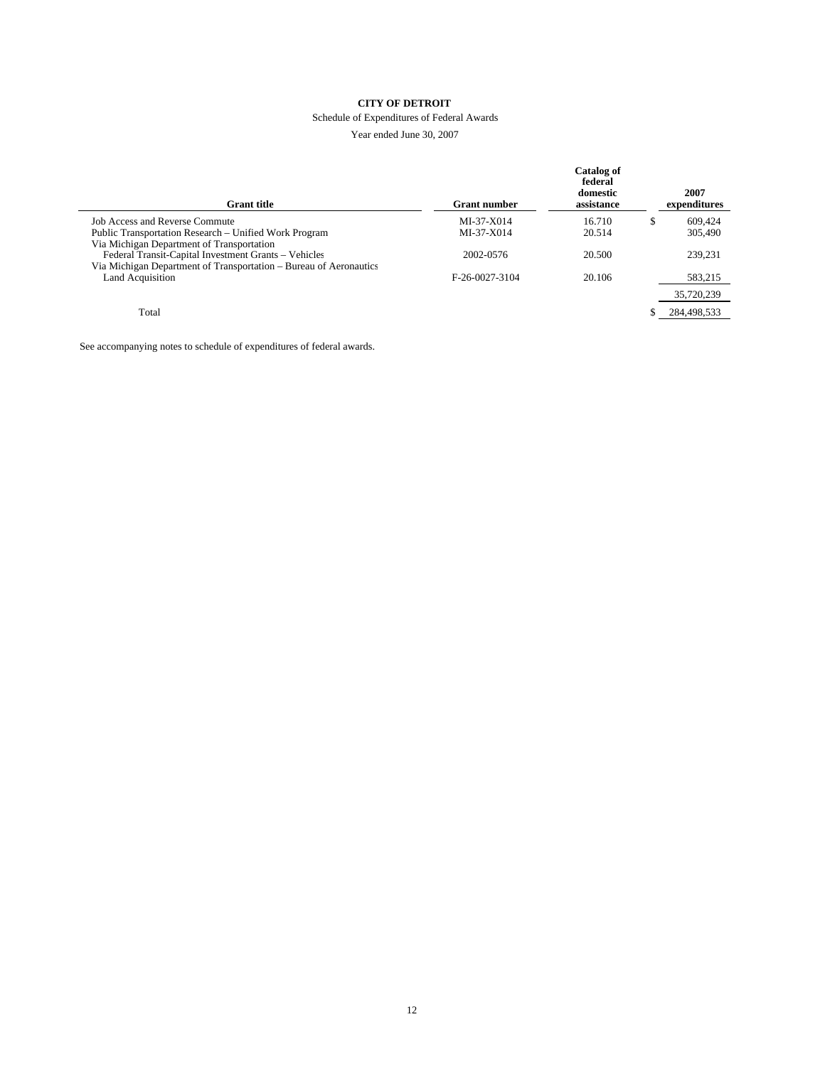**CITY OF DETROIT**

Schedule of Expenditures of Federal Awards

Year ended June 30, 2007

| Grant title | Grant number | Catalog of federal domestic assistance | 2007 expenditures |
|---|---|---|---|
| Job Access and Reverse Commute | MI-37-X014 | 16.710 | $ 609,424 |
| Public Transportation Research – Unified Work Program | MI-37-X014 | 20.514 | 305,490 |
| Via Michigan Department of Transportation | | | |
| Federal Transit-Capital Investment Grants – Vehicles | 2002-0576 | 20.500 | 239,231 |
| Via Michigan Department of Transportation – Bureau of Aeronautics | | | |
| Land Acquisition | F-26-0027-3104 | 20.106 | 583,215 |
| | | | 35,720,239 |
| Total | | | $ 284,498,533 |

See accompanying notes to schedule of expenditures of federal awards.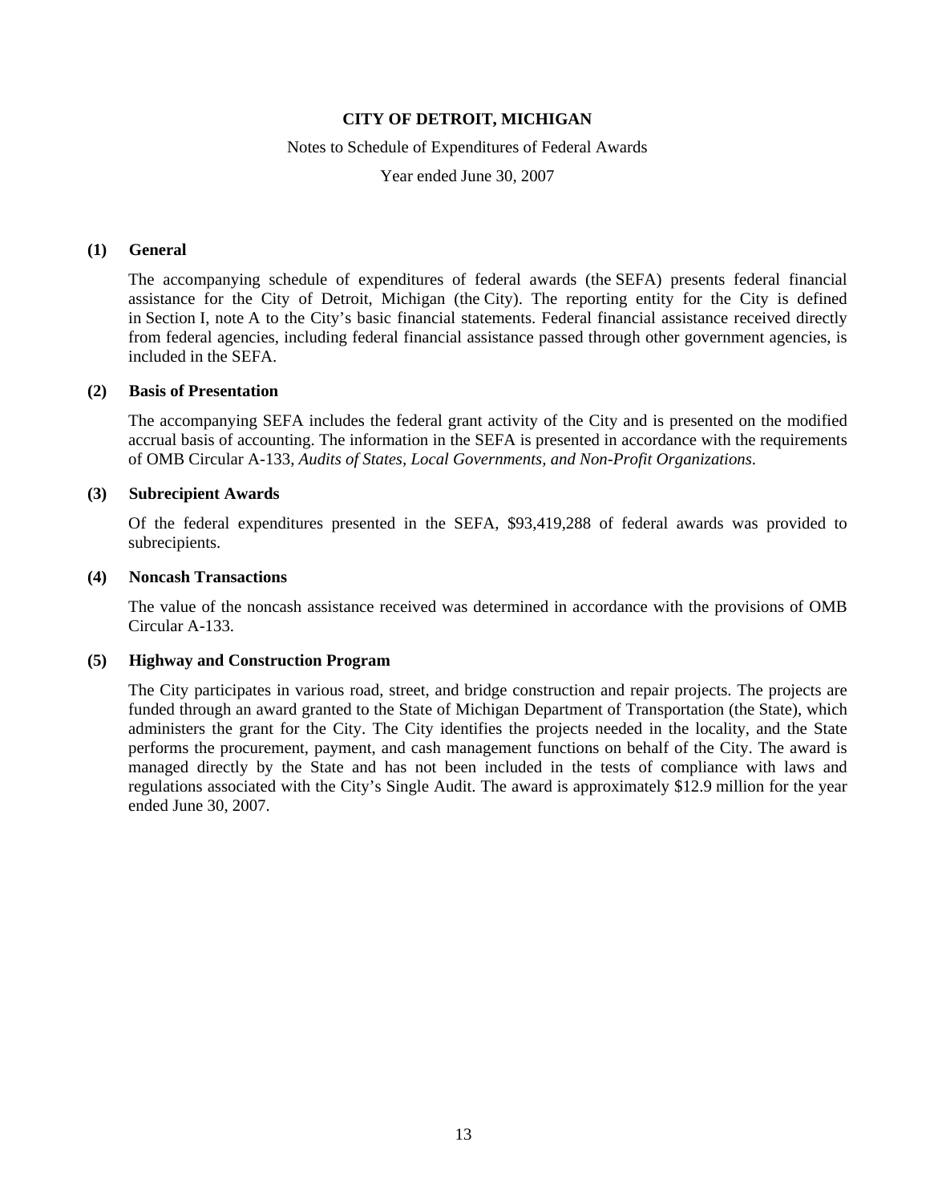**CITY OF DETROIT, MICHIGAN**

Notes to Schedule of Expenditures of Federal Awards

Year ended June 30, 2007

**(1) General**

The accompanying schedule of expenditures of federal awards (the SEFA) presents federal financial assistance for the City of Detroit, Michigan (the City). The reporting entity for the City is defined in Section I, note A to the City's basic financial statements. Federal financial assistance received directly from federal agencies, including federal financial assistance passed through other government agencies, is included in the SEFA.

**(2) Basis of Presentation**

The accompanying SEFA includes the federal grant activity of the City and is presented on the modified accrual basis of accounting. The information in the SEFA is presented in accordance with the requirements of OMB Circular A-133, *Audits of States, Local Governments, and Non-Profit Organizations*.

**(3) Subrecipient Awards**

Of the federal expenditures presented in the SEFA, $93,419,288 of federal awards was provided to subrecipients.

**(4) Noncash Transactions**

The value of the noncash assistance received was determined in accordance with the provisions of OMB Circular A-133.

**(5) Highway and Construction Program**

The City participates in various road, street, and bridge construction and repair projects. The projects are funded through an award granted to the State of Michigan Department of Transportation (the State), which administers the grant for the City. The City identifies the projects needed in the locality, and the State performs the procurement, payment, and cash management functions on behalf of the City. The award is managed directly by the State and has not been included in the tests of compliance with laws and regulations associated with the City's Single Audit. The award is approximately $12.9 million for the year ended June 30, 2007.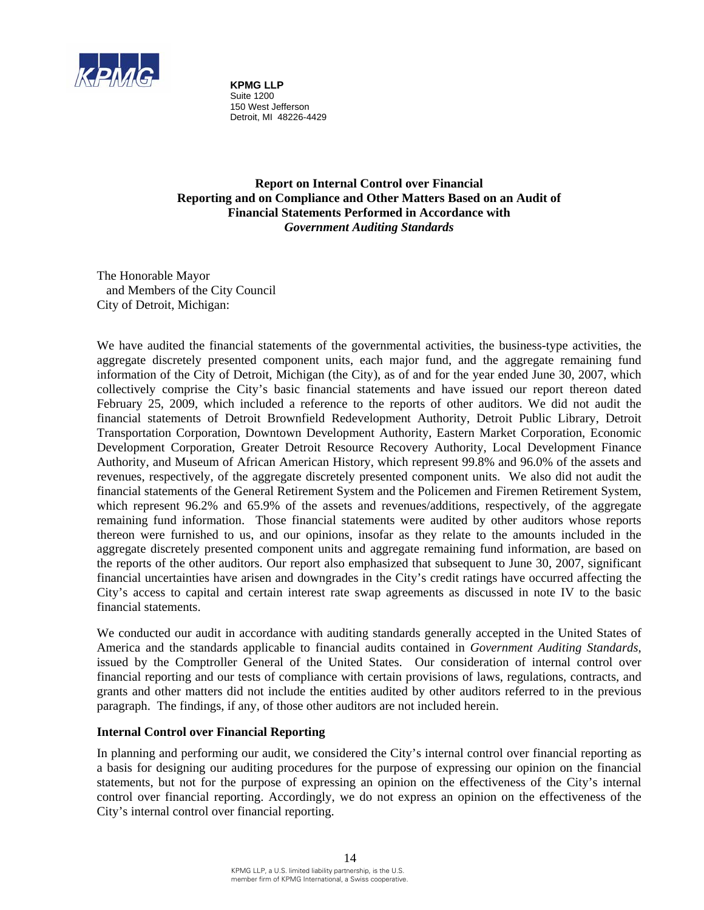KPMG LLP
Suite 1200
150 West Jefferson
Detroit, MI 48226-4429

## Report on Internal Control over Financial Reporting and on Compliance and Other Matters Based on an Audit of Financial Statements Performed in Accordance with *Government Auditing Standards*

The Honorable Mayor
and Members of the City Council
City of Detroit, Michigan:

We have audited the financial statements of the governmental activities, the business-type activities, the aggregate discretely presented component units, each major fund, and the aggregate remaining fund information of the City of Detroit, Michigan (the City), as of and for the year ended June 30, 2007, which collectively comprise the City's basic financial statements and have issued our report thereon dated February 25, 2009, which included a reference to the reports of other auditors. We did not audit the financial statements of Detroit Brownfield Redevelopment Authority, Detroit Public Library, Detroit Transportation Corporation, Downtown Development Authority, Eastern Market Corporation, Economic Development Corporation, Greater Detroit Resource Recovery Authority, Local Development Finance Authority, and Museum of African American History, which represent 99.8% and 96.0% of the assets and revenues, respectively, of the aggregate discretely presented component units. We also did not audit the financial statements of the General Retirement System and the Policemen and Firemen Retirement System, which represent 96.2% and 65.9% of the assets and revenues/additions, respectively, of the aggregate remaining fund information. Those financial statements were audited by other auditors whose reports thereon were furnished to us, and our opinions, insofar as they relate to the amounts included in the aggregate discretely presented component units and aggregate remaining fund information, are based on the reports of the other auditors. Our report also emphasized that subsequent to June 30, 2007, significant financial uncertainties have arisen and downgrades in the City's credit ratings have occurred affecting the City's access to capital and certain interest rate swap agreements as discussed in note IV to the basic financial statements.

We conducted our audit in accordance with auditing standards generally accepted in the United States of America and the standards applicable to financial audits contained in *Government Auditing Standards*, issued by the Comptroller General of the United States. Our consideration of internal control over financial reporting and our tests of compliance with certain provisions of laws, regulations, contracts, and grants and other matters did not include the entities audited by other auditors referred to in the previous paragraph. The findings, if any, of those other auditors are not included herein.

### Internal Control over Financial Reporting

In planning and performing our audit, we considered the City's internal control over financial reporting as a basis for designing our auditing procedures for the purpose of expressing our opinion on the financial statements, but not for the purpose of expressing an opinion on the effectiveness of the City's internal control over financial reporting. Accordingly, we do not express an opinion on the effectiveness of the City's internal control over financial reporting.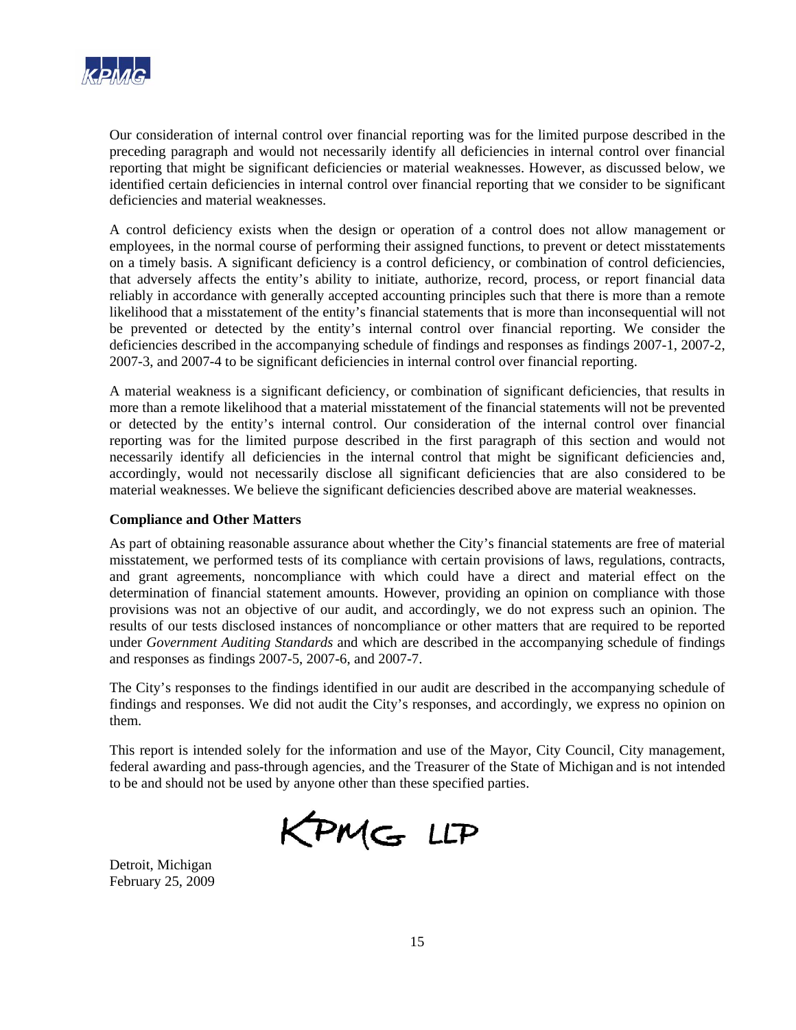Our consideration of internal control over financial reporting was for the limited purpose described in the preceding paragraph and would not necessarily identify all deficiencies in internal control over financial reporting that might be significant deficiencies or material weaknesses. However, as discussed below, we identified certain deficiencies in internal control over financial reporting that we consider to be significant deficiencies and material weaknesses.

A control deficiency exists when the design or operation of a control does not allow management or employees, in the normal course of performing their assigned functions, to prevent or detect misstatements on a timely basis. A significant deficiency is a control deficiency, or combination of control deficiencies, that adversely affects the entity's ability to initiate, authorize, record, process, or report financial data reliably in accordance with generally accepted accounting principles such that there is more than a remote likelihood that a misstatement of the entity's financial statements that is more than inconsequential will not be prevented or detected by the entity's internal control over financial reporting. We consider the deficiencies described in the accompanying schedule of findings and responses as findings 2007-1, 2007-2, 2007-3, and 2007-4 to be significant deficiencies in internal control over financial reporting.

A material weakness is a significant deficiency, or combination of significant deficiencies, that results in more than a remote likelihood that a material misstatement of the financial statements will not be prevented or detected by the entity's internal control. Our consideration of the internal control over financial reporting was for the limited purpose described in the first paragraph of this section and would not necessarily identify all deficiencies in the internal control that might be significant deficiencies and, accordingly, would not necessarily disclose all significant deficiencies that are also considered to be material weaknesses. We believe the significant deficiencies described above are material weaknesses.

**Compliance and Other Matters**

As part of obtaining reasonable assurance about whether the City's financial statements are free of material misstatement, we performed tests of its compliance with certain provisions of laws, regulations, contracts, and grant agreements, noncompliance with which could have a direct and material effect on the determination of financial statement amounts. However, providing an opinion on compliance with those provisions was not an objective of our audit, and accordingly, we do not express such an opinion. The results of our tests disclosed instances of noncompliance or other matters that are required to be reported under *Government Auditing Standards* and which are described in the accompanying schedule of findings and responses as findings 2007-5, 2007-6, and 2007-7.

The City's responses to the findings identified in our audit are described in the accompanying schedule of findings and responses. We did not audit the City's responses, and accordingly, we express no opinion on them.

This report is intended solely for the information and use of the Mayor, City Council, City management, federal awarding and pass-through agencies, and the Treasurer of the State of Michigan and is not intended to be and should not be used by anyone other than these specified parties.

KPMG LLP

Detroit, Michigan
February 25, 2009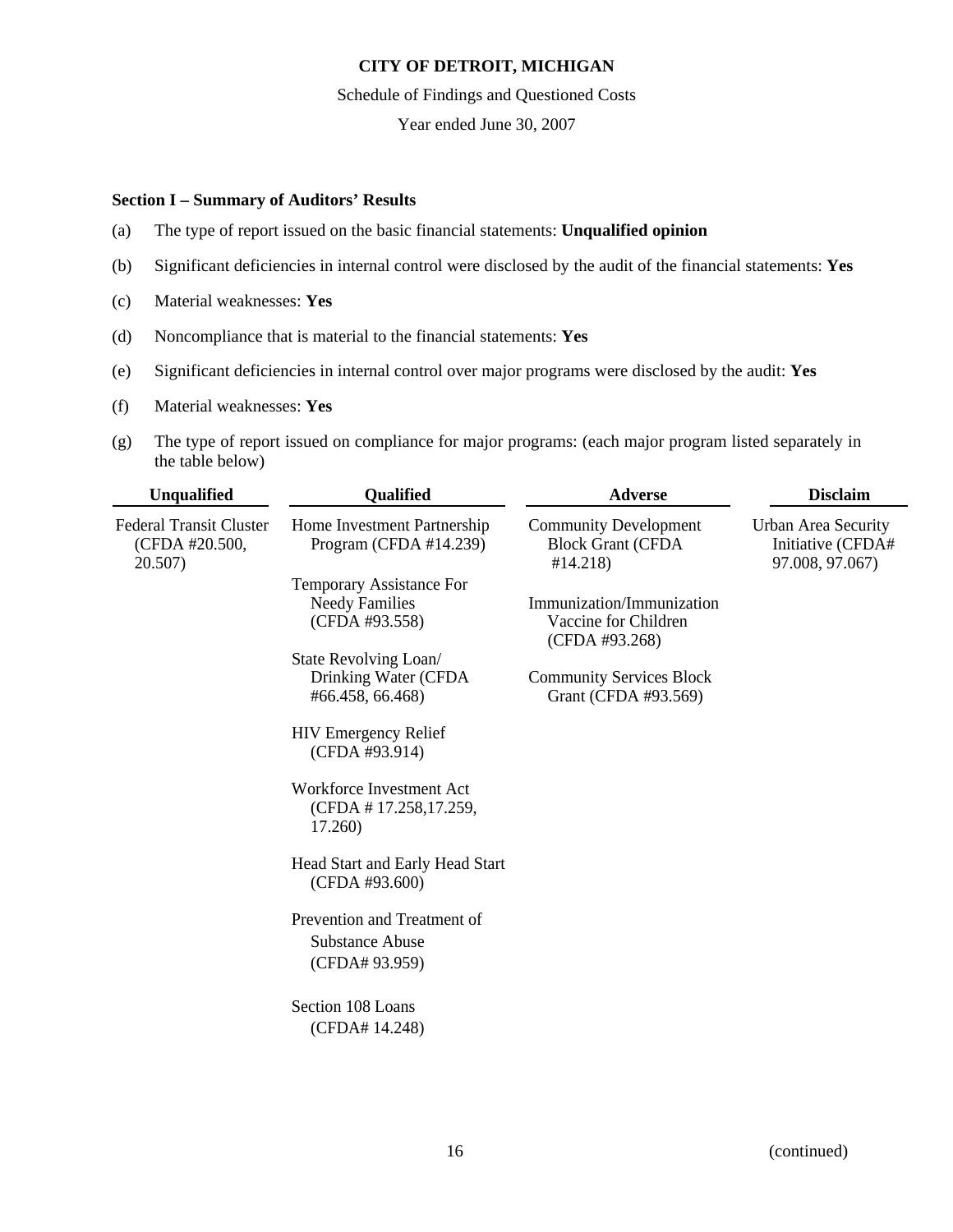**CITY OF DETROIT, MICHIGAN**

Schedule of Findings and Questioned Costs

Year ended June 30, 2007

**Section I – Summary of Auditors' Results**

(a) The type of report issued on the basic financial statements: **Unqualified opinion**

(b) Significant deficiencies in internal control were disclosed by the audit of the financial statements: **Yes**

(c) Material weaknesses: **Yes**

(d) Noncompliance that is material to the financial statements: **Yes**

(e) Significant deficiencies in internal control over major programs were disclosed by the audit: **Yes**

(f) Material weaknesses: **Yes**

(g) The type of report issued on compliance for major programs: (each major program listed separately in the table below)

| Unqualified | Qualified | Adverse | Disclaim |
|---|---|---|---|
| Federal Transit Cluster (CFDA #20.500, 20.507) | Home Investment Partnership Program (CFDA #14.239) | Community Development Block Grant (CFDA #14.218) | Urban Area Security Initiative (CFDA# 97.008, 97.067) |
| | Temporary Assistance For Needy Families (CFDA #93.558) | Immunization/Immunization Vaccine for Children (CFDA #93.268) | |
| | State Revolving Loan/ Drinking Water (CFDA #66.458, 66.468) | Community Services Block Grant (CFDA #93.569) | |
| | HIV Emergency Relief (CFDA #93.914) | | |
| | Workforce Investment Act (CFDA # 17.258,17.259, 17.260) | | |
| | Head Start and Early Head Start (CFDA #93.600) | | |
| | Prevention and Treatment of Substance Abuse (CFDA# 93.959) | | |
| | Section 108 Loans (CFDA# 14.248) | | |

(continued)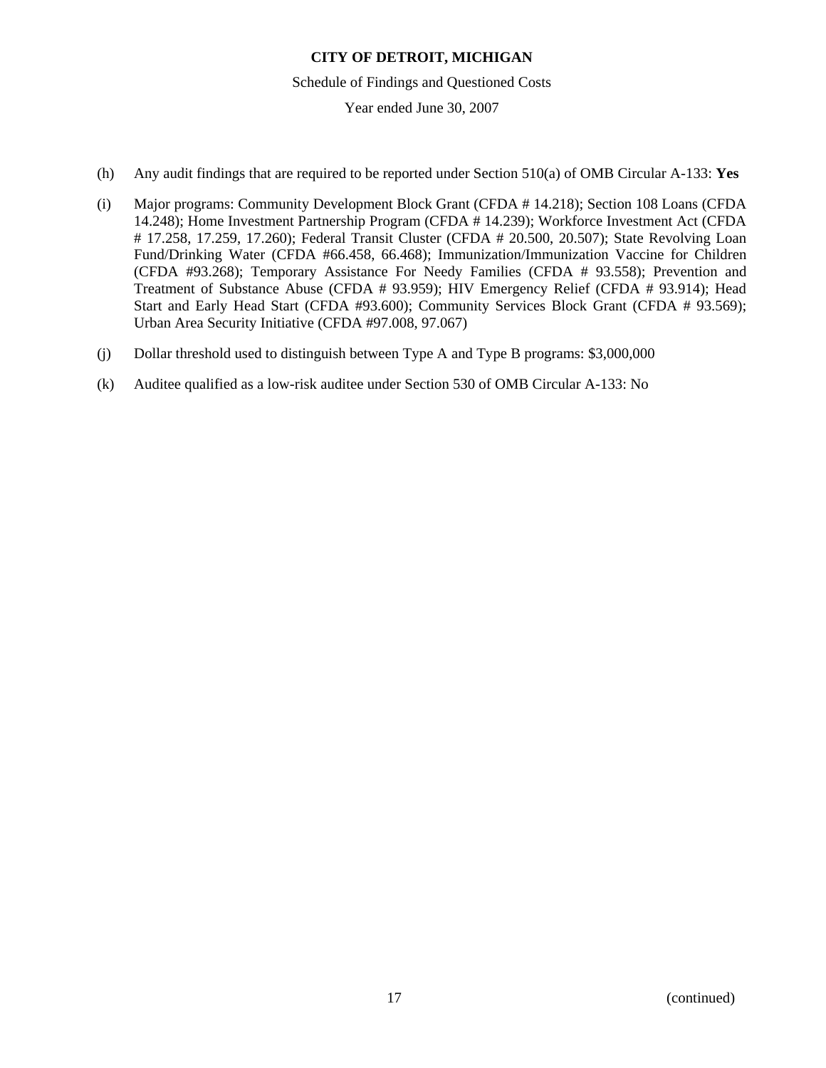# CITY OF DETROIT, MICHIGAN

Schedule of Findings and Questioned Costs

Year ended June 30, 2007

(h) Any audit findings that are required to be reported under Section 510(a) of OMB Circular A-133: **Yes**

(i) Major programs: Community Development Block Grant (CFDA # 14.218); Section 108 Loans (CFDA 14.248); Home Investment Partnership Program (CFDA # 14.239); Workforce Investment Act (CFDA # 17.258, 17.259, 17.260); Federal Transit Cluster (CFDA # 20.500, 20.507); State Revolving Loan Fund/Drinking Water (CFDA #66.458, 66.468); Immunization/Immunization Vaccine for Children (CFDA #93.268); Temporary Assistance For Needy Families (CFDA # 93.558); Prevention and Treatment of Substance Abuse (CFDA # 93.959); HIV Emergency Relief (CFDA # 93.914); Head Start and Early Head Start (CFDA #93.600); Community Services Block Grant (CFDA # 93.569); Urban Area Security Initiative (CFDA #97.008, 97.067)

(j) Dollar threshold used to distinguish between Type A and Type B programs: $3,000,000

(k) Auditee qualified as a low-risk auditee under Section 530 of OMB Circular A-133: No

(continued)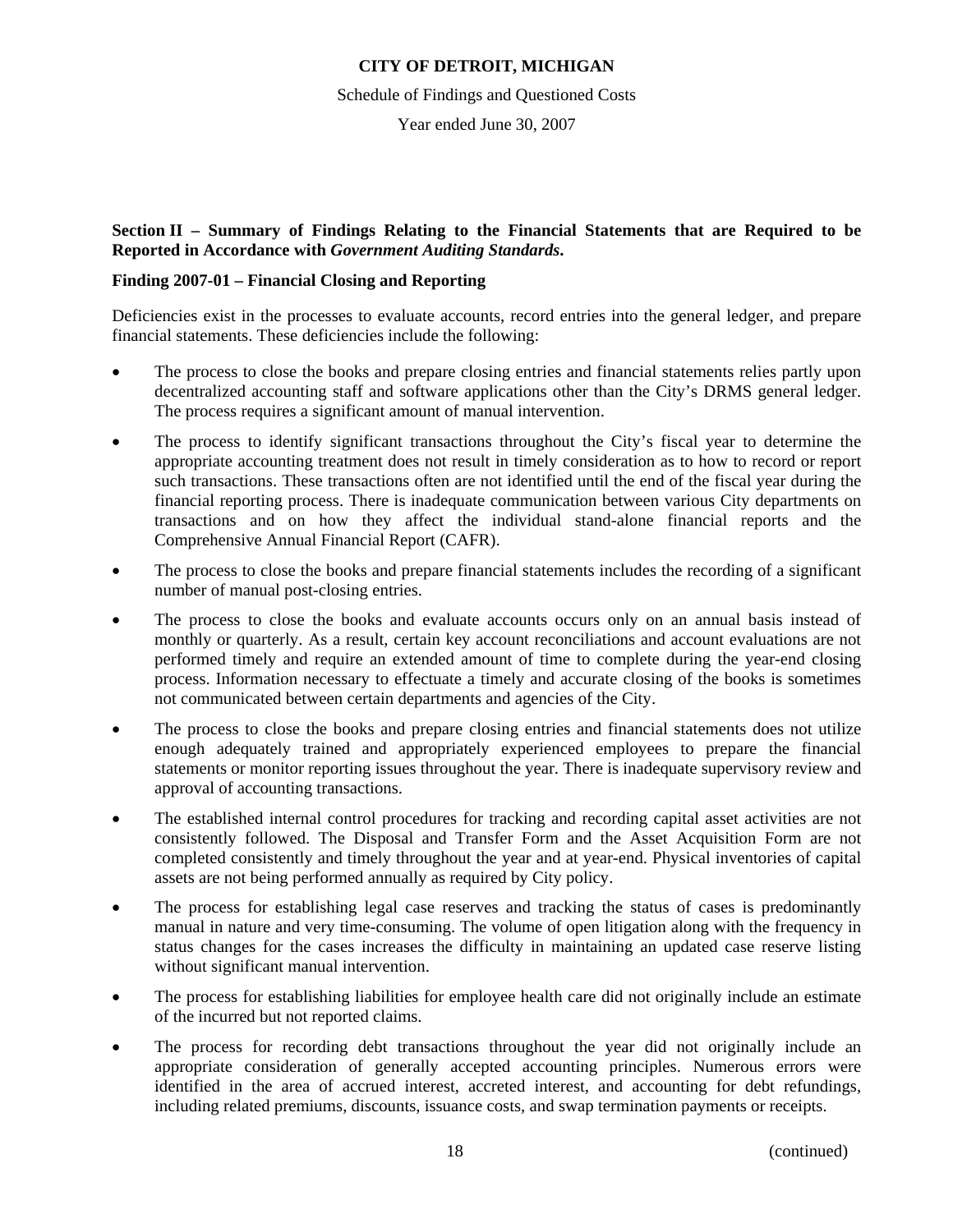# CITY OF DETROIT, MICHIGAN

Schedule of Findings and Questioned Costs

Year ended June 30, 2007

**Section II – Summary of Findings Relating to the Financial Statements that are Required to be Reported in Accordance with *Government Auditing Standards*.**

**Finding 2007-01 – Financial Closing and Reporting**

Deficiencies exist in the processes to evaluate accounts, record entries into the general ledger, and prepare financial statements. These deficiencies include the following:

- The process to close the books and prepare closing entries and financial statements relies partly upon decentralized accounting staff and software applications other than the City's DRMS general ledger. The process requires a significant amount of manual intervention.
- The process to identify significant transactions throughout the City's fiscal year to determine the appropriate accounting treatment does not result in timely consideration as to how to record or report such transactions. These transactions often are not identified until the end of the fiscal year during the financial reporting process. There is inadequate communication between various City departments on transactions and on how they affect the individual stand-alone financial reports and the Comprehensive Annual Financial Report (CAFR).
- The process to close the books and prepare financial statements includes the recording of a significant number of manual post-closing entries.
- The process to close the books and evaluate accounts occurs only on an annual basis instead of monthly or quarterly. As a result, certain key account reconciliations and account evaluations are not performed timely and require an extended amount of time to complete during the year-end closing process. Information necessary to effectuate a timely and accurate closing of the books is sometimes not communicated between certain departments and agencies of the City.
- The process to close the books and prepare closing entries and financial statements does not utilize enough adequately trained and appropriately experienced employees to prepare the financial statements or monitor reporting issues throughout the year. There is inadequate supervisory review and approval of accounting transactions.
- The established internal control procedures for tracking and recording capital asset activities are not consistently followed. The Disposal and Transfer Form and the Asset Acquisition Form are not completed consistently and timely throughout the year and at year-end. Physical inventories of capital assets are not being performed annually as required by City policy.
- The process for establishing legal case reserves and tracking the status of cases is predominantly manual in nature and very time-consuming. The volume of open litigation along with the frequency in status changes for the cases increases the difficulty in maintaining an updated case reserve listing without significant manual intervention.
- The process for establishing liabilities for employee health care did not originally include an estimate of the incurred but not reported claims.
- The process for recording debt transactions throughout the year did not originally include an appropriate consideration of generally accepted accounting principles. Numerous errors were identified in the area of accrued interest, accreted interest, and accounting for debt refundings, including related premiums, discounts, issuance costs, and swap termination payments or receipts.

(continued)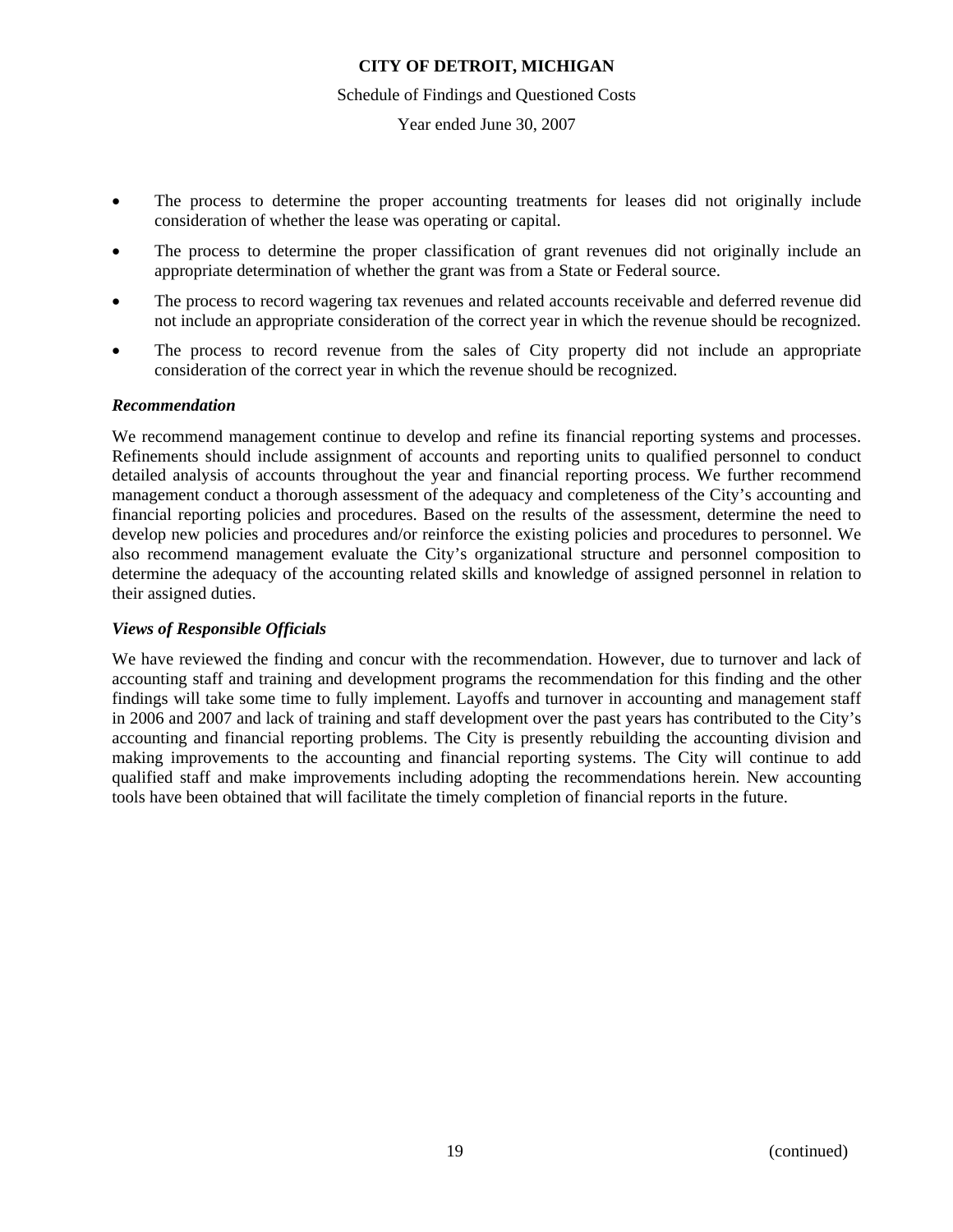- The process to determine the proper accounting treatments for leases did not originally include consideration of whether the lease was operating or capital.
- The process to determine the proper classification of grant revenues did not originally include an appropriate determination of whether the grant was from a State or Federal source.
- The process to record wagering tax revenues and related accounts receivable and deferred revenue did not include an appropriate consideration of the correct year in which the revenue should be recognized.
- The process to record revenue from the sales of City property did not include an appropriate consideration of the correct year in which the revenue should be recognized.

***Recommendation***

We recommend management continue to develop and refine its financial reporting systems and processes. Refinements should include assignment of accounts and reporting units to qualified personnel to conduct detailed analysis of accounts throughout the year and financial reporting process. We further recommend management conduct a thorough assessment of the adequacy and completeness of the City's accounting and financial reporting policies and procedures. Based on the results of the assessment, determine the need to develop new policies and procedures and/or reinforce the existing policies and procedures to personnel. We also recommend management evaluate the City's organizational structure and personnel composition to determine the adequacy of the accounting related skills and knowledge of assigned personnel in relation to their assigned duties.

***Views of Responsible Officials***

We have reviewed the finding and concur with the recommendation. However, due to turnover and lack of accounting staff and training and development programs the recommendation for this finding and the other findings will take some time to fully implement. Layoffs and turnover in accounting and management staff in 2006 and 2007 and lack of training and staff development over the past years has contributed to the City's accounting and financial reporting problems. The City is presently rebuilding the accounting division and making improvements to the accounting and financial reporting systems. The City will continue to add qualified staff and make improvements including adopting the recommendations herein. New accounting tools have been obtained that will facilitate the timely completion of financial reports in the future.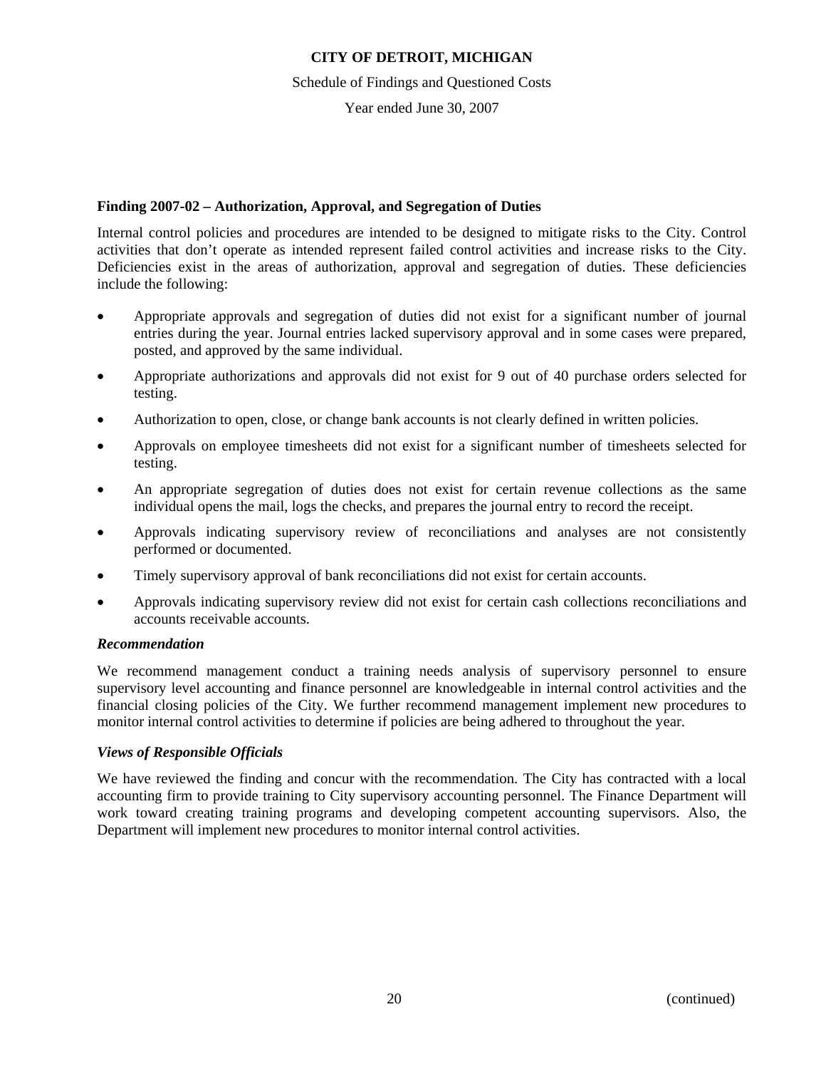**Finding 2007-02 – Authorization, Approval, and Segregation of Duties**

Internal control policies and procedures are intended to be designed to mitigate risks to the City. Control activities that don't operate as intended represent failed control activities and increase risks to the City. Deficiencies exist in the areas of authorization, approval and segregation of duties. These deficiencies include the following:

- Appropriate approvals and segregation of duties did not exist for a significant number of journal entries during the year. Journal entries lacked supervisory approval and in some cases were prepared, posted, and approved by the same individual.
- Appropriate authorizations and approvals did not exist for 9 out of 40 purchase orders selected for testing.
- Authorization to open, close, or change bank accounts is not clearly defined in written policies.
- Approvals on employee timesheets did not exist for a significant number of timesheets selected for testing.
- An appropriate segregation of duties does not exist for certain revenue collections as the same individual opens the mail, logs the checks, and prepares the journal entry to record the receipt.
- Approvals indicating supervisory review of reconciliations and analyses are not consistently performed or documented.
- Timely supervisory approval of bank reconciliations did not exist for certain accounts.
- Approvals indicating supervisory review did not exist for certain cash collections reconciliations and accounts receivable accounts.

***Recommendation***

We recommend management conduct a training needs analysis of supervisory personnel to ensure supervisory level accounting and finance personnel are knowledgeable in internal control activities and the financial closing policies of the City. We further recommend management implement new procedures to monitor internal control activities to determine if policies are being adhered to throughout the year.

***Views of Responsible Officials***

We have reviewed the finding and concur with the recommendation. The City has contracted with a local accounting firm to provide training to City supervisory accounting personnel. The Finance Department will work toward creating training programs and developing competent accounting supervisors. Also, the Department will implement new procedures to monitor internal control activities.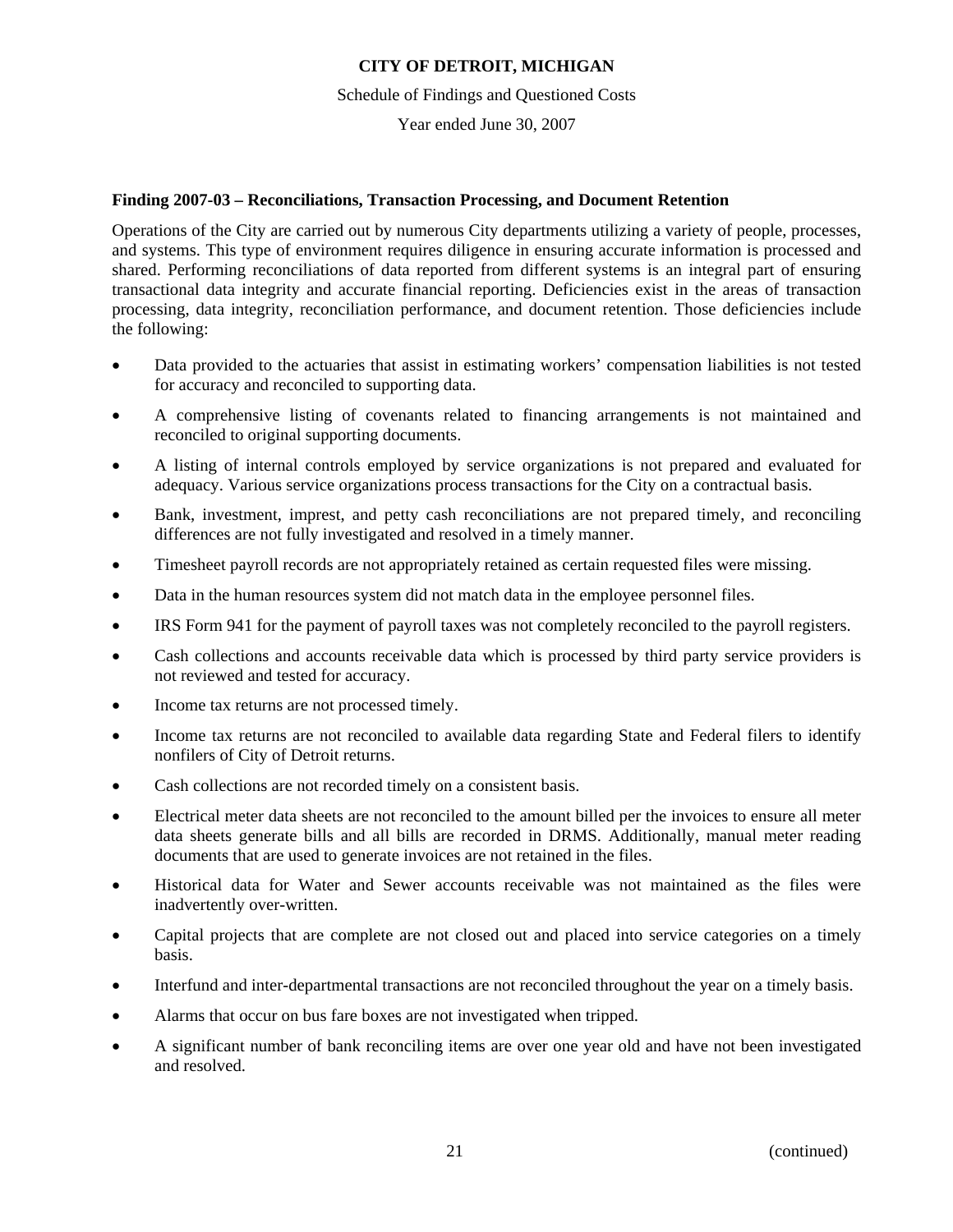**Finding 2007-03 – Reconciliations, Transaction Processing, and Document Retention**

Operations of the City are carried out by numerous City departments utilizing a variety of people, processes, and systems. This type of environment requires diligence in ensuring accurate information is processed and shared. Performing reconciliations of data reported from different systems is an integral part of ensuring transactional data integrity and accurate financial reporting. Deficiencies exist in the areas of transaction processing, data integrity, reconciliation performance, and document retention. Those deficiencies include the following:

- Data provided to the actuaries that assist in estimating workers' compensation liabilities is not tested for accuracy and reconciled to supporting data.
- A comprehensive listing of covenants related to financing arrangements is not maintained and reconciled to original supporting documents.
- A listing of internal controls employed by service organizations is not prepared and evaluated for adequacy. Various service organizations process transactions for the City on a contractual basis.
- Bank, investment, imprest, and petty cash reconciliations are not prepared timely, and reconciling differences are not fully investigated and resolved in a timely manner.
- Timesheet payroll records are not appropriately retained as certain requested files were missing.
- Data in the human resources system did not match data in the employee personnel files.
- IRS Form 941 for the payment of payroll taxes was not completely reconciled to the payroll registers.
- Cash collections and accounts receivable data which is processed by third party service providers is not reviewed and tested for accuracy.
- Income tax returns are not processed timely.
- Income tax returns are not reconciled to available data regarding State and Federal filers to identify nonfilers of City of Detroit returns.
- Cash collections are not recorded timely on a consistent basis.
- Electrical meter data sheets are not reconciled to the amount billed per the invoices to ensure all meter data sheets generate bills and all bills are recorded in DRMS. Additionally, manual meter reading documents that are used to generate invoices are not retained in the files.
- Historical data for Water and Sewer accounts receivable was not maintained as the files were inadvertently over-written.
- Capital projects that are complete are not closed out and placed into service categories on a timely basis.
- Interfund and inter-departmental transactions are not reconciled throughout the year on a timely basis.
- Alarms that occur on bus fare boxes are not investigated when tripped.
- A significant number of bank reconciling items are over one year old and have not been investigated and resolved.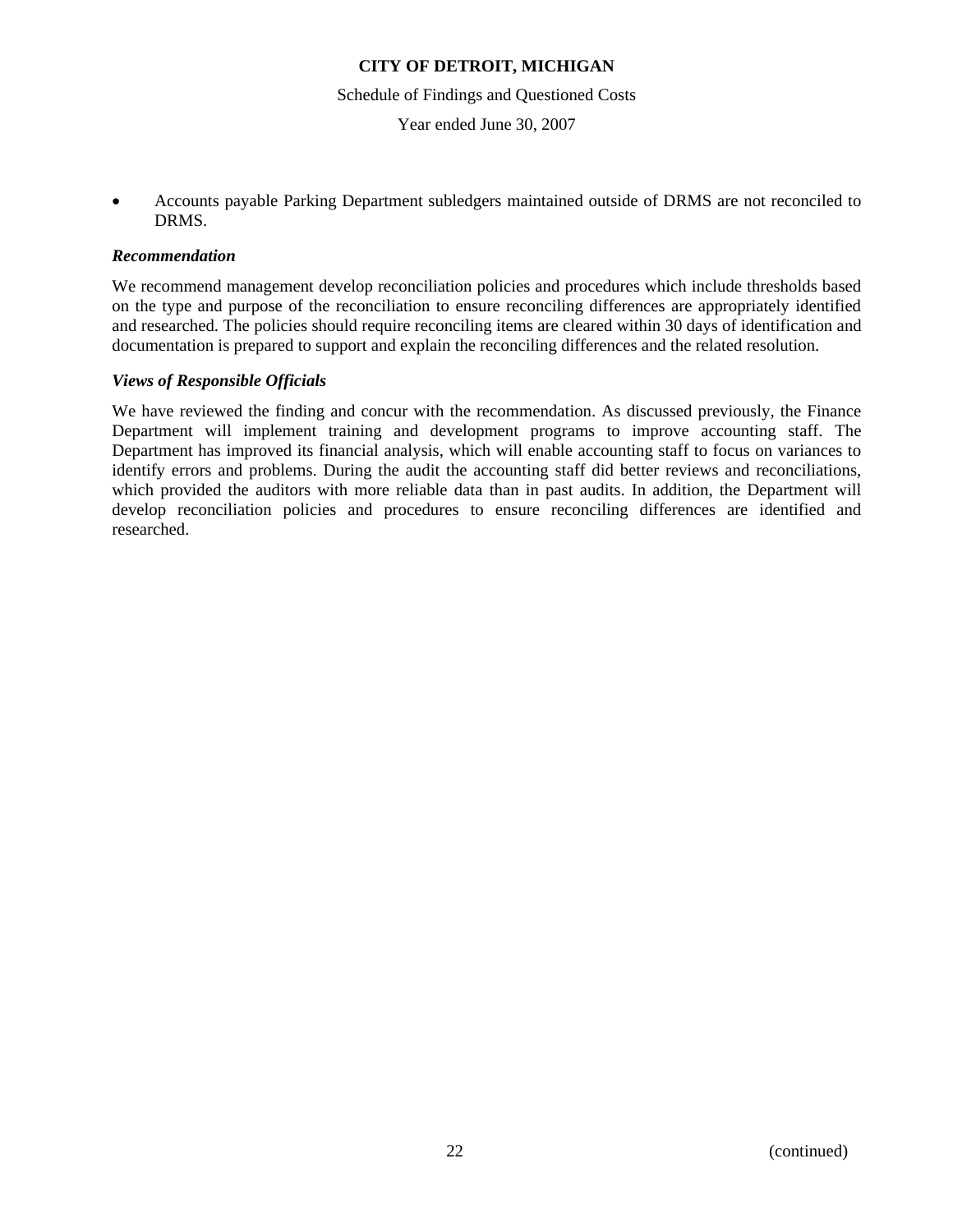- Accounts payable Parking Department subledgers maintained outside of DRMS are not reconciled to DRMS.

***Recommendation***

We recommend management develop reconciliation policies and procedures which include thresholds based on the type and purpose of the reconciliation to ensure reconciling differences are appropriately identified and researched. The policies should require reconciling items are cleared within 30 days of identification and documentation is prepared to support and explain the reconciling differences and the related resolution.

***Views of Responsible Officials***

We have reviewed the finding and concur with the recommendation. As discussed previously, the Finance Department will implement training and development programs to improve accounting staff. The Department has improved its financial analysis, which will enable accounting staff to focus on variances to identify errors and problems. During the audit the accounting staff did better reviews and reconciliations, which provided the auditors with more reliable data than in past audits. In addition, the Department will develop reconciliation policies and procedures to ensure reconciling differences are identified and researched.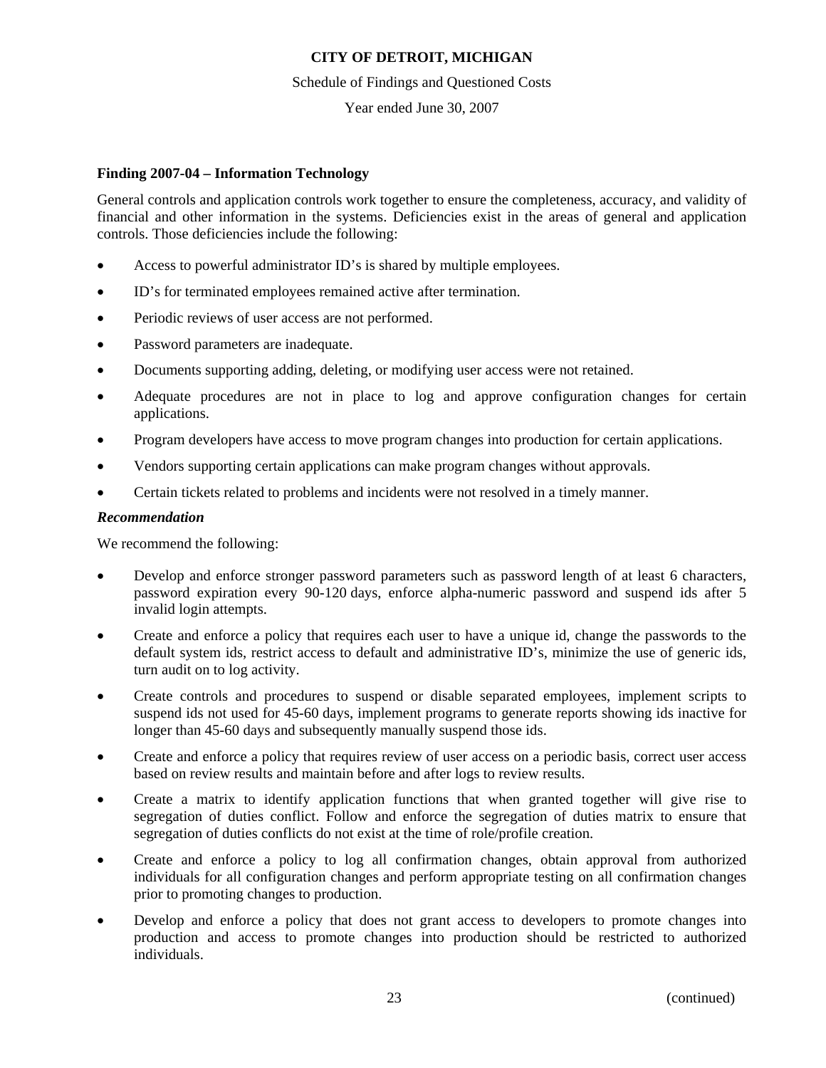# CITY OF DETROIT, MICHIGAN

Schedule of Findings and Questioned Costs

Year ended June 30, 2007

**Finding 2007-04 – Information Technology**

General controls and application controls work together to ensure the completeness, accuracy, and validity of financial and other information in the systems. Deficiencies exist in the areas of general and application controls. Those deficiencies include the following:

- Access to powerful administrator ID's is shared by multiple employees.
- ID's for terminated employees remained active after termination.
- Periodic reviews of user access are not performed.
- Password parameters are inadequate.
- Documents supporting adding, deleting, or modifying user access were not retained.
- Adequate procedures are not in place to log and approve configuration changes for certain applications.
- Program developers have access to move program changes into production for certain applications.
- Vendors supporting certain applications can make program changes without approvals.
- Certain tickets related to problems and incidents were not resolved in a timely manner.

***Recommendation***

We recommend the following:

- Develop and enforce stronger password parameters such as password length of at least 6 characters, password expiration every 90-120 days, enforce alpha-numeric password and suspend ids after 5 invalid login attempts.
- Create and enforce a policy that requires each user to have a unique id, change the passwords to the default system ids, restrict access to default and administrative ID's, minimize the use of generic ids, turn audit on to log activity.
- Create controls and procedures to suspend or disable separated employees, implement scripts to suspend ids not used for 45-60 days, implement programs to generate reports showing ids inactive for longer than 45-60 days and subsequently manually suspend those ids.
- Create and enforce a policy that requires review of user access on a periodic basis, correct user access based on review results and maintain before and after logs to review results.
- Create a matrix to identify application functions that when granted together will give rise to segregation of duties conflict. Follow and enforce the segregation of duties matrix to ensure that segregation of duties conflicts do not exist at the time of role/profile creation.
- Create and enforce a policy to log all confirmation changes, obtain approval from authorized individuals for all configuration changes and perform appropriate testing on all confirmation changes prior to promoting changes to production.
- Develop and enforce a policy that does not grant access to developers to promote changes into production and access to promote changes into production should be restricted to authorized individuals.

(continued)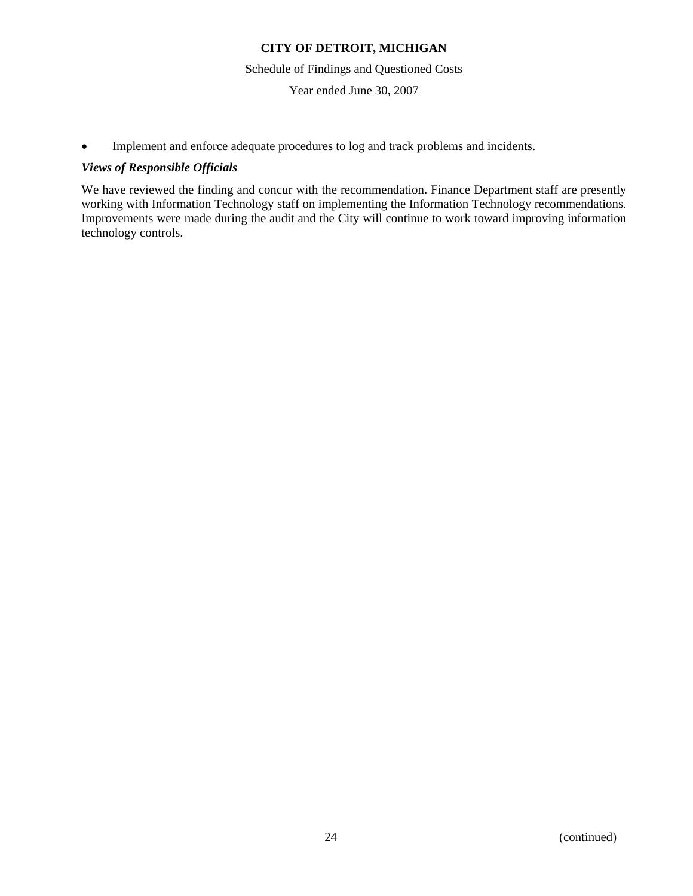- Implement and enforce adequate procedures to log and track problems and incidents.

***Views of Responsible Officials***

We have reviewed the finding and concur with the recommendation. Finance Department staff are presently working with Information Technology staff on implementing the Information Technology recommendations. Improvements were made during the audit and the City will continue to work toward improving information technology controls.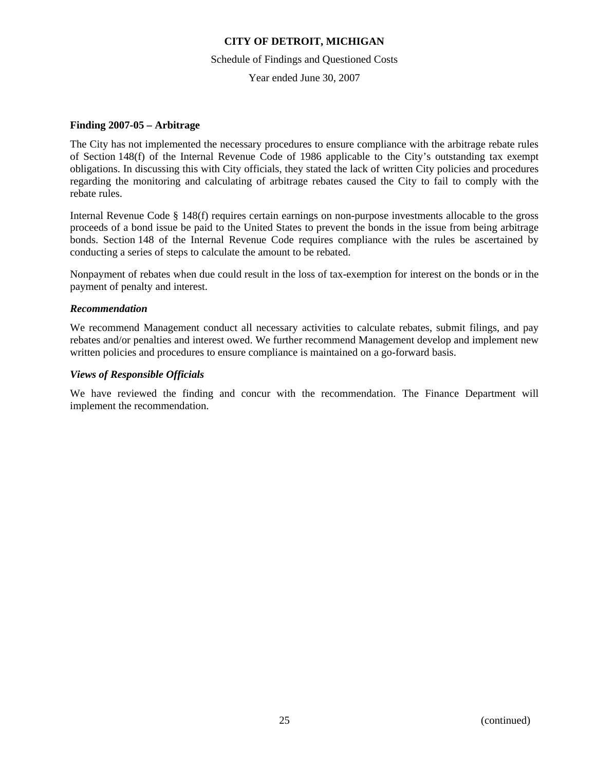### Finding 2007-05 – Arbitrage

The City has not implemented the necessary procedures to ensure compliance with the arbitrage rebate rules of Section 148(f) of the Internal Revenue Code of 1986 applicable to the City's outstanding tax exempt obligations. In discussing this with City officials, they stated the lack of written City policies and procedures regarding the monitoring and calculating of arbitrage rebates caused the City to fail to comply with the rebate rules.

Internal Revenue Code § 148(f) requires certain earnings on non-purpose investments allocable to the gross proceeds of a bond issue be paid to the United States to prevent the bonds in the issue from being arbitrage bonds. Section 148 of the Internal Revenue Code requires compliance with the rules be ascertained by conducting a series of steps to calculate the amount to be rebated.

Nonpayment of rebates when due could result in the loss of tax-exemption for interest on the bonds or in the payment of penalty and interest.

#### *Recommendation*

We recommend Management conduct all necessary activities to calculate rebates, submit filings, and pay rebates and/or penalties and interest owed. We further recommend Management develop and implement new written policies and procedures to ensure compliance is maintained on a go-forward basis.

#### *Views of Responsible Officials*

We have reviewed the finding and concur with the recommendation. The Finance Department will implement the recommendation.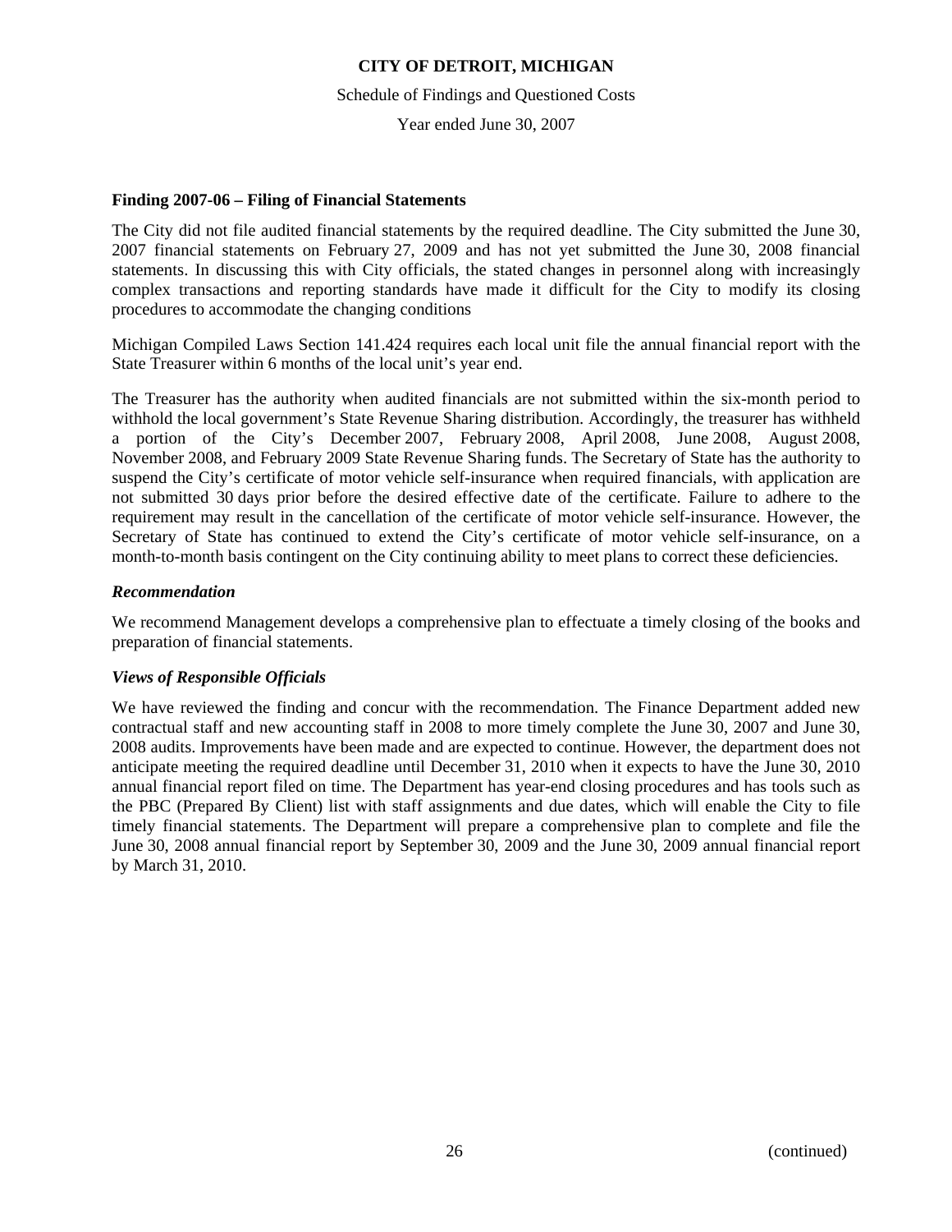#### Finding 2007-06 – Filing of Financial Statements

The City did not file audited financial statements by the required deadline. The City submitted the June 30, 2007 financial statements on February 27, 2009 and has not yet submitted the June 30, 2008 financial statements. In discussing this with City officials, the stated changes in personnel along with increasingly complex transactions and reporting standards have made it difficult for the City to modify its closing procedures to accommodate the changing conditions

Michigan Compiled Laws Section 141.424 requires each local unit file the annual financial report with the State Treasurer within 6 months of the local unit's year end.

The Treasurer has the authority when audited financials are not submitted within the six-month period to withhold the local government's State Revenue Sharing distribution. Accordingly, the treasurer has withheld a portion of the City's December 2007, February 2008, April 2008, June 2008, August 2008, November 2008, and February 2009 State Revenue Sharing funds. The Secretary of State has the authority to suspend the City's certificate of motor vehicle self-insurance when required financials, with application are not submitted 30 days prior before the desired effective date of the certificate. Failure to adhere to the requirement may result in the cancellation of the certificate of motor vehicle self-insurance. However, the Secretary of State has continued to extend the City's certificate of motor vehicle self-insurance, on a month-to-month basis contingent on the City continuing ability to meet plans to correct these deficiencies.

#### *Recommendation*

We recommend Management develops a comprehensive plan to effectuate a timely closing of the books and preparation of financial statements.

#### *Views of Responsible Officials*

We have reviewed the finding and concur with the recommendation. The Finance Department added new contractual staff and new accounting staff in 2008 to more timely complete the June 30, 2007 and June 30, 2008 audits. Improvements have been made and are expected to continue. However, the department does not anticipate meeting the required deadline until December 31, 2010 when it expects to have the June 30, 2010 annual financial report filed on time. The Department has year-end closing procedures and has tools such as the PBC (Prepared By Client) list with staff assignments and due dates, which will enable the City to file timely financial statements. The Department will prepare a comprehensive plan to complete and file the June 30, 2008 annual financial report by September 30, 2009 and the June 30, 2009 annual financial report by March 31, 2010.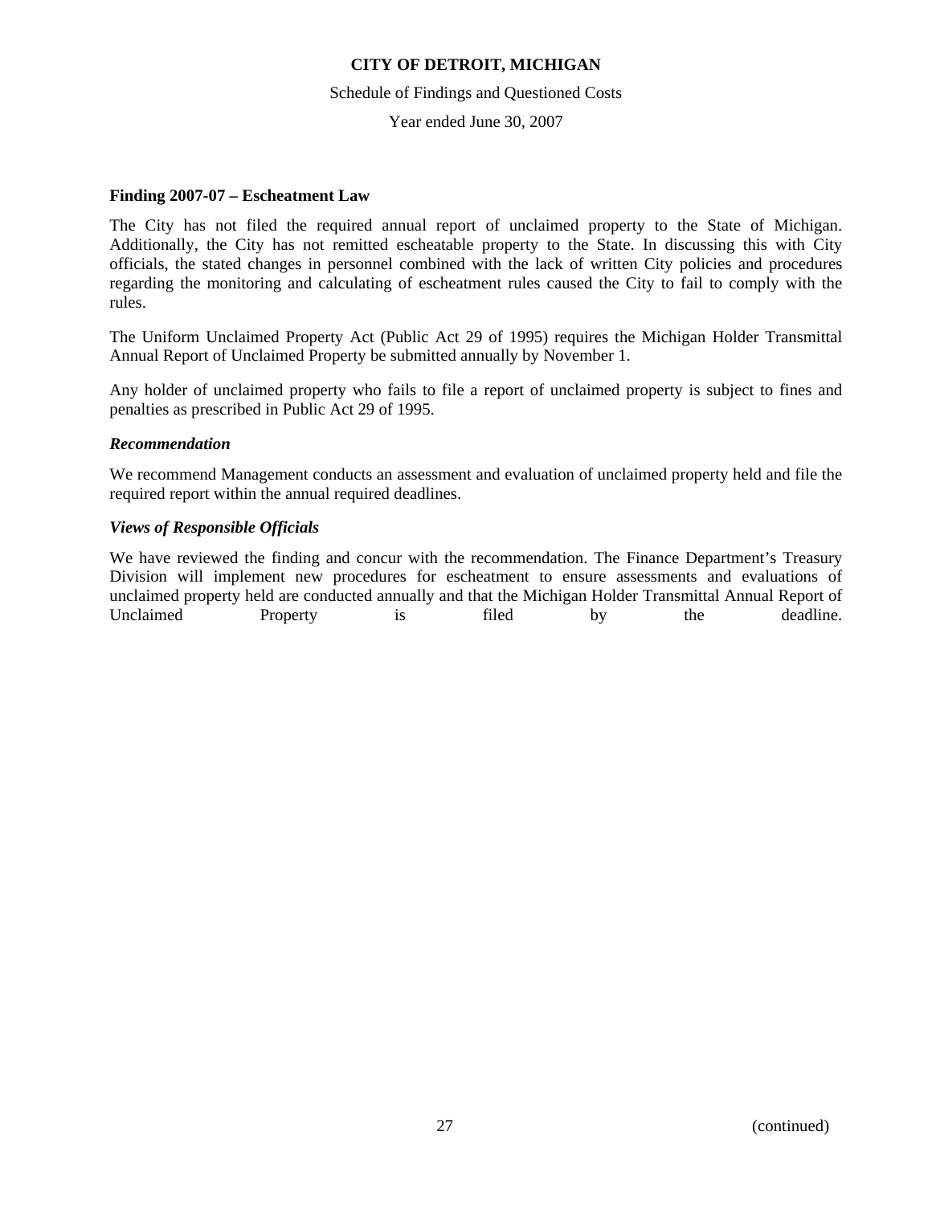# CITY OF DETROIT, MICHIGAN

Schedule of Findings and Questioned Costs

Year ended June 30, 2007

**Finding 2007-07 – Escheatment Law**

The City has not filed the required annual report of unclaimed property to the State of Michigan. Additionally, the City has not remitted escheatable property to the State. In discussing this with City officials, the stated changes in personnel combined with the lack of written City policies and procedures regarding the monitoring and calculating of escheatment rules caused the City to fail to comply with the rules.

The Uniform Unclaimed Property Act (Public Act 29 of 1995) requires the Michigan Holder Transmittal Annual Report of Unclaimed Property be submitted annually by November 1.

Any holder of unclaimed property who fails to file a report of unclaimed property is subject to fines and penalties as prescribed in Public Act 29 of 1995.

***Recommendation***

We recommend Management conducts an assessment and evaluation of unclaimed property held and file the required report within the annual required deadlines.

***Views of Responsible Officials***

We have reviewed the finding and concur with the recommendation. The Finance Department's Treasury Division will implement new procedures for escheatment to ensure assessments and evaluations of unclaimed property held are conducted annually and that the Michigan Holder Transmittal Annual Report of Unclaimed Property is filed by the deadline.

(continued)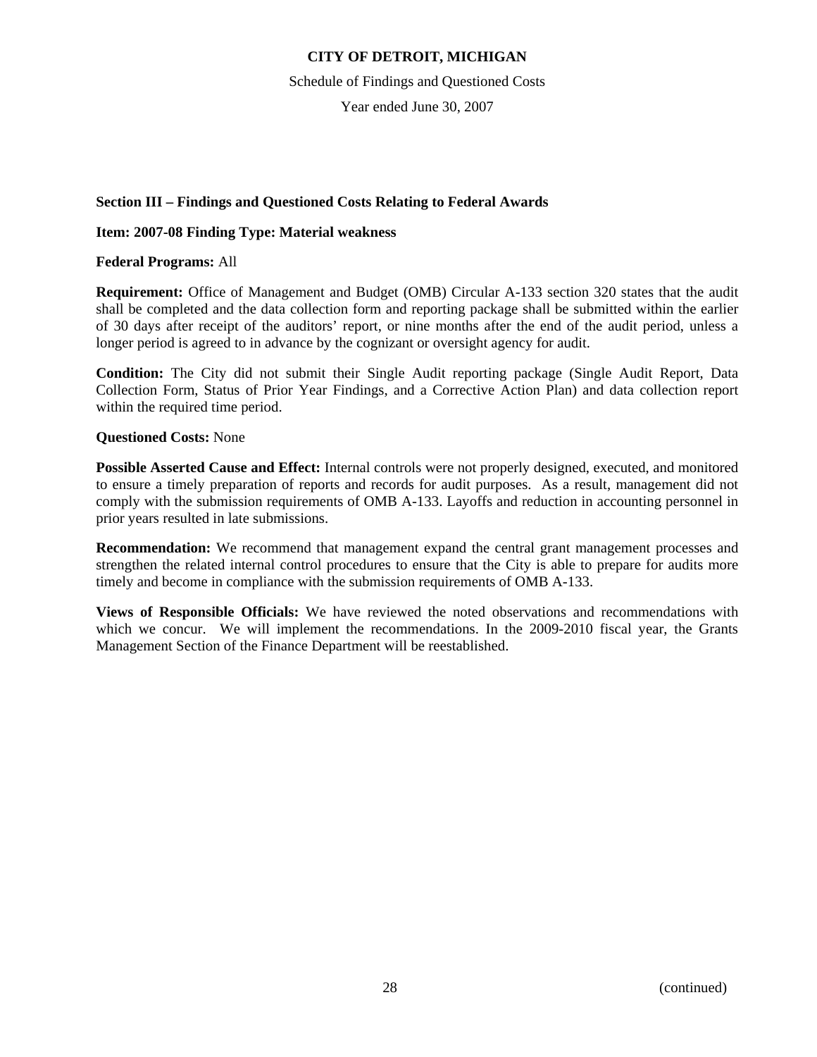**CITY OF DETROIT, MICHIGAN**

Schedule of Findings and Questioned Costs

Year ended June 30, 2007

**Section III – Findings and Questioned Costs Relating to Federal Awards**

**Item: 2007-08 Finding Type: Material weakness**

**Federal Programs:** All

**Requirement:** Office of Management and Budget (OMB) Circular A-133 section 320 states that the audit shall be completed and the data collection form and reporting package shall be submitted within the earlier of 30 days after receipt of the auditors' report, or nine months after the end of the audit period, unless a longer period is agreed to in advance by the cognizant or oversight agency for audit.

**Condition:** The City did not submit their Single Audit reporting package (Single Audit Report, Data Collection Form, Status of Prior Year Findings, and a Corrective Action Plan) and data collection report within the required time period.

**Questioned Costs:** None

**Possible Asserted Cause and Effect:** Internal controls were not properly designed, executed, and monitored to ensure a timely preparation of reports and records for audit purposes. As a result, management did not comply with the submission requirements of OMB A-133. Layoffs and reduction in accounting personnel in prior years resulted in late submissions.

**Recommendation:** We recommend that management expand the central grant management processes and strengthen the related internal control procedures to ensure that the City is able to prepare for audits more timely and become in compliance with the submission requirements of OMB A-133.

**Views of Responsible Officials:** We have reviewed the noted observations and recommendations with which we concur. We will implement the recommendations. In the 2009-2010 fiscal year, the Grants Management Section of the Finance Department will be reestablished.

(continued)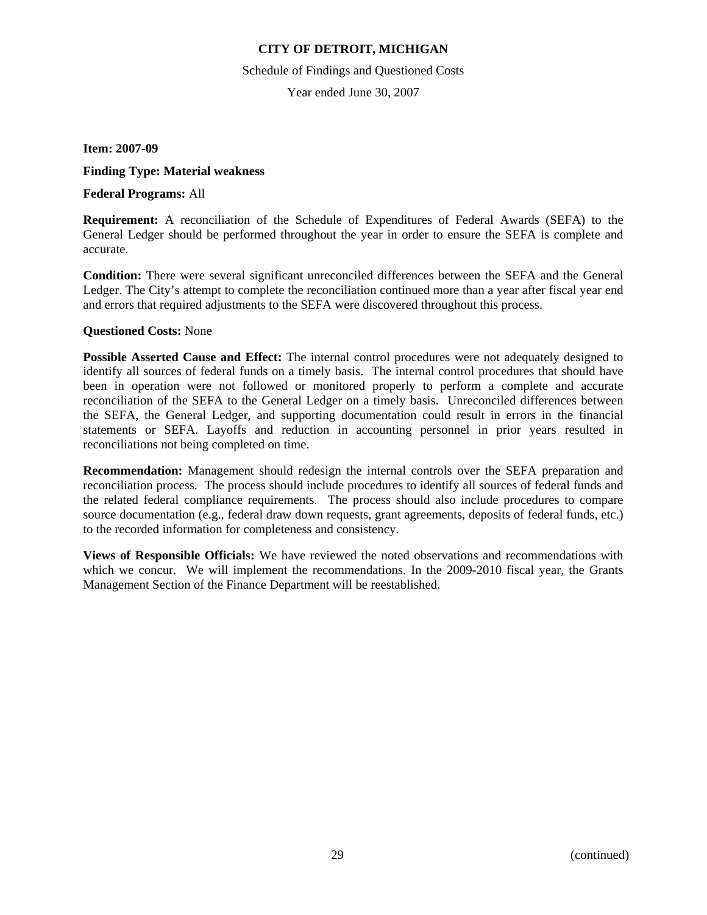**Item: 2007-09**

**Finding Type: Material weakness**

**Federal Programs:** All

**Requirement:** A reconciliation of the Schedule of Expenditures of Federal Awards (SEFA) to the General Ledger should be performed throughout the year in order to ensure the SEFA is complete and accurate.

**Condition:** There were several significant unreconciled differences between the SEFA and the General Ledger. The City's attempt to complete the reconciliation continued more than a year after fiscal year end and errors that required adjustments to the SEFA were discovered throughout this process.

**Questioned Costs:** None

**Possible Asserted Cause and Effect:** The internal control procedures were not adequately designed to identify all sources of federal funds on a timely basis. The internal control procedures that should have been in operation were not followed or monitored properly to perform a complete and accurate reconciliation of the SEFA to the General Ledger on a timely basis. Unreconciled differences between the SEFA, the General Ledger, and supporting documentation could result in errors in the financial statements or SEFA. Layoffs and reduction in accounting personnel in prior years resulted in reconciliations not being completed on time.

**Recommendation:** Management should redesign the internal controls over the SEFA preparation and reconciliation process. The process should include procedures to identify all sources of federal funds and the related federal compliance requirements. The process should also include procedures to compare source documentation (e.g., federal draw down requests, grant agreements, deposits of federal funds, etc.) to the recorded information for completeness and consistency.

**Views of Responsible Officials:** We have reviewed the noted observations and recommendations with which we concur. We will implement the recommendations. In the 2009-2010 fiscal year, the Grants Management Section of the Finance Department will be reestablished.

(continued)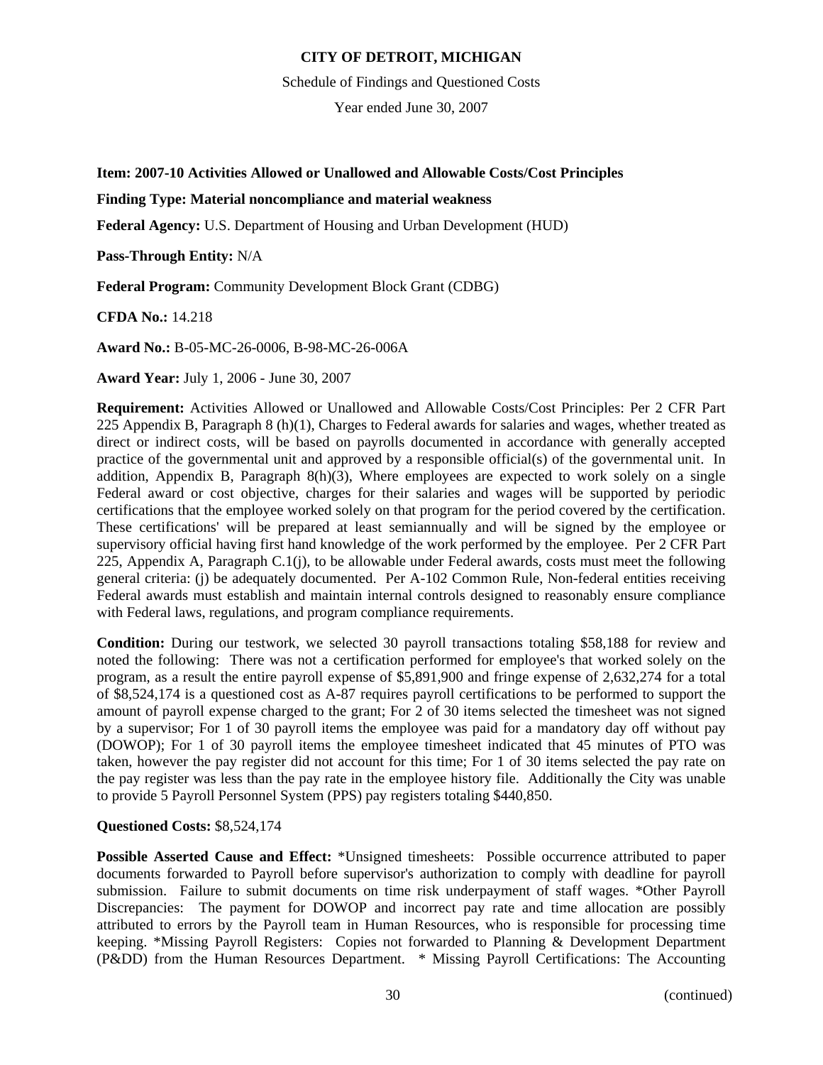**CITY OF DETROIT, MICHIGAN**

Schedule of Findings and Questioned Costs

Year ended June 30, 2007

**Item: 2007-10 Activities Allowed or Unallowed and Allowable Costs/Cost Principles**

**Finding Type: Material noncompliance and material weakness**

**Federal Agency:** U.S. Department of Housing and Urban Development (HUD)

**Pass-Through Entity:** N/A

**Federal Program:** Community Development Block Grant (CDBG)

**CFDA No.:** 14.218

**Award No.:** B-05-MC-26-0006, B-98-MC-26-006A

**Award Year:** July 1, 2006 - June 30, 2007

**Requirement:** Activities Allowed or Unallowed and Allowable Costs/Cost Principles: Per 2 CFR Part 225 Appendix B, Paragraph 8 (h)(1), Charges to Federal awards for salaries and wages, whether treated as direct or indirect costs, will be based on payrolls documented in accordance with generally accepted practice of the governmental unit and approved by a responsible official(s) of the governmental unit. In addition, Appendix B, Paragraph 8(h)(3), Where employees are expected to work solely on a single Federal award or cost objective, charges for their salaries and wages will be supported by periodic certifications that the employee worked solely on that program for the period covered by the certification. These certifications' will be prepared at least semiannually and will be signed by the employee or supervisory official having first hand knowledge of the work performed by the employee. Per 2 CFR Part 225, Appendix A, Paragraph C.1(j), to be allowable under Federal awards, costs must meet the following general criteria: (j) be adequately documented. Per A-102 Common Rule, Non-federal entities receiving Federal awards must establish and maintain internal controls designed to reasonably ensure compliance with Federal laws, regulations, and program compliance requirements.

**Condition:** During our testwork, we selected 30 payroll transactions totaling $58,188 for review and noted the following: There was not a certification performed for employee's that worked solely on the program, as a result the entire payroll expense of $5,891,900 and fringe expense of 2,632,274 for a total of $8,524,174 is a questioned cost as A-87 requires payroll certifications to be performed to support the amount of payroll expense charged to the grant; For 2 of 30 items selected the timesheet was not signed by a supervisor; For 1 of 30 payroll items the employee was paid for a mandatory day off without pay (DOWOP); For 1 of 30 payroll items the employee timesheet indicated that 45 minutes of PTO was taken, however the pay register did not account for this time; For 1 of 30 items selected the pay rate on the pay register was less than the pay rate in the employee history file. Additionally the City was unable to provide 5 Payroll Personnel System (PPS) pay registers totaling $440,850.

**Questioned Costs:** $8,524,174

**Possible Asserted Cause and Effect:** *Unsigned timesheets: Possible occurrence attributed to paper documents forwarded to Payroll before supervisor's authorization to comply with deadline for payroll submission. Failure to submit documents on time risk underpayment of staff wages. *Other Payroll Discrepancies: The payment for DOWOP and incorrect pay rate and time allocation are possibly attributed to errors by the Payroll team in Human Resources, who is responsible for processing time keeping. *Missing Payroll Registers: Copies not forwarded to Planning & Development Department (P&DD) from the Human Resources Department. * Missing Payroll Certifications: The Accounting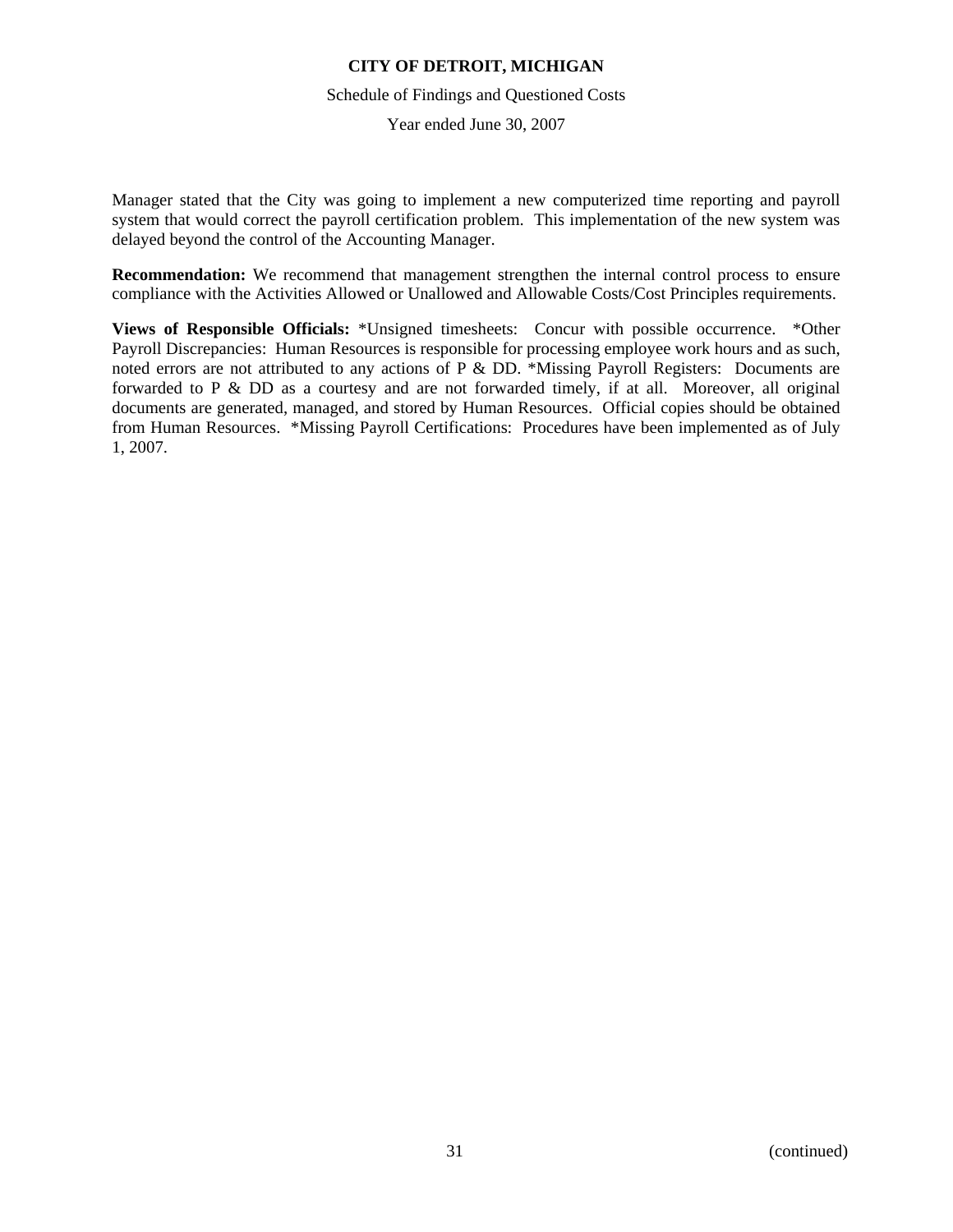Manager stated that the City was going to implement a new computerized time reporting and payroll system that would correct the payroll certification problem. This implementation of the new system was delayed beyond the control of the Accounting Manager.

**Recommendation:** We recommend that management strengthen the internal control process to ensure compliance with the Activities Allowed or Unallowed and Allowable Costs/Cost Principles requirements.

**Views of Responsible Officials:** *Unsigned timesheets: Concur with possible occurrence. *Other Payroll Discrepancies: Human Resources is responsible for processing employee work hours and as such, noted errors are not attributed to any actions of P & DD. *Missing Payroll Registers: Documents are forwarded to P & DD as a courtesy and are not forwarded timely, if at all. Moreover, all original documents are generated, managed, and stored by Human Resources. Official copies should be obtained from Human Resources. *Missing Payroll Certifications: Procedures have been implemented as of July 1, 2007.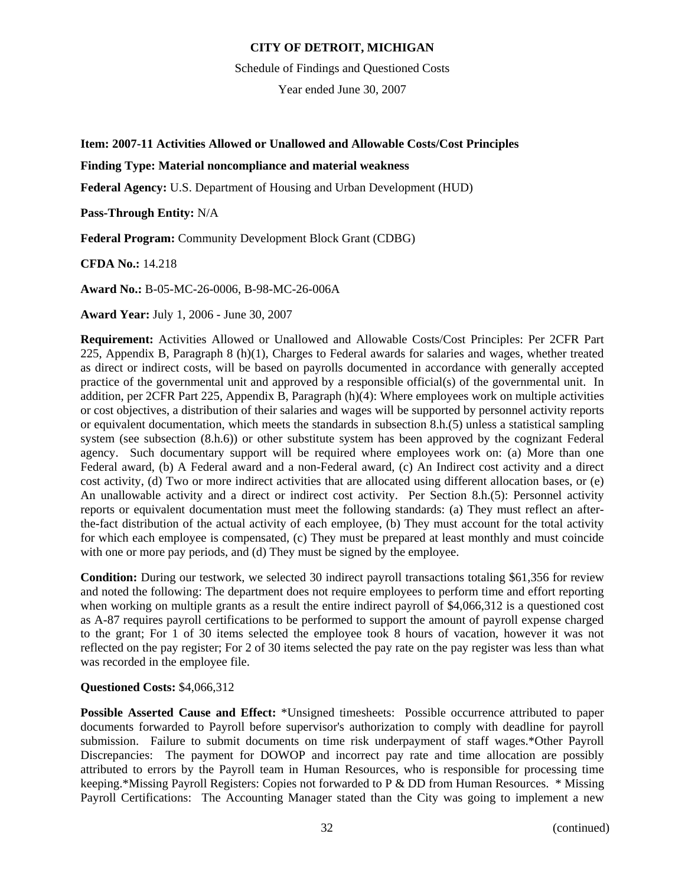**CITY OF DETROIT, MICHIGAN**

Schedule of Findings and Questioned Costs

Year ended June 30, 2007

**Item: 2007-11 Activities Allowed or Unallowed and Allowable Costs/Cost Principles**

**Finding Type: Material noncompliance and material weakness**

**Federal Agency:** U.S. Department of Housing and Urban Development (HUD)

**Pass-Through Entity:** N/A

**Federal Program:** Community Development Block Grant (CDBG)

**CFDA No.:** 14.218

**Award No.:** B-05-MC-26-0006, B-98-MC-26-006A

**Award Year:** July 1, 2006 - June 30, 2007

**Requirement:** Activities Allowed or Unallowed and Allowable Costs/Cost Principles: Per 2CFR Part 225, Appendix B, Paragraph 8 (h)(1), Charges to Federal awards for salaries and wages, whether treated as direct or indirect costs, will be based on payrolls documented in accordance with generally accepted practice of the governmental unit and approved by a responsible official(s) of the governmental unit. In addition, per 2CFR Part 225, Appendix B, Paragraph (h)(4): Where employees work on multiple activities or cost objectives, a distribution of their salaries and wages will be supported by personnel activity reports or equivalent documentation, which meets the standards in subsection 8.h.(5) unless a statistical sampling system (see subsection (8.h.6)) or other substitute system has been approved by the cognizant Federal agency. Such documentary support will be required where employees work on: (a) More than one Federal award, (b) A Federal award and a non-Federal award, (c) An Indirect cost activity and a direct cost activity, (d) Two or more indirect activities that are allocated using different allocation bases, or (e) An unallowable activity and a direct or indirect cost activity. Per Section 8.h.(5): Personnel activity reports or equivalent documentation must meet the following standards: (a) They must reflect an after-the-fact distribution of the actual activity of each employee, (b) They must account for the total activity for which each employee is compensated, (c) They must be prepared at least monthly and must coincide with one or more pay periods, and (d) They must be signed by the employee.

**Condition:** During our testwork, we selected 30 indirect payroll transactions totaling $61,356 for review and noted the following: The department does not require employees to perform time and effort reporting when working on multiple grants as a result the entire indirect payroll of $4,066,312 is a questioned cost as A-87 requires payroll certifications to be performed to support the amount of payroll expense charged to the grant; For 1 of 30 items selected the employee took 8 hours of vacation, however it was not reflected on the pay register; For 2 of 30 items selected the pay rate on the pay register was less than what was recorded in the employee file.

**Questioned Costs:** $4,066,312

**Possible Asserted Cause and Effect:** *Unsigned timesheets: Possible occurrence attributed to paper documents forwarded to Payroll before supervisor's authorization to comply with deadline for payroll submission. Failure to submit documents on time risk underpayment of staff wages.*Other Payroll Discrepancies: The payment for DOWOP and incorrect pay rate and time allocation are possibly attributed to errors by the Payroll team in Human Resources, who is responsible for processing time keeping.*Missing Payroll Registers: Copies not forwarded to P & DD from Human Resources. * Missing Payroll Certifications: The Accounting Manager stated than the City was going to implement a new

(continued)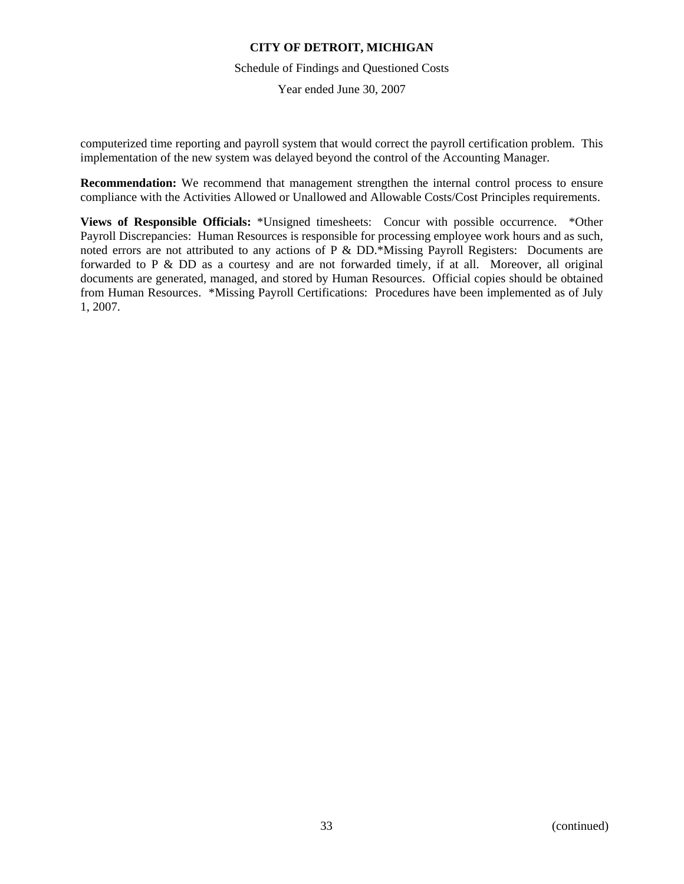computerized time reporting and payroll system that would correct the payroll certification problem. This implementation of the new system was delayed beyond the control of the Accounting Manager.

**Recommendation:** We recommend that management strengthen the internal control process to ensure compliance with the Activities Allowed or Unallowed and Allowable Costs/Cost Principles requirements.

**Views of Responsible Officials:** *Unsigned timesheets: Concur with possible occurrence. *Other Payroll Discrepancies: Human Resources is responsible for processing employee work hours and as such, noted errors are not attributed to any actions of P & DD.*Missing Payroll Registers: Documents are forwarded to P & DD as a courtesy and are not forwarded timely, if at all. Moreover, all original documents are generated, managed, and stored by Human Resources. Official copies should be obtained from Human Resources. *Missing Payroll Certifications: Procedures have been implemented as of July 1, 2007.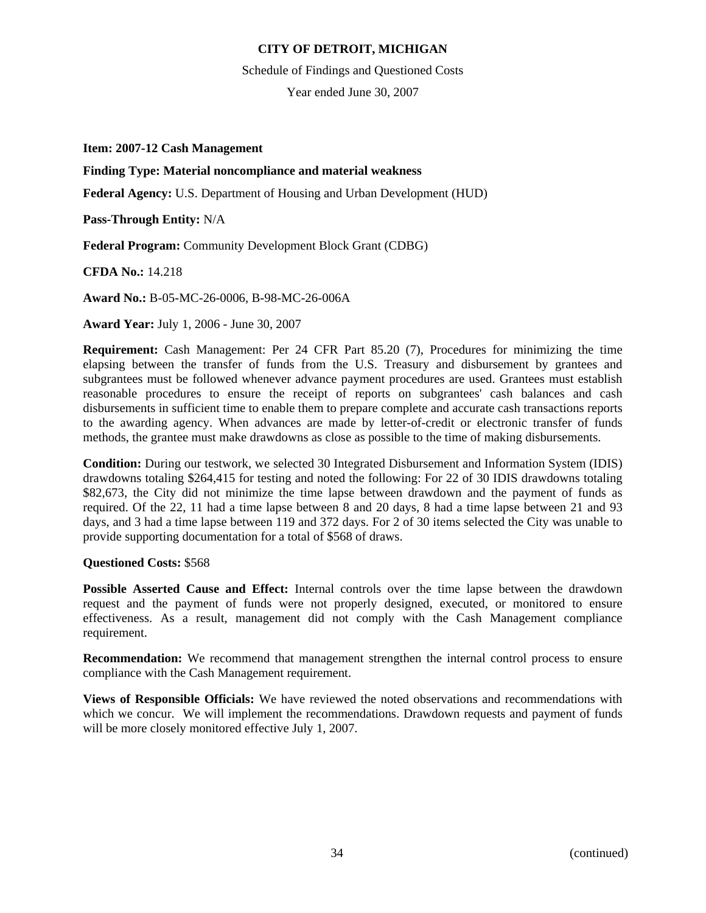**Item: 2007-12 Cash Management**

**Finding Type: Material noncompliance and material weakness**

**Federal Agency:** U.S. Department of Housing and Urban Development (HUD)

**Pass-Through Entity:** N/A

**Federal Program:** Community Development Block Grant (CDBG)

**CFDA No.:** 14.218

**Award No.:** B-05-MC-26-0006, B-98-MC-26-006A

**Award Year:** July 1, 2006 - June 30, 2007

**Requirement:** Cash Management: Per 24 CFR Part 85.20 (7), Procedures for minimizing the time elapsing between the transfer of funds from the U.S. Treasury and disbursement by grantees and subgrantees must be followed whenever advance payment procedures are used. Grantees must establish reasonable procedures to ensure the receipt of reports on subgrantees' cash balances and cash disbursements in sufficient time to enable them to prepare complete and accurate cash transactions reports to the awarding agency. When advances are made by letter-of-credit or electronic transfer of funds methods, the grantee must make drawdowns as close as possible to the time of making disbursements.

**Condition:** During our testwork, we selected 30 Integrated Disbursement and Information System (IDIS) drawdowns totaling $264,415 for testing and noted the following: For 22 of 30 IDIS drawdowns totaling $82,673, the City did not minimize the time lapse between drawdown and the payment of funds as required. Of the 22, 11 had a time lapse between 8 and 20 days, 8 had a time lapse between 21 and 93 days, and 3 had a time lapse between 119 and 372 days. For 2 of 30 items selected the City was unable to provide supporting documentation for a total of $568 of draws.

**Questioned Costs:** $568

**Possible Asserted Cause and Effect:** Internal controls over the time lapse between the drawdown request and the payment of funds were not properly designed, executed, or monitored to ensure effectiveness. As a result, management did not comply with the Cash Management compliance requirement.

**Recommendation:** We recommend that management strengthen the internal control process to ensure compliance with the Cash Management requirement.

**Views of Responsible Officials:** We have reviewed the noted observations and recommendations with which we concur. We will implement the recommendations. Drawdown requests and payment of funds will be more closely monitored effective July 1, 2007.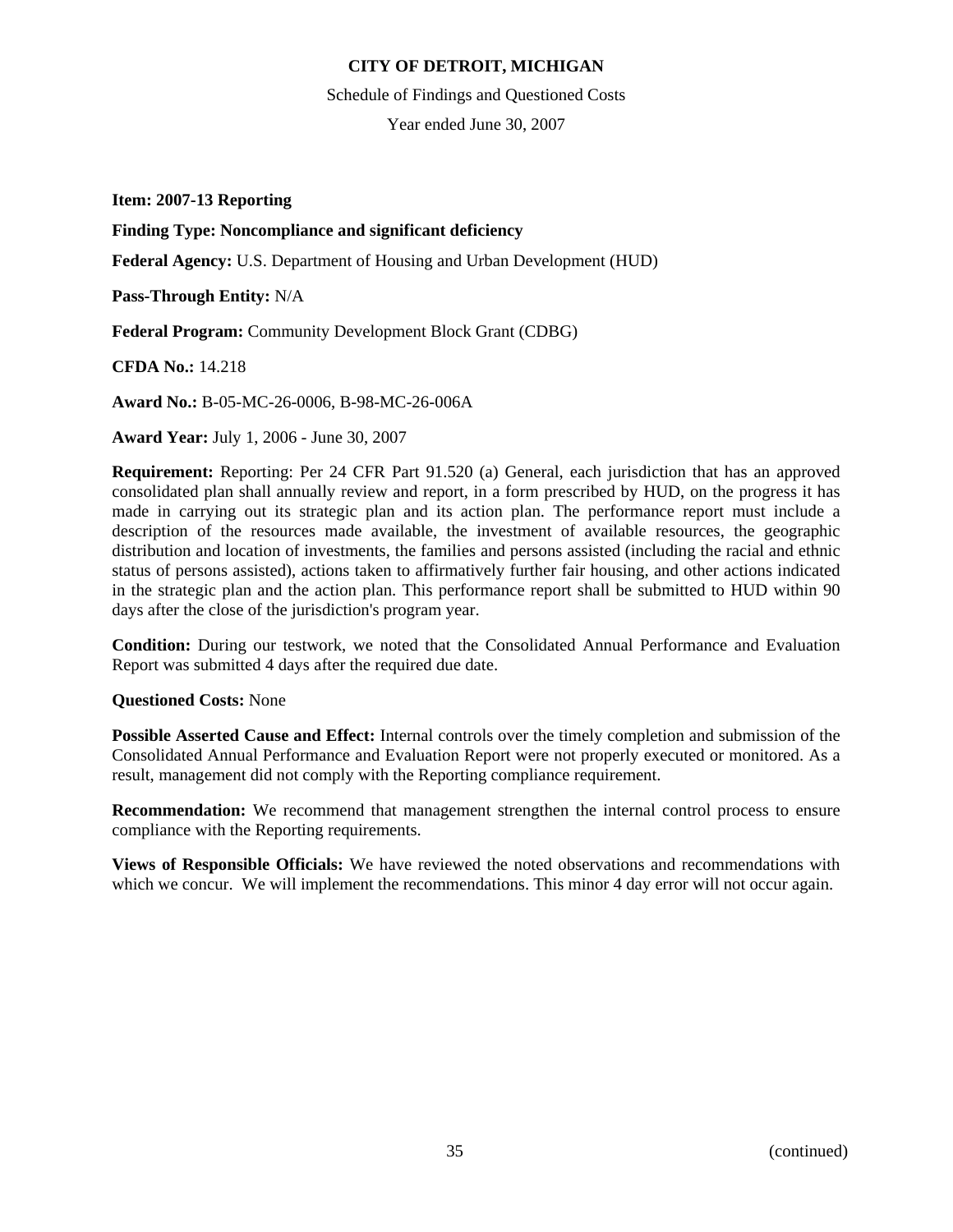**Item: 2007-13 Reporting**

**Finding Type: Noncompliance and significant deficiency**

**Federal Agency:** U.S. Department of Housing and Urban Development (HUD)

**Pass-Through Entity:** N/A

**Federal Program:** Community Development Block Grant (CDBG)

**CFDA No.:** 14.218

**Award No.:** B-05-MC-26-0006, B-98-MC-26-006A

**Award Year:** July 1, 2006 - June 30, 2007

**Requirement:** Reporting: Per 24 CFR Part 91.520 (a) General, each jurisdiction that has an approved consolidated plan shall annually review and report, in a form prescribed by HUD, on the progress it has made in carrying out its strategic plan and its action plan. The performance report must include a description of the resources made available, the investment of available resources, the geographic distribution and location of investments, the families and persons assisted (including the racial and ethnic status of persons assisted), actions taken to affirmatively further fair housing, and other actions indicated in the strategic plan and the action plan. This performance report shall be submitted to HUD within 90 days after the close of the jurisdiction's program year.

**Condition:** During our testwork, we noted that the Consolidated Annual Performance and Evaluation Report was submitted 4 days after the required due date.

**Questioned Costs:** None

**Possible Asserted Cause and Effect:** Internal controls over the timely completion and submission of the Consolidated Annual Performance and Evaluation Report were not properly executed or monitored. As a result, management did not comply with the Reporting compliance requirement.

**Recommendation:** We recommend that management strengthen the internal control process to ensure compliance with the Reporting requirements.

**Views of Responsible Officials:** We have reviewed the noted observations and recommendations with which we concur. We will implement the recommendations. This minor 4 day error will not occur again.

(continued)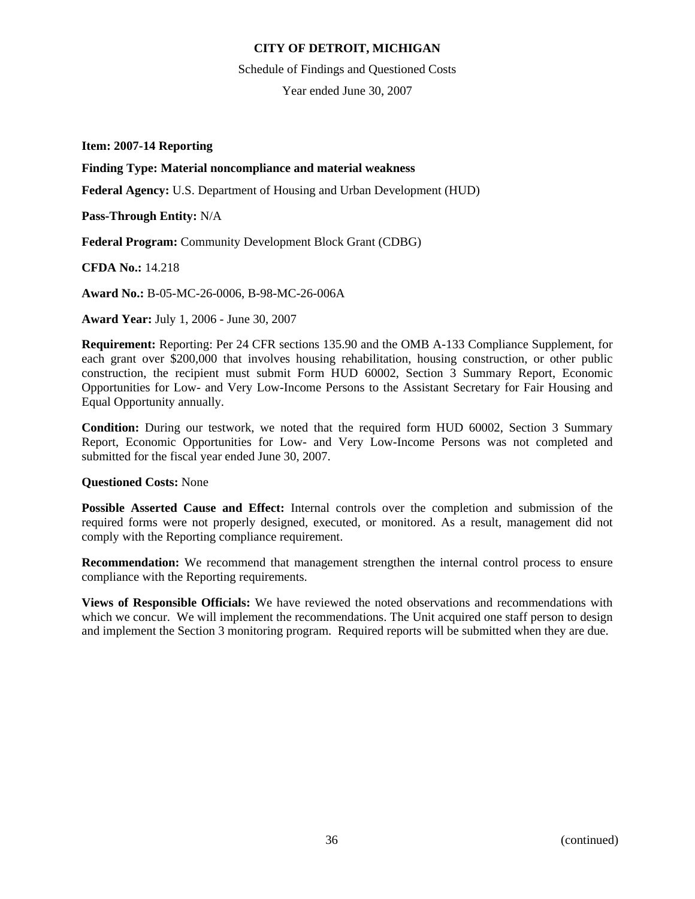**Item: 2007-14 Reporting**

**Finding Type: Material noncompliance and material weakness**

**Federal Agency:** U.S. Department of Housing and Urban Development (HUD)

**Pass-Through Entity:** N/A

**Federal Program:** Community Development Block Grant (CDBG)

**CFDA No.:** 14.218

**Award No.:** B-05-MC-26-0006, B-98-MC-26-006A

**Award Year:** July 1, 2006 - June 30, 2007

**Requirement:** Reporting: Per 24 CFR sections 135.90 and the OMB A-133 Compliance Supplement, for each grant over $200,000 that involves housing rehabilitation, housing construction, or other public construction, the recipient must submit Form HUD 60002, Section 3 Summary Report, Economic Opportunities for Low- and Very Low-Income Persons to the Assistant Secretary for Fair Housing and Equal Opportunity annually.

**Condition:** During our testwork, we noted that the required form HUD 60002, Section 3 Summary Report, Economic Opportunities for Low- and Very Low-Income Persons was not completed and submitted for the fiscal year ended June 30, 2007.

**Questioned Costs:** None

**Possible Asserted Cause and Effect:** Internal controls over the completion and submission of the required forms were not properly designed, executed, or monitored. As a result, management did not comply with the Reporting compliance requirement.

**Recommendation:** We recommend that management strengthen the internal control process to ensure compliance with the Reporting requirements.

**Views of Responsible Officials:** We have reviewed the noted observations and recommendations with which we concur. We will implement the recommendations. The Unit acquired one staff person to design and implement the Section 3 monitoring program. Required reports will be submitted when they are due.

(continued)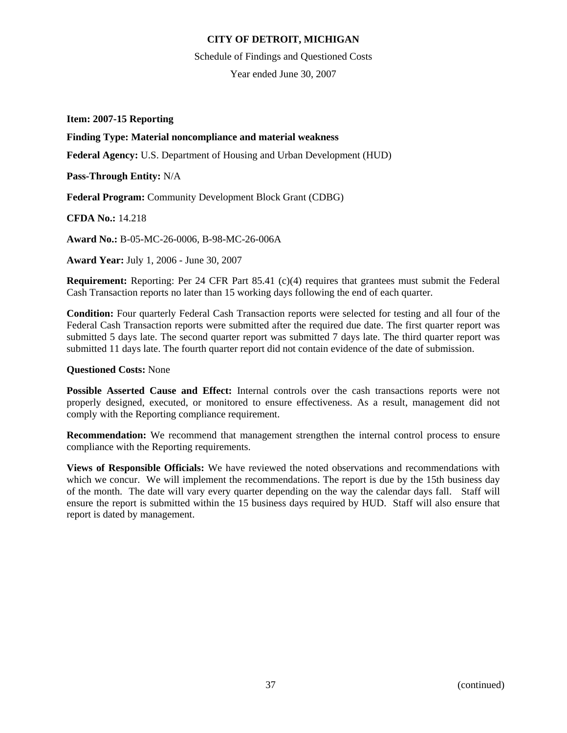**CITY OF DETROIT, MICHIGAN**

Schedule of Findings and Questioned Costs

Year ended June 30, 2007

**Item: 2007-15 Reporting**

**Finding Type: Material noncompliance and material weakness**

**Federal Agency:** U.S. Department of Housing and Urban Development (HUD)

**Pass-Through Entity:** N/A

**Federal Program:** Community Development Block Grant (CDBG)

**CFDA No.:** 14.218

**Award No.:** B-05-MC-26-0006, B-98-MC-26-006A

**Award Year:** July 1, 2006 - June 30, 2007

**Requirement:** Reporting: Per 24 CFR Part 85.41 (c)(4) requires that grantees must submit the Federal Cash Transaction reports no later than 15 working days following the end of each quarter.

**Condition:** Four quarterly Federal Cash Transaction reports were selected for testing and all four of the Federal Cash Transaction reports were submitted after the required due date. The first quarter report was submitted 5 days late. The second quarter report was submitted 7 days late. The third quarter report was submitted 11 days late. The fourth quarter report did not contain evidence of the date of submission.

**Questioned Costs:** None

**Possible Asserted Cause and Effect:** Internal controls over the cash transactions reports were not properly designed, executed, or monitored to ensure effectiveness. As a result, management did not comply with the Reporting compliance requirement.

**Recommendation:** We recommend that management strengthen the internal control process to ensure compliance with the Reporting requirements.

**Views of Responsible Officials:** We have reviewed the noted observations and recommendations with which we concur. We will implement the recommendations. The report is due by the 15th business day of the month. The date will vary every quarter depending on the way the calendar days fall. Staff will ensure the report is submitted within the 15 business days required by HUD. Staff will also ensure that report is dated by management.

(continued)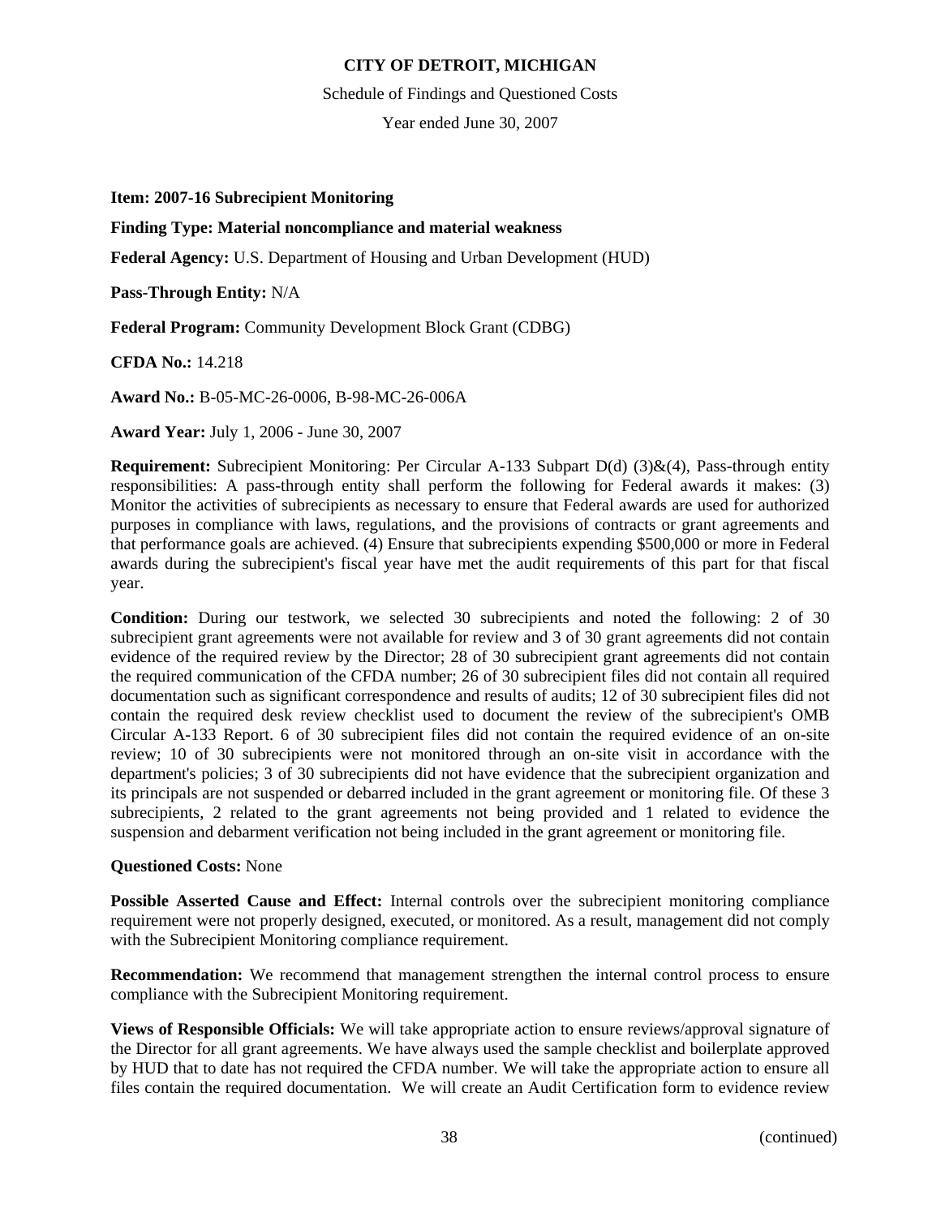**Item: 2007-16 Subrecipient Monitoring**

**Finding Type: Material noncompliance and material weakness**

**Federal Agency:** U.S. Department of Housing and Urban Development (HUD)

**Pass-Through Entity:** N/A

**Federal Program:** Community Development Block Grant (CDBG)

**CFDA No.:** 14.218

**Award No.:** B-05-MC-26-0006, B-98-MC-26-006A

**Award Year:** July 1, 2006 - June 30, 2007

**Requirement:** Subrecipient Monitoring: Per Circular A-133 Subpart D(d) (3)&(4), Pass-through entity responsibilities: A pass-through entity shall perform the following for Federal awards it makes: (3) Monitor the activities of subrecipients as necessary to ensure that Federal awards are used for authorized purposes in compliance with laws, regulations, and the provisions of contracts or grant agreements and that performance goals are achieved. (4) Ensure that subrecipients expending $500,000 or more in Federal awards during the subrecipient's fiscal year have met the audit requirements of this part for that fiscal year.

**Condition:** During our testwork, we selected 30 subrecipients and noted the following: 2 of 30 subrecipient grant agreements were not available for review and 3 of 30 grant agreements did not contain evidence of the required review by the Director; 28 of 30 subrecipient grant agreements did not contain the required communication of the CFDA number; 26 of 30 subrecipient files did not contain all required documentation such as significant correspondence and results of audits; 12 of 30 subrecipient files did not contain the required desk review checklist used to document the review of the subrecipient's OMB Circular A-133 Report. 6 of 30 subrecipient files did not contain the required evidence of an on-site review; 10 of 30 subrecipients were not monitored through an on-site visit in accordance with the department's policies; 3 of 30 subrecipients did not have evidence that the subrecipient organization and its principals are not suspended or debarred included in the grant agreement or monitoring file. Of these 3 subrecipients, 2 related to the grant agreements not being provided and 1 related to evidence the suspension and debarment verification not being included in the grant agreement or monitoring file.

**Questioned Costs:** None

**Possible Asserted Cause and Effect:** Internal controls over the subrecipient monitoring compliance requirement were not properly designed, executed, or monitored. As a result, management did not comply with the Subrecipient Monitoring compliance requirement.

**Recommendation:** We recommend that management strengthen the internal control process to ensure compliance with the Subrecipient Monitoring requirement.

**Views of Responsible Officials:** We will take appropriate action to ensure reviews/approval signature of the Director for all grant agreements. We have always used the sample checklist and boilerplate approved by HUD that to date has not required the CFDA number. We will take the appropriate action to ensure all files contain the required documentation. We will create an Audit Certification form to evidence review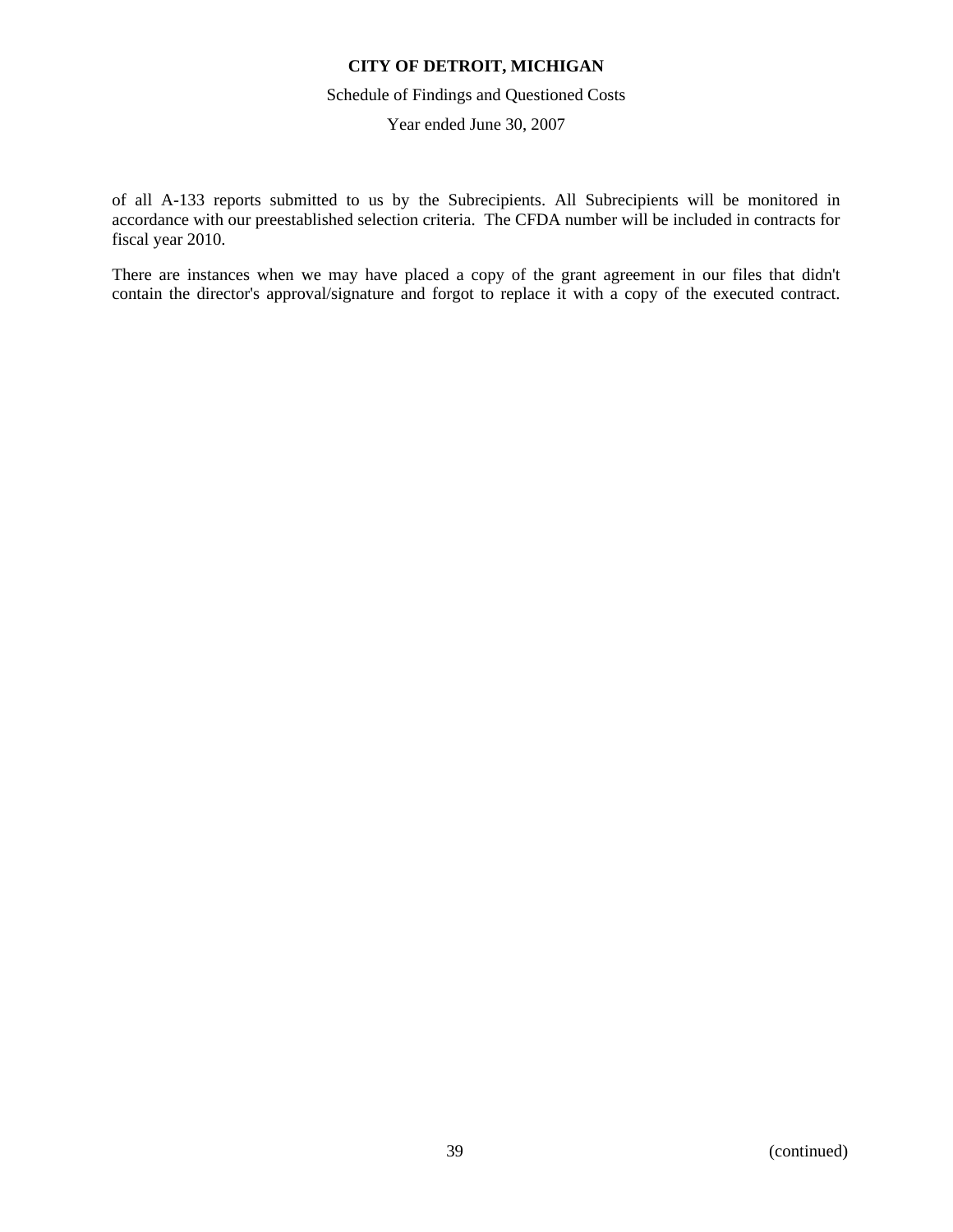of all A-133 reports submitted to us by the Subrecipients. All Subrecipients will be monitored in accordance with our preestablished selection criteria. The CFDA number will be included in contracts for fiscal year 2010.

There are instances when we may have placed a copy of the grant agreement in our files that didn't contain the director's approval/signature and forgot to replace it with a copy of the executed contract.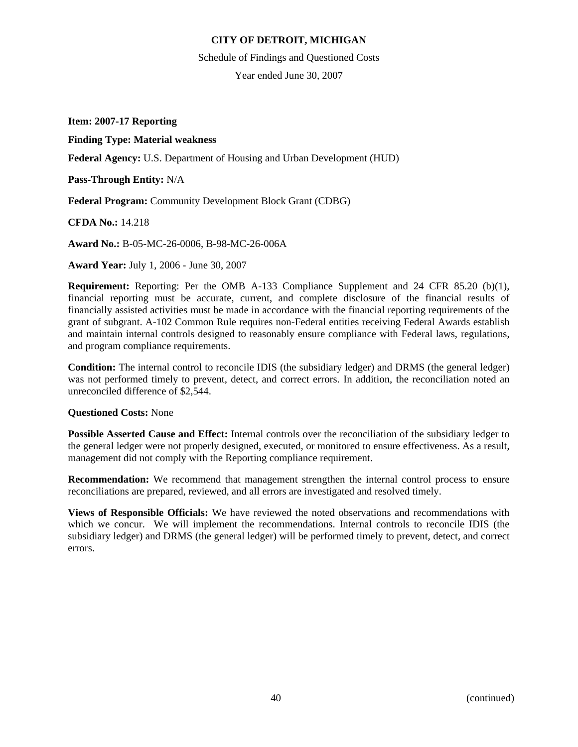**Item: 2007-17 Reporting**

**Finding Type: Material weakness**

**Federal Agency:** U.S. Department of Housing and Urban Development (HUD)

**Pass-Through Entity:** N/A

**Federal Program:** Community Development Block Grant (CDBG)

**CFDA No.:** 14.218

**Award No.:** B-05-MC-26-0006, B-98-MC-26-006A

**Award Year:** July 1, 2006 - June 30, 2007

**Requirement:** Reporting: Per the OMB A-133 Compliance Supplement and 24 CFR 85.20 (b)(1), financial reporting must be accurate, current, and complete disclosure of the financial results of financially assisted activities must be made in accordance with the financial reporting requirements of the grant of subgrant. A-102 Common Rule requires non-Federal entities receiving Federal Awards establish and maintain internal controls designed to reasonably ensure compliance with Federal laws, regulations, and program compliance requirements.

**Condition:** The internal control to reconcile IDIS (the subsidiary ledger) and DRMS (the general ledger) was not performed timely to prevent, detect, and correct errors. In addition, the reconciliation noted an unreconciled difference of $2,544.

**Questioned Costs:** None

**Possible Asserted Cause and Effect:** Internal controls over the reconciliation of the subsidiary ledger to the general ledger were not properly designed, executed, or monitored to ensure effectiveness. As a result, management did not comply with the Reporting compliance requirement.

**Recommendation:** We recommend that management strengthen the internal control process to ensure reconciliations are prepared, reviewed, and all errors are investigated and resolved timely.

**Views of Responsible Officials:** We have reviewed the noted observations and recommendations with which we concur. We will implement the recommendations. Internal controls to reconcile IDIS (the subsidiary ledger) and DRMS (the general ledger) will be performed timely to prevent, detect, and correct errors.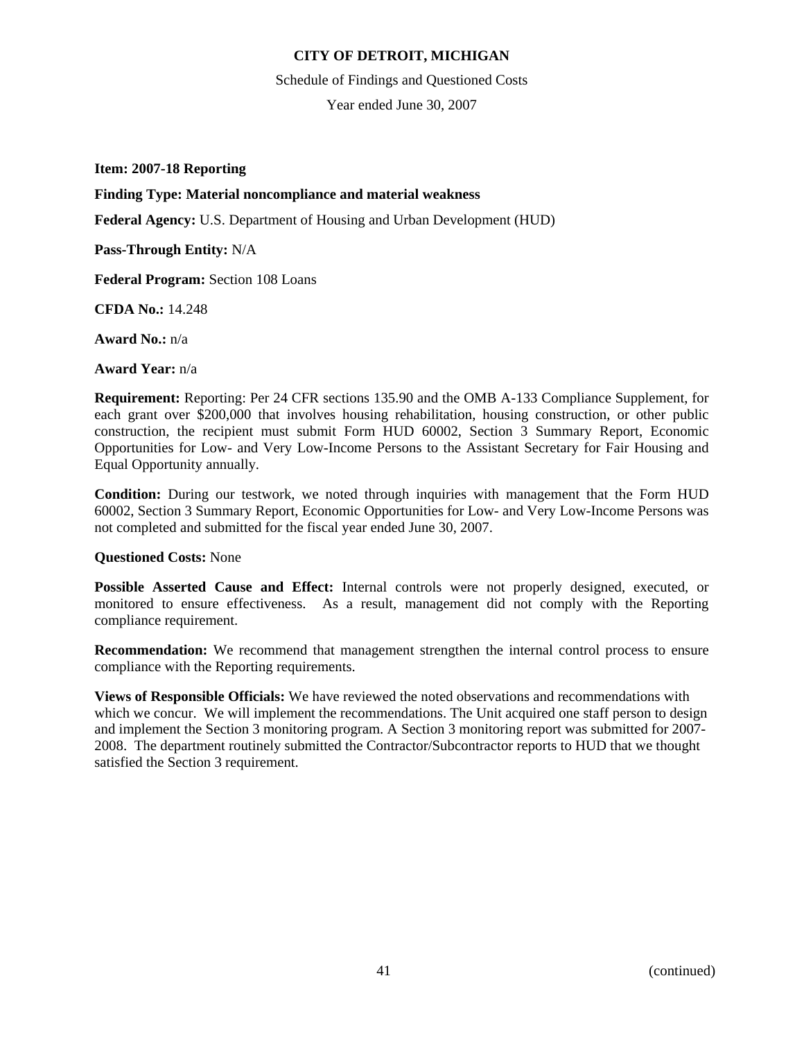**CITY OF DETROIT, MICHIGAN**

Schedule of Findings and Questioned Costs

Year ended June 30, 2007

**Item: 2007-18 Reporting**

**Finding Type: Material noncompliance and material weakness**

**Federal Agency:** U.S. Department of Housing and Urban Development (HUD)

**Pass-Through Entity:** N/A

**Federal Program:** Section 108 Loans

**CFDA No.:** 14.248

**Award No.:** n/a

**Award Year:** n/a

**Requirement:** Reporting: Per 24 CFR sections 135.90 and the OMB A-133 Compliance Supplement, for each grant over $200,000 that involves housing rehabilitation, housing construction, or other public construction, the recipient must submit Form HUD 60002, Section 3 Summary Report, Economic Opportunities for Low- and Very Low-Income Persons to the Assistant Secretary for Fair Housing and Equal Opportunity annually.

**Condition:** During our testwork, we noted through inquiries with management that the Form HUD 60002, Section 3 Summary Report, Economic Opportunities for Low- and Very Low-Income Persons was not completed and submitted for the fiscal year ended June 30, 2007.

**Questioned Costs:** None

**Possible Asserted Cause and Effect:** Internal controls were not properly designed, executed, or monitored to ensure effectiveness. As a result, management did not comply with the Reporting compliance requirement.

**Recommendation:** We recommend that management strengthen the internal control process to ensure compliance with the Reporting requirements.

**Views of Responsible Officials:** We have reviewed the noted observations and recommendations with which we concur. We will implement the recommendations. The Unit acquired one staff person to design and implement the Section 3 monitoring program. A Section 3 monitoring report was submitted for 2007-2008. The department routinely submitted the Contractor/Subcontractor reports to HUD that we thought satisfied the Section 3 requirement.

(continued)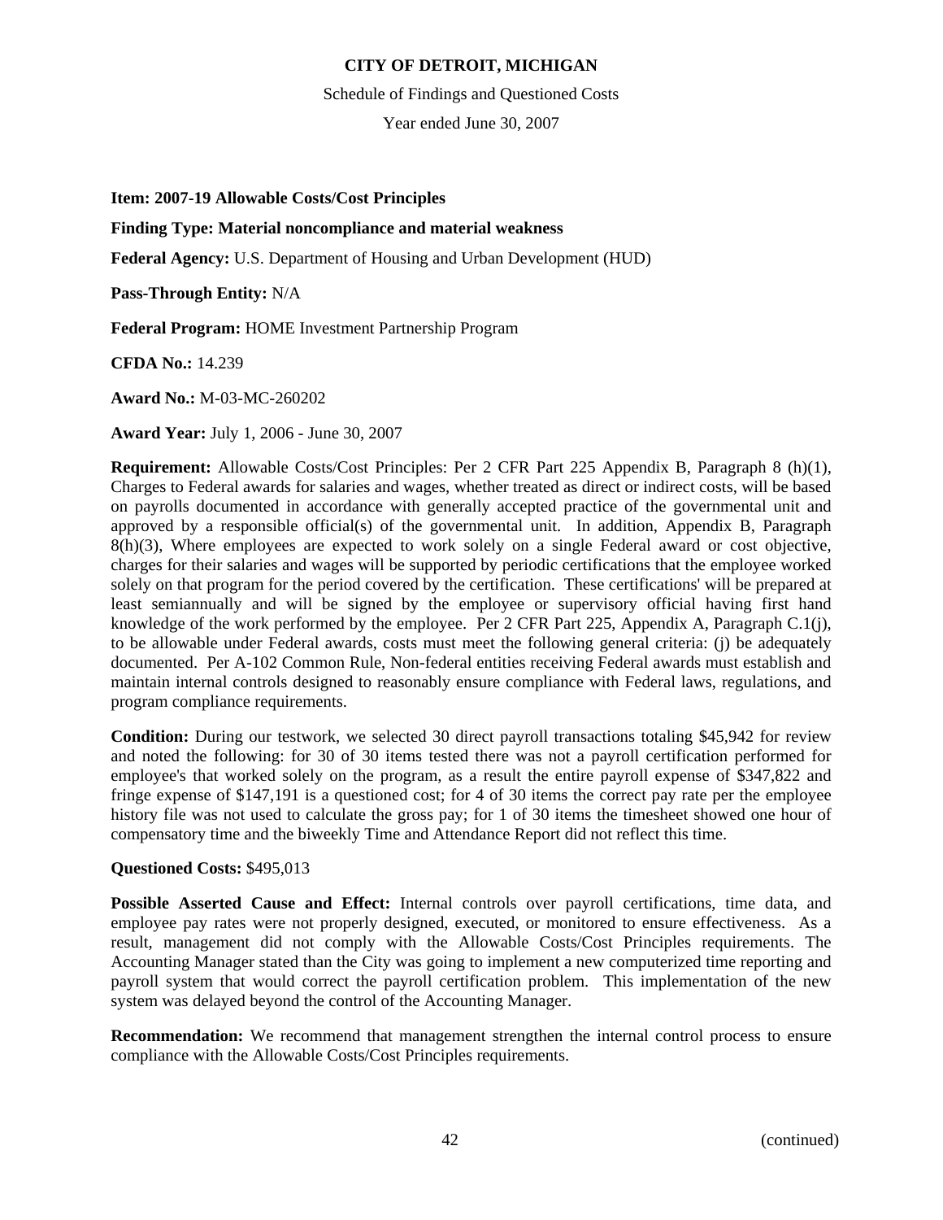**CITY OF DETROIT, MICHIGAN**

Schedule of Findings and Questioned Costs

Year ended June 30, 2007

**Item: 2007-19 Allowable Costs/Cost Principles**

**Finding Type: Material noncompliance and material weakness**

**Federal Agency:** U.S. Department of Housing and Urban Development (HUD)

**Pass-Through Entity:** N/A

**Federal Program:** HOME Investment Partnership Program

**CFDA No.:** 14.239

**Award No.:** M-03-MC-260202

**Award Year:** July 1, 2006 - June 30, 2007

**Requirement:** Allowable Costs/Cost Principles: Per 2 CFR Part 225 Appendix B, Paragraph 8 (h)(1), Charges to Federal awards for salaries and wages, whether treated as direct or indirect costs, will be based on payrolls documented in accordance with generally accepted practice of the governmental unit and approved by a responsible official(s) of the governmental unit. In addition, Appendix B, Paragraph 8(h)(3), Where employees are expected to work solely on a single Federal award or cost objective, charges for their salaries and wages will be supported by periodic certifications that the employee worked solely on that program for the period covered by the certification. These certifications' will be prepared at least semiannually and will be signed by the employee or supervisory official having first hand knowledge of the work performed by the employee. Per 2 CFR Part 225, Appendix A, Paragraph C.1(j), to be allowable under Federal awards, costs must meet the following general criteria: (j) be adequately documented. Per A-102 Common Rule, Non-federal entities receiving Federal awards must establish and maintain internal controls designed to reasonably ensure compliance with Federal laws, regulations, and program compliance requirements.

**Condition:** During our testwork, we selected 30 direct payroll transactions totaling $45,942 for review and noted the following: for 30 of 30 items tested there was not a payroll certification performed for employee's that worked solely on the program, as a result the entire payroll expense of $347,822 and fringe expense of $147,191 is a questioned cost; for 4 of 30 items the correct pay rate per the employee history file was not used to calculate the gross pay; for 1 of 30 items the timesheet showed one hour of compensatory time and the biweekly Time and Attendance Report did not reflect this time.

**Questioned Costs:** $495,013

**Possible Asserted Cause and Effect:** Internal controls over payroll certifications, time data, and employee pay rates were not properly designed, executed, or monitored to ensure effectiveness. As a result, management did not comply with the Allowable Costs/Cost Principles requirements. The Accounting Manager stated than the City was going to implement a new computerized time reporting and payroll system that would correct the payroll certification problem. This implementation of the new system was delayed beyond the control of the Accounting Manager.

**Recommendation:** We recommend that management strengthen the internal control process to ensure compliance with the Allowable Costs/Cost Principles requirements.

(continued)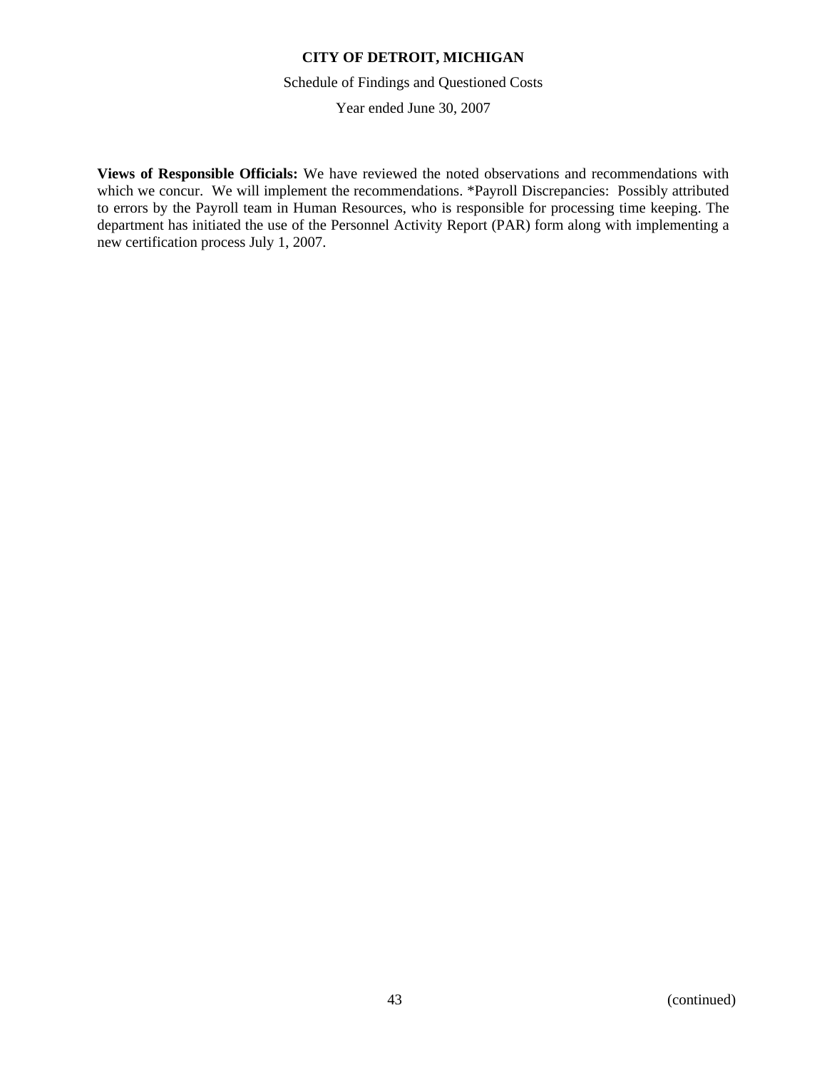**Views of Responsible Officials:** We have reviewed the noted observations and recommendations with which we concur. We will implement the recommendations. *Payroll Discrepancies: Possibly attributed to errors by the Payroll team in Human Resources, who is responsible for processing time keeping. The department has initiated the use of the Personnel Activity Report (PAR) form along with implementing a new certification process July 1, 2007.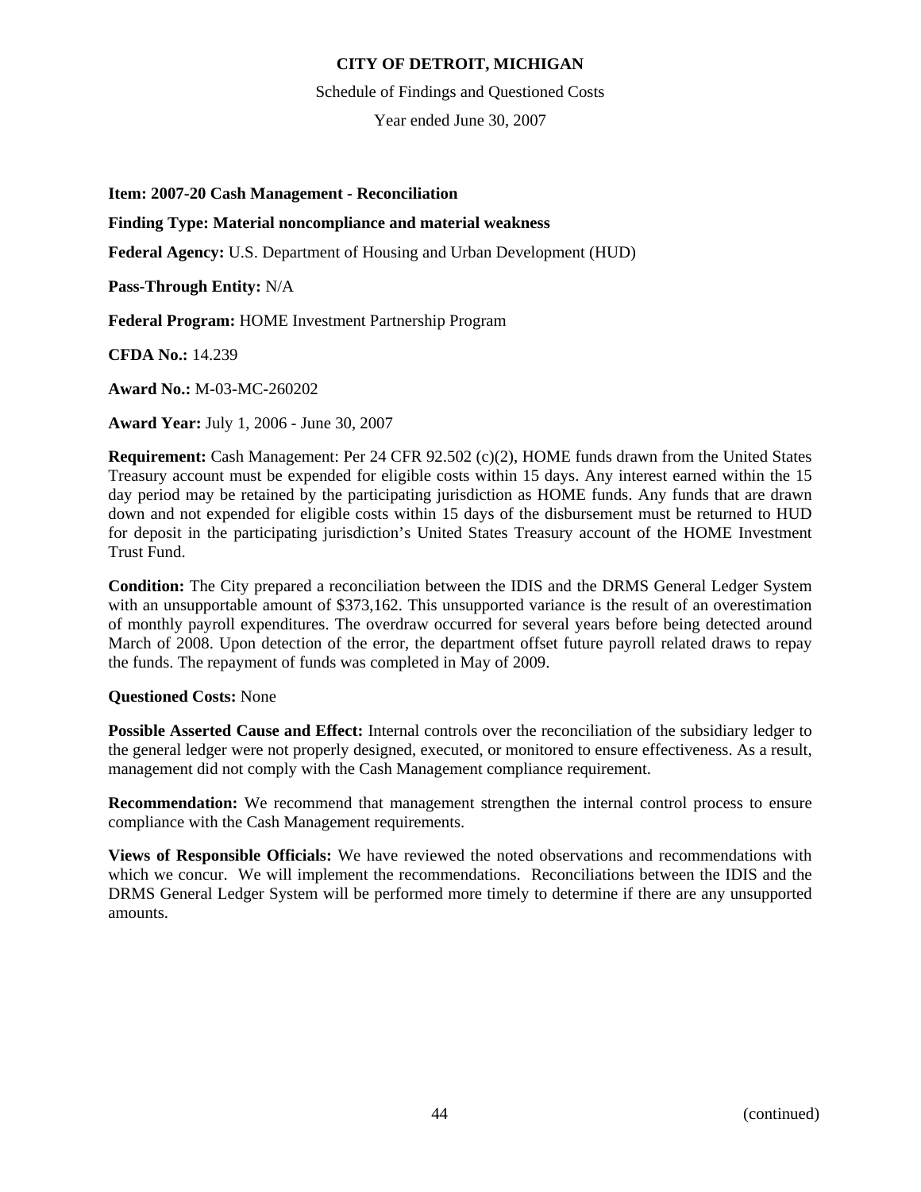**CITY OF DETROIT, MICHIGAN**

Schedule of Findings and Questioned Costs

Year ended June 30, 2007

**Item: 2007-20 Cash Management - Reconciliation**

**Finding Type: Material noncompliance and material weakness**

**Federal Agency:** U.S. Department of Housing and Urban Development (HUD)

**Pass-Through Entity:** N/A

**Federal Program:** HOME Investment Partnership Program

**CFDA No.:** 14.239

**Award No.:** M-03-MC-260202

**Award Year:** July 1, 2006 - June 30, 2007

**Requirement:** Cash Management: Per 24 CFR 92.502 (c)(2), HOME funds drawn from the United States Treasury account must be expended for eligible costs within 15 days. Any interest earned within the 15 day period may be retained by the participating jurisdiction as HOME funds. Any funds that are drawn down and not expended for eligible costs within 15 days of the disbursement must be returned to HUD for deposit in the participating jurisdiction's United States Treasury account of the HOME Investment Trust Fund.

**Condition:** The City prepared a reconciliation between the IDIS and the DRMS General Ledger System with an unsupportable amount of $373,162. This unsupported variance is the result of an overestimation of monthly payroll expenditures. The overdraw occurred for several years before being detected around March of 2008. Upon detection of the error, the department offset future payroll related draws to repay the funds. The repayment of funds was completed in May of 2009.

**Questioned Costs:** None

**Possible Asserted Cause and Effect:** Internal controls over the reconciliation of the subsidiary ledger to the general ledger were not properly designed, executed, or monitored to ensure effectiveness. As a result, management did not comply with the Cash Management compliance requirement.

**Recommendation:** We recommend that management strengthen the internal control process to ensure compliance with the Cash Management requirements.

**Views of Responsible Officials:** We have reviewed the noted observations and recommendations with which we concur. We will implement the recommendations. Reconciliations between the IDIS and the DRMS General Ledger System will be performed more timely to determine if there are any unsupported amounts.

(continued)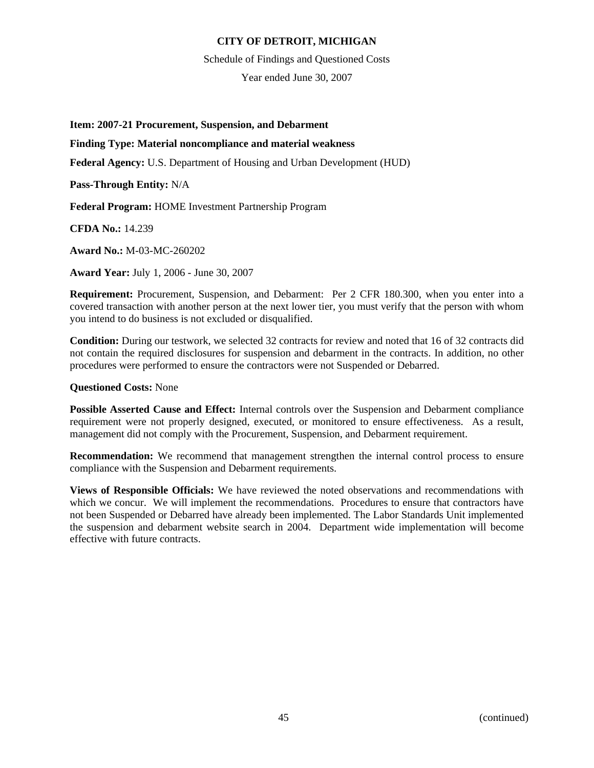**CITY OF DETROIT, MICHIGAN**

Schedule of Findings and Questioned Costs

Year ended June 30, 2007

**Item: 2007-21 Procurement, Suspension, and Debarment**

**Finding Type: Material noncompliance and material weakness**

**Federal Agency:** U.S. Department of Housing and Urban Development (HUD)

**Pass-Through Entity:** N/A

**Federal Program:** HOME Investment Partnership Program

**CFDA No.:** 14.239

**Award No.:** M-03-MC-260202

**Award Year:** July 1, 2006 - June 30, 2007

**Requirement:** Procurement, Suspension, and Debarment: Per 2 CFR 180.300, when you enter into a covered transaction with another person at the next lower tier, you must verify that the person with whom you intend to do business is not excluded or disqualified.

**Condition:** During our testwork, we selected 32 contracts for review and noted that 16 of 32 contracts did not contain the required disclosures for suspension and debarment in the contracts. In addition, no other procedures were performed to ensure the contractors were not Suspended or Debarred.

**Questioned Costs:** None

**Possible Asserted Cause and Effect:** Internal controls over the Suspension and Debarment compliance requirement were not properly designed, executed, or monitored to ensure effectiveness. As a result, management did not comply with the Procurement, Suspension, and Debarment requirement.

**Recommendation:** We recommend that management strengthen the internal control process to ensure compliance with the Suspension and Debarment requirements.

**Views of Responsible Officials:** We have reviewed the noted observations and recommendations with which we concur. We will implement the recommendations. Procedures to ensure that contractors have not been Suspended or Debarred have already been implemented. The Labor Standards Unit implemented the suspension and debarment website search in 2004. Department wide implementation will become effective with future contracts.

(continued)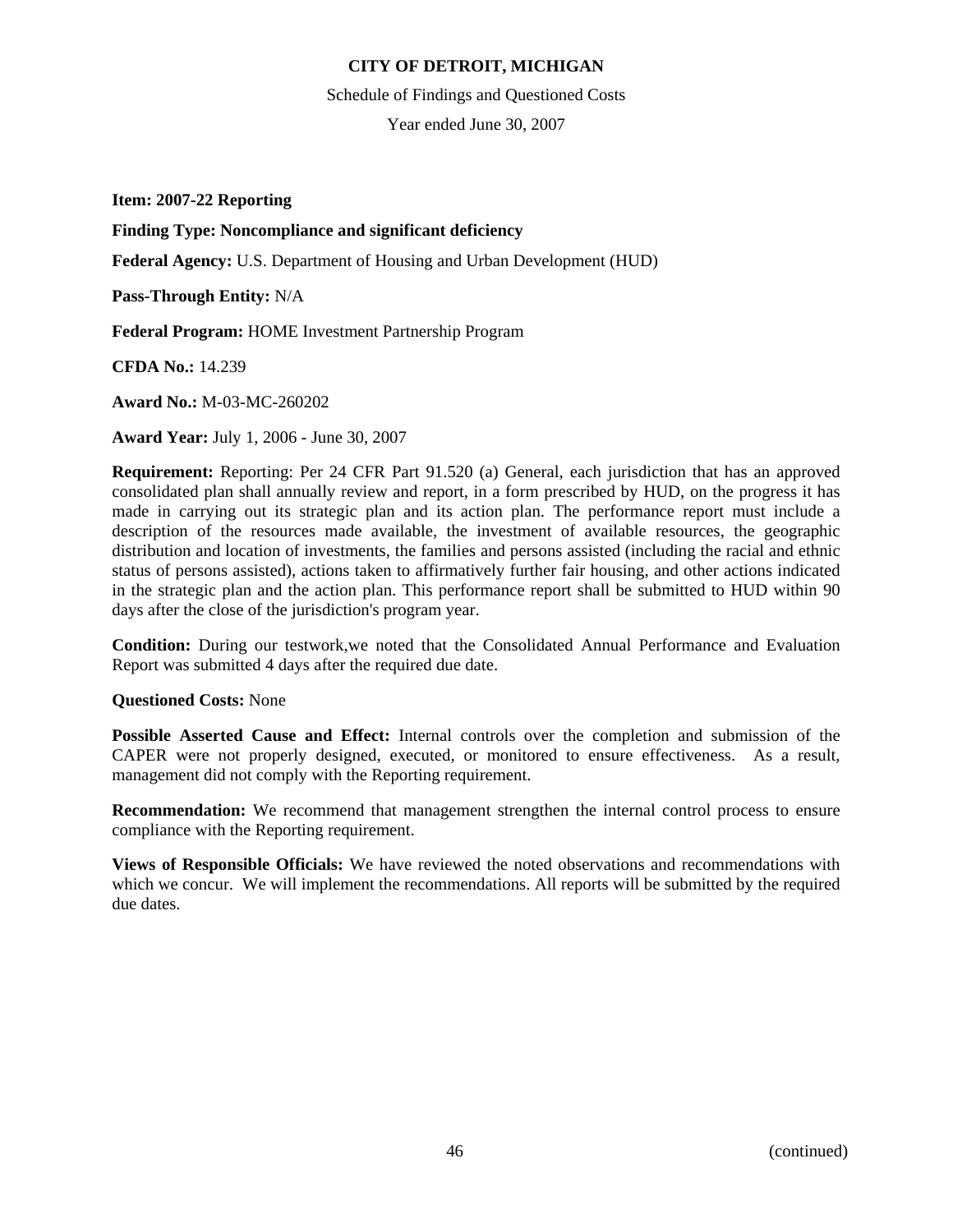**Item: 2007-22 Reporting**

**Finding Type: Noncompliance and significant deficiency**

**Federal Agency:** U.S. Department of Housing and Urban Development (HUD)

**Pass-Through Entity:** N/A

**Federal Program:** HOME Investment Partnership Program

**CFDA No.:** 14.239

**Award No.:** M-03-MC-260202

**Award Year:** July 1, 2006 - June 30, 2007

**Requirement:** Reporting: Per 24 CFR Part 91.520 (a) General, each jurisdiction that has an approved consolidated plan shall annually review and report, in a form prescribed by HUD, on the progress it has made in carrying out its strategic plan and its action plan. The performance report must include a description of the resources made available, the investment of available resources, the geographic distribution and location of investments, the families and persons assisted (including the racial and ethnic status of persons assisted), actions taken to affirmatively further fair housing, and other actions indicated in the strategic plan and the action plan. This performance report shall be submitted to HUD within 90 days after the close of the jurisdiction's program year.

**Condition:** During our testwork,we noted that the Consolidated Annual Performance and Evaluation Report was submitted 4 days after the required due date.

**Questioned Costs:** None

**Possible Asserted Cause and Effect:** Internal controls over the completion and submission of the CAPER were not properly designed, executed, or monitored to ensure effectiveness. As a result, management did not comply with the Reporting requirement.

**Recommendation:** We recommend that management strengthen the internal control process to ensure compliance with the Reporting requirement.

**Views of Responsible Officials:** We have reviewed the noted observations and recommendations with which we concur. We will implement the recommendations. All reports will be submitted by the required due dates.

(continued)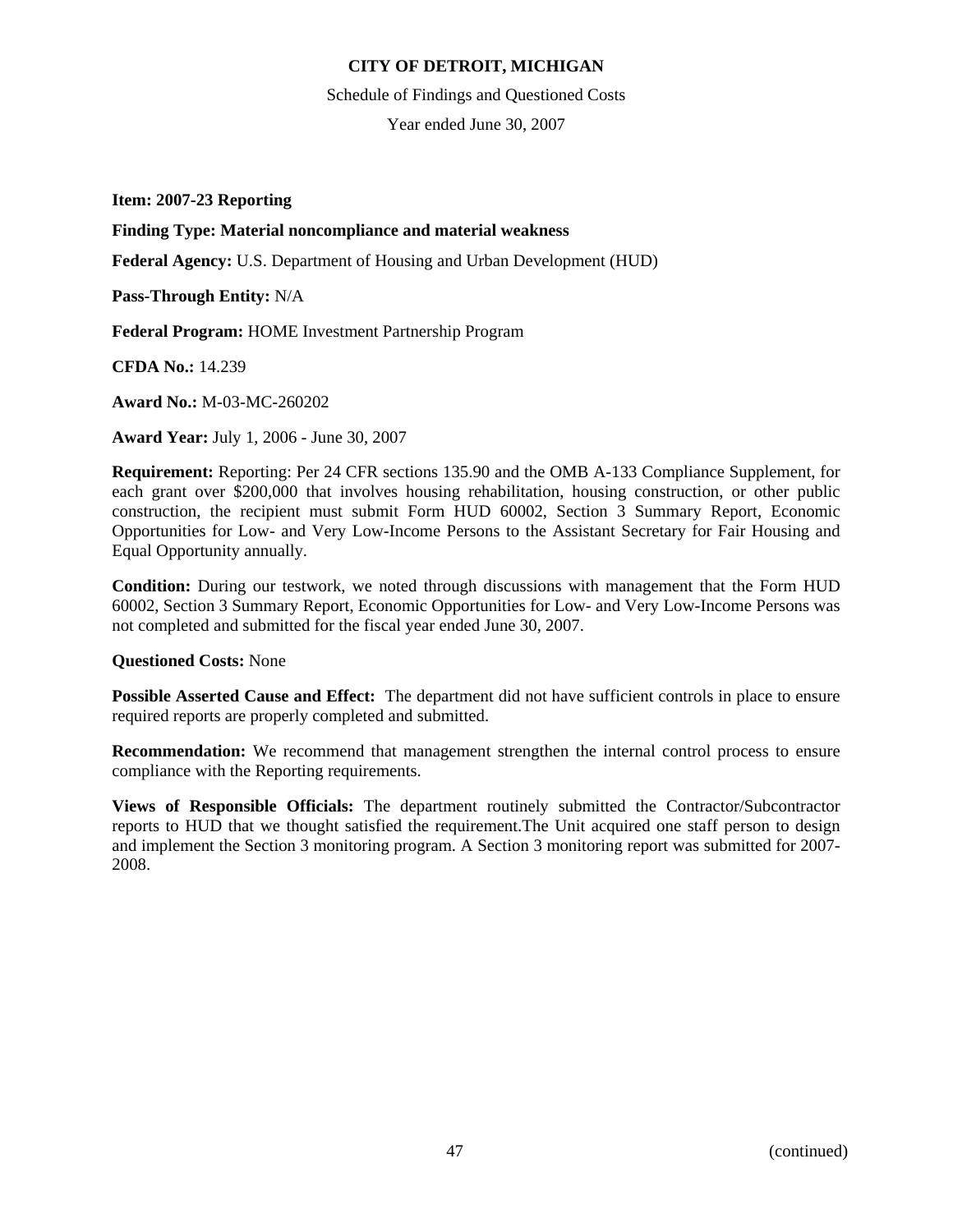**CITY OF DETROIT, MICHIGAN**

Schedule of Findings and Questioned Costs

Year ended June 30, 2007

**Item: 2007-23 Reporting**

**Finding Type: Material noncompliance and material weakness**

**Federal Agency:** U.S. Department of Housing and Urban Development (HUD)

**Pass-Through Entity:** N/A

**Federal Program:** HOME Investment Partnership Program

**CFDA No.:** 14.239

**Award No.:** M-03-MC-260202

**Award Year:** July 1, 2006 - June 30, 2007

**Requirement:** Reporting: Per 24 CFR sections 135.90 and the OMB A-133 Compliance Supplement, for each grant over $200,000 that involves housing rehabilitation, housing construction, or other public construction, the recipient must submit Form HUD 60002, Section 3 Summary Report, Economic Opportunities for Low- and Very Low-Income Persons to the Assistant Secretary for Fair Housing and Equal Opportunity annually.

**Condition:** During our testwork, we noted through discussions with management that the Form HUD 60002, Section 3 Summary Report, Economic Opportunities for Low- and Very Low-Income Persons was not completed and submitted for the fiscal year ended June 30, 2007.

**Questioned Costs:** None

**Possible Asserted Cause and Effect:** The department did not have sufficient controls in place to ensure required reports are properly completed and submitted.

**Recommendation:** We recommend that management strengthen the internal control process to ensure compliance with the Reporting requirements.

**Views of Responsible Officials:** The department routinely submitted the Contractor/Subcontractor reports to HUD that we thought satisfied the requirement.The Unit acquired one staff person to design and implement the Section 3 monitoring program. A Section 3 monitoring report was submitted for 2007-2008.

(continued)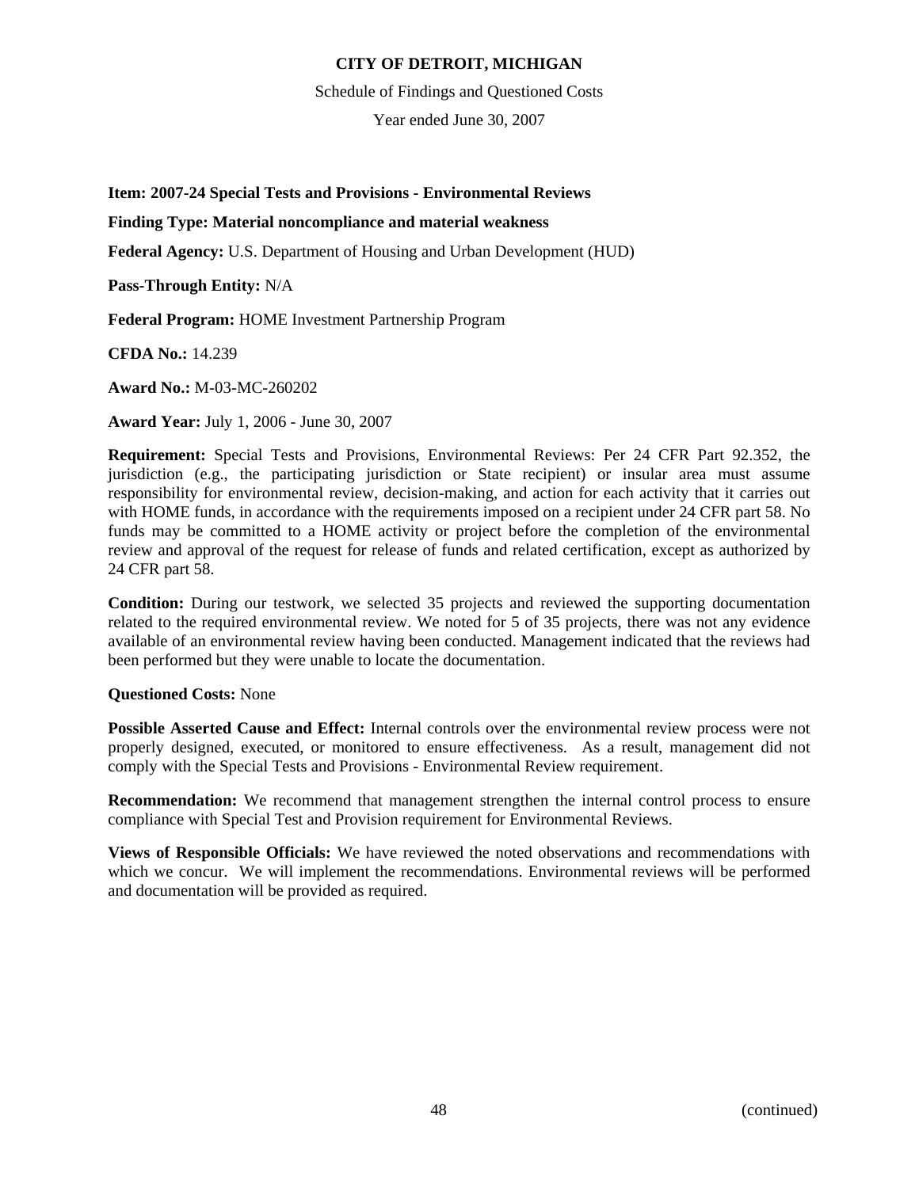**CITY OF DETROIT, MICHIGAN**

Schedule of Findings and Questioned Costs

Year ended June 30, 2007

**Item: 2007-24 Special Tests and Provisions - Environmental Reviews**

**Finding Type: Material noncompliance and material weakness**

**Federal Agency:** U.S. Department of Housing and Urban Development (HUD)

**Pass-Through Entity:** N/A

**Federal Program:** HOME Investment Partnership Program

**CFDA No.:** 14.239

**Award No.:** M-03-MC-260202

**Award Year:** July 1, 2006 - June 30, 2007

**Requirement:** Special Tests and Provisions, Environmental Reviews: Per 24 CFR Part 92.352, the jurisdiction (e.g., the participating jurisdiction or State recipient) or insular area must assume responsibility for environmental review, decision-making, and action for each activity that it carries out with HOME funds, in accordance with the requirements imposed on a recipient under 24 CFR part 58. No funds may be committed to a HOME activity or project before the completion of the environmental review and approval of the request for release of funds and related certification, except as authorized by 24 CFR part 58.

**Condition:** During our testwork, we selected 35 projects and reviewed the supporting documentation related to the required environmental review. We noted for 5 of 35 projects, there was not any evidence available of an environmental review having been conducted. Management indicated that the reviews had been performed but they were unable to locate the documentation.

**Questioned Costs:** None

**Possible Asserted Cause and Effect:** Internal controls over the environmental review process were not properly designed, executed, or monitored to ensure effectiveness. As a result, management did not comply with the Special Tests and Provisions - Environmental Review requirement.

**Recommendation:** We recommend that management strengthen the internal control process to ensure compliance with Special Test and Provision requirement for Environmental Reviews.

**Views of Responsible Officials:** We have reviewed the noted observations and recommendations with which we concur. We will implement the recommendations. Environmental reviews will be performed and documentation will be provided as required.

(continued)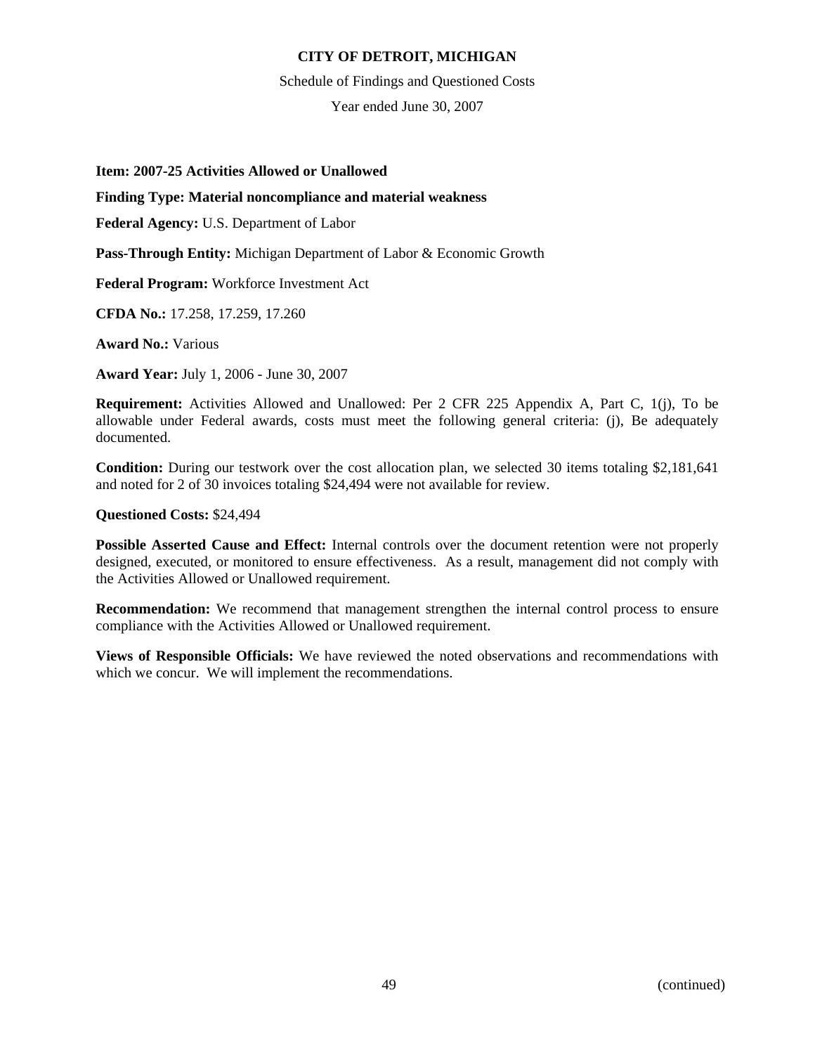**CITY OF DETROIT, MICHIGAN**

Schedule of Findings and Questioned Costs

Year ended June 30, 2007

**Item: 2007-25 Activities Allowed or Unallowed**

**Finding Type: Material noncompliance and material weakness**

**Federal Agency:** U.S. Department of Labor

**Pass-Through Entity:** Michigan Department of Labor & Economic Growth

**Federal Program:** Workforce Investment Act

**CFDA No.:** 17.258, 17.259, 17.260

**Award No.:** Various

**Award Year:** July 1, 2006 - June 30, 2007

**Requirement:** Activities Allowed and Unallowed: Per 2 CFR 225 Appendix A, Part C, 1(j), To be allowable under Federal awards, costs must meet the following general criteria: (j), Be adequately documented.

**Condition:** During our testwork over the cost allocation plan, we selected 30 items totaling $2,181,641 and noted for 2 of 30 invoices totaling $24,494 were not available for review.

**Questioned Costs:** $24,494

**Possible Asserted Cause and Effect:** Internal controls over the document retention were not properly designed, executed, or monitored to ensure effectiveness. As a result, management did not comply with the Activities Allowed or Unallowed requirement.

**Recommendation:** We recommend that management strengthen the internal control process to ensure compliance with the Activities Allowed or Unallowed requirement.

**Views of Responsible Officials:** We have reviewed the noted observations and recommendations with which we concur. We will implement the recommendations.

(continued)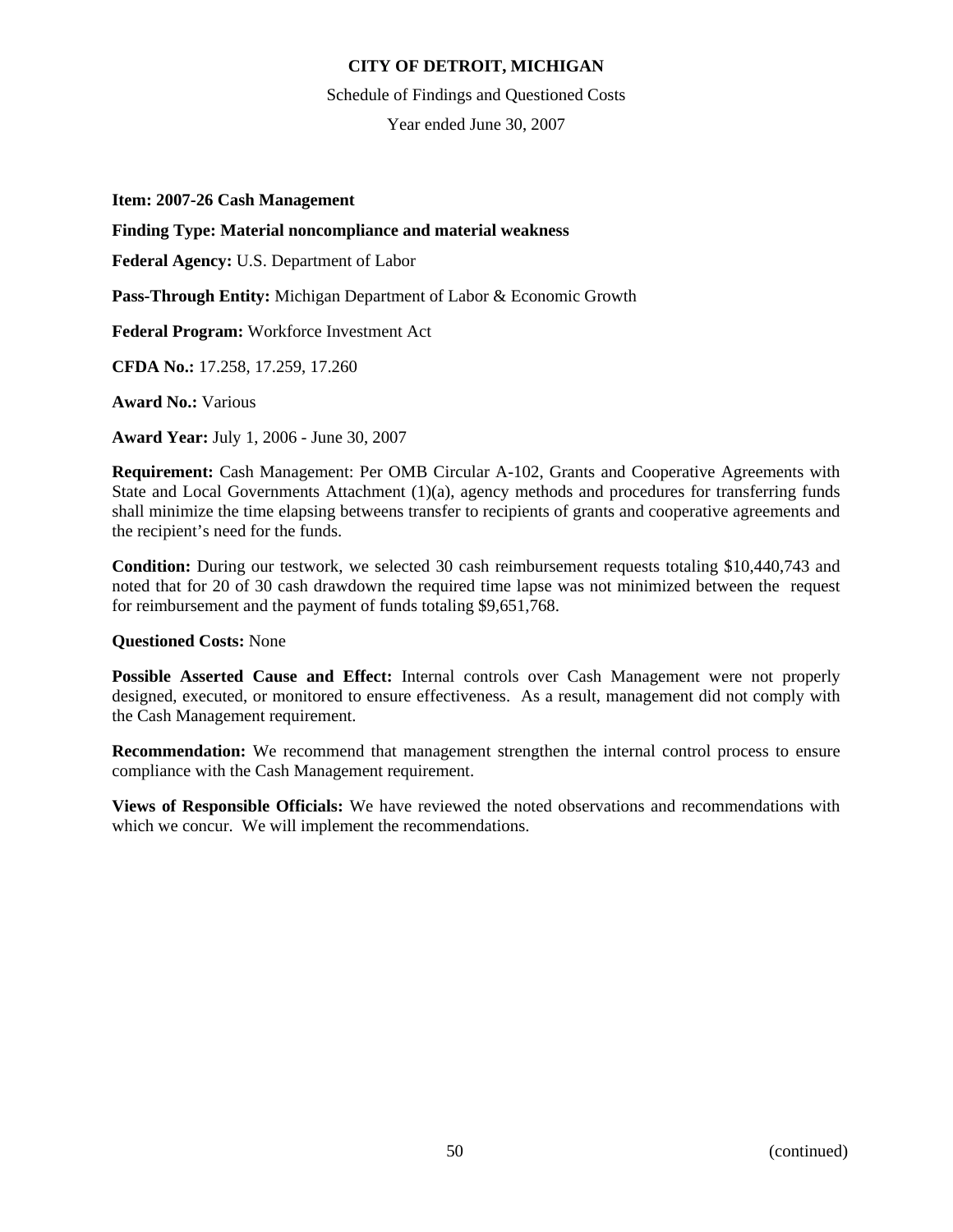**CITY OF DETROIT, MICHIGAN**

Schedule of Findings and Questioned Costs

Year ended June 30, 2007

**Item: 2007-26 Cash Management**

**Finding Type: Material noncompliance and material weakness**

**Federal Agency:** U.S. Department of Labor

**Pass-Through Entity:** Michigan Department of Labor & Economic Growth

**Federal Program:** Workforce Investment Act

**CFDA No.:** 17.258, 17.259, 17.260

**Award No.:** Various

**Award Year:** July 1, 2006 - June 30, 2007

**Requirement:** Cash Management: Per OMB Circular A-102, Grants and Cooperative Agreements with State and Local Governments Attachment (1)(a), agency methods and procedures for transferring funds shall minimize the time elapsing betweens transfer to recipients of grants and cooperative agreements and the recipient's need for the funds.

**Condition:** During our testwork, we selected 30 cash reimbursement requests totaling $10,440,743 and noted that for 20 of 30 cash drawdown the required time lapse was not minimized between the request for reimbursement and the payment of funds totaling $9,651,768.

**Questioned Costs:** None

**Possible Asserted Cause and Effect:** Internal controls over Cash Management were not properly designed, executed, or monitored to ensure effectiveness. As a result, management did not comply with the Cash Management requirement.

**Recommendation:** We recommend that management strengthen the internal control process to ensure compliance with the Cash Management requirement.

**Views of Responsible Officials:** We have reviewed the noted observations and recommendations with which we concur. We will implement the recommendations.

(continued)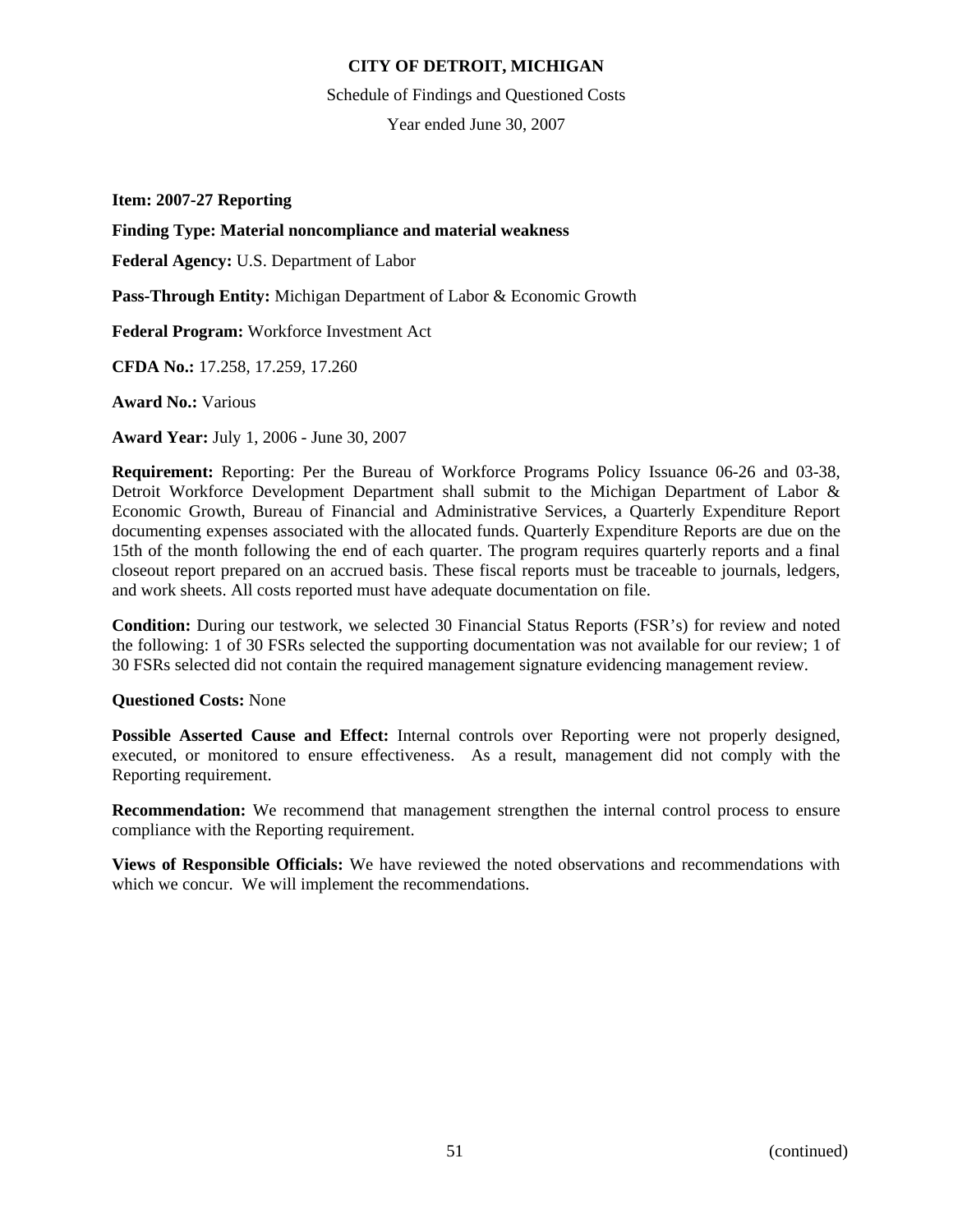**Item: 2007-27 Reporting**

**Finding Type: Material noncompliance and material weakness**

**Federal Agency:** U.S. Department of Labor

**Pass-Through Entity:** Michigan Department of Labor & Economic Growth

**Federal Program:** Workforce Investment Act

**CFDA No.:** 17.258, 17.259, 17.260

**Award No.:** Various

**Award Year:** July 1, 2006 - June 30, 2007

**Requirement:** Reporting: Per the Bureau of Workforce Programs Policy Issuance 06-26 and 03-38, Detroit Workforce Development Department shall submit to the Michigan Department of Labor & Economic Growth, Bureau of Financial and Administrative Services, a Quarterly Expenditure Report documenting expenses associated with the allocated funds. Quarterly Expenditure Reports are due on the 15th of the month following the end of each quarter. The program requires quarterly reports and a final closeout report prepared on an accrued basis. These fiscal reports must be traceable to journals, ledgers, and work sheets. All costs reported must have adequate documentation on file.

**Condition:** During our testwork, we selected 30 Financial Status Reports (FSR's) for review and noted the following: 1 of 30 FSRs selected the supporting documentation was not available for our review; 1 of 30 FSRs selected did not contain the required management signature evidencing management review.

**Questioned Costs:** None

**Possible Asserted Cause and Effect:** Internal controls over Reporting were not properly designed, executed, or monitored to ensure effectiveness. As a result, management did not comply with the Reporting requirement.

**Recommendation:** We recommend that management strengthen the internal control process to ensure compliance with the Reporting requirement.

**Views of Responsible Officials:** We have reviewed the noted observations and recommendations with which we concur. We will implement the recommendations.

(continued)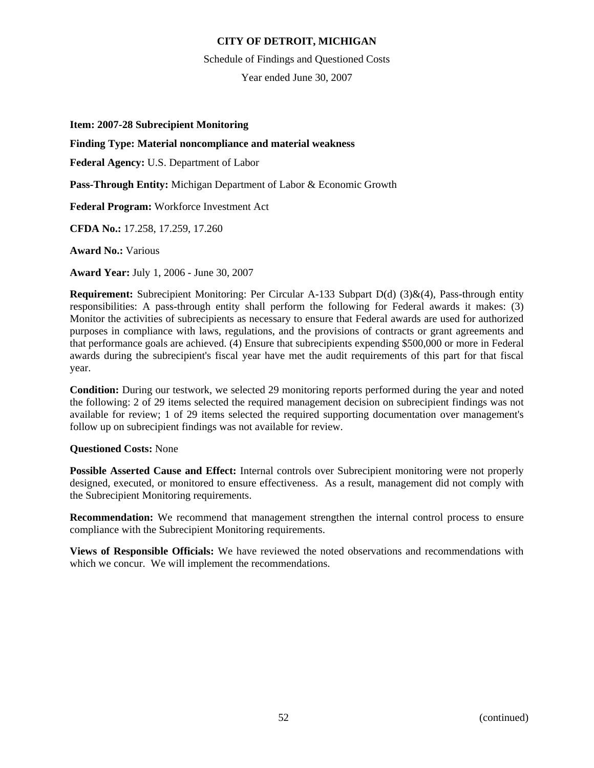**Item: 2007-28 Subrecipient Monitoring**

**Finding Type: Material noncompliance and material weakness**

**Federal Agency:** U.S. Department of Labor

**Pass-Through Entity:** Michigan Department of Labor & Economic Growth

**Federal Program:** Workforce Investment Act

**CFDA No.:** 17.258, 17.259, 17.260

**Award No.:** Various

**Award Year:** July 1, 2006 - June 30, 2007

**Requirement:** Subrecipient Monitoring: Per Circular A-133 Subpart D(d) (3)&(4), Pass-through entity responsibilities: A pass-through entity shall perform the following for Federal awards it makes: (3) Monitor the activities of subrecipients as necessary to ensure that Federal awards are used for authorized purposes in compliance with laws, regulations, and the provisions of contracts or grant agreements and that performance goals are achieved. (4) Ensure that subrecipients expending $500,000 or more in Federal awards during the subrecipient's fiscal year have met the audit requirements of this part for that fiscal year.

**Condition:** During our testwork, we selected 29 monitoring reports performed during the year and noted the following: 2 of 29 items selected the required management decision on subrecipient findings was not available for review; 1 of 29 items selected the required supporting documentation over management's follow up on subrecipient findings was not available for review.

**Questioned Costs:** None

**Possible Asserted Cause and Effect:** Internal controls over Subrecipient monitoring were not properly designed, executed, or monitored to ensure effectiveness. As a result, management did not comply with the Subrecipient Monitoring requirements.

**Recommendation:** We recommend that management strengthen the internal control process to ensure compliance with the Subrecipient Monitoring requirements.

**Views of Responsible Officials:** We have reviewed the noted observations and recommendations with which we concur. We will implement the recommendations.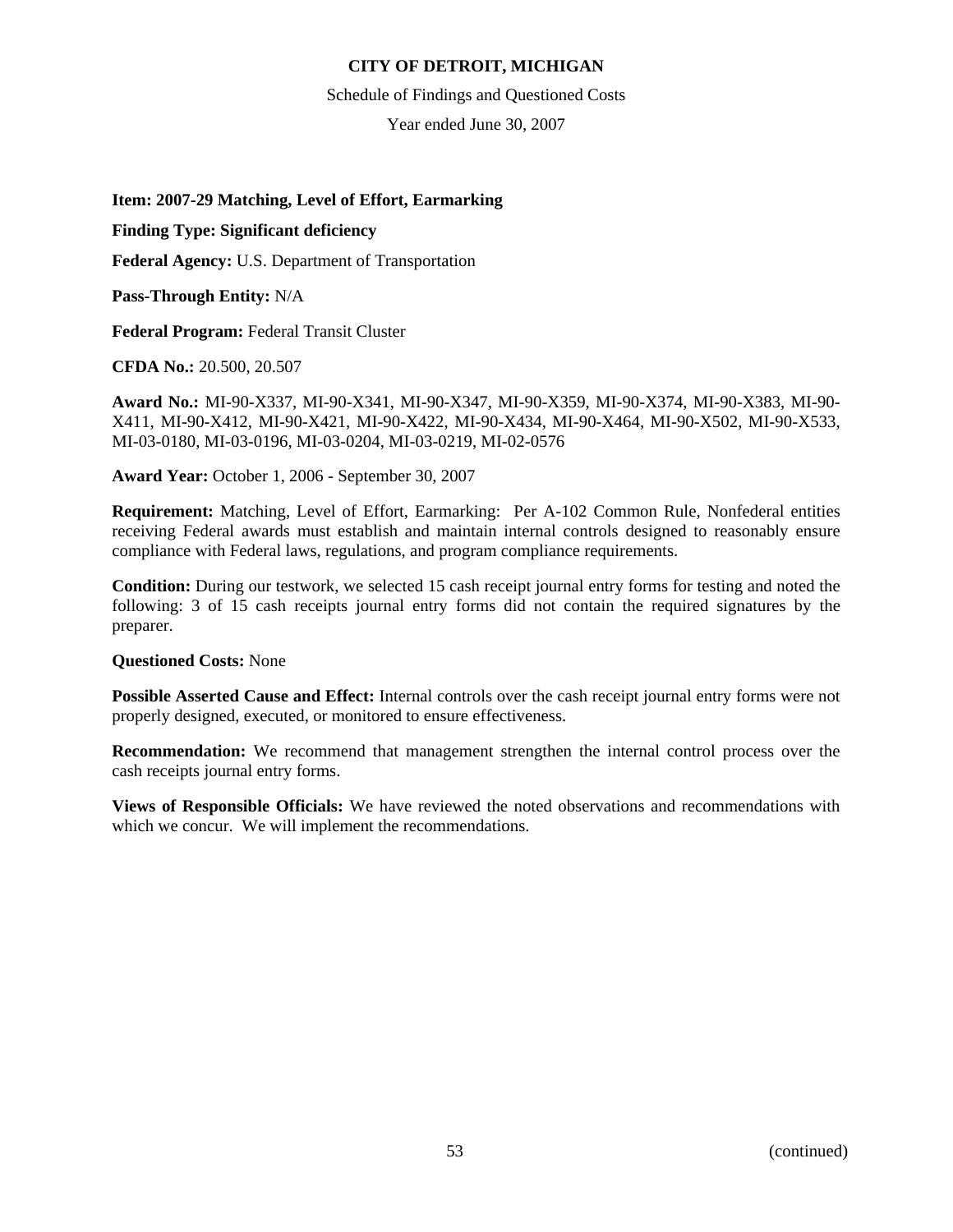**CITY OF DETROIT, MICHIGAN**

Schedule of Findings and Questioned Costs

Year ended June 30, 2007

**Item: 2007-29 Matching, Level of Effort, Earmarking**

**Finding Type: Significant deficiency**

**Federal Agency:** U.S. Department of Transportation

**Pass-Through Entity:** N/A

**Federal Program:** Federal Transit Cluster

**CFDA No.:** 20.500, 20.507

**Award No.:** MI-90-X337, MI-90-X341, MI-90-X347, MI-90-X359, MI-90-X374, MI-90-X383, MI-90-X411, MI-90-X412, MI-90-X421, MI-90-X422, MI-90-X434, MI-90-X464, MI-90-X502, MI-90-X533, MI-03-0180, MI-03-0196, MI-03-0204, MI-03-0219, MI-02-0576

**Award Year:** October 1, 2006 - September 30, 2007

**Requirement:** Matching, Level of Effort, Earmarking: Per A-102 Common Rule, Nonfederal entities receiving Federal awards must establish and maintain internal controls designed to reasonably ensure compliance with Federal laws, regulations, and program compliance requirements.

**Condition:** During our testwork, we selected 15 cash receipt journal entry forms for testing and noted the following: 3 of 15 cash receipts journal entry forms did not contain the required signatures by the preparer.

**Questioned Costs:** None

**Possible Asserted Cause and Effect:** Internal controls over the cash receipt journal entry forms were not properly designed, executed, or monitored to ensure effectiveness.

**Recommendation:** We recommend that management strengthen the internal control process over the cash receipts journal entry forms.

**Views of Responsible Officials:** We have reviewed the noted observations and recommendations with which we concur. We will implement the recommendations.

(continued)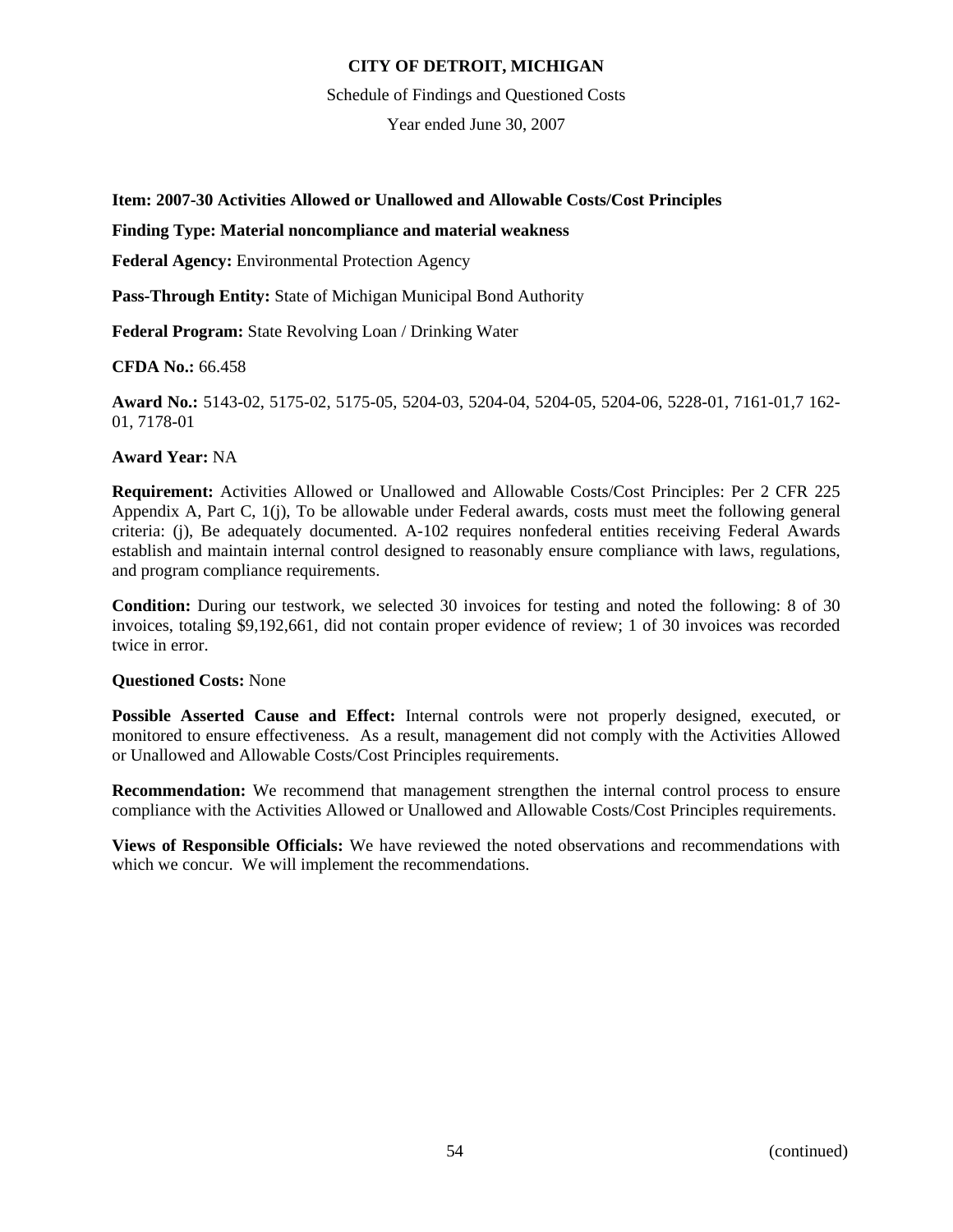**CITY OF DETROIT, MICHIGAN**

Schedule of Findings and Questioned Costs

Year ended June 30, 2007

**Item: 2007-30 Activities Allowed or Unallowed and Allowable Costs/Cost Principles**

**Finding Type: Material noncompliance and material weakness**

**Federal Agency:** Environmental Protection Agency

**Pass-Through Entity:** State of Michigan Municipal Bond Authority

**Federal Program:** State Revolving Loan / Drinking Water

**CFDA No.:** 66.458

**Award No.:** 5143-02, 5175-02, 5175-05, 5204-03, 5204-04, 5204-05, 5204-06, 5228-01, 7161-01,7 162-01, 7178-01

**Award Year:** NA

**Requirement:** Activities Allowed or Unallowed and Allowable Costs/Cost Principles: Per 2 CFR 225 Appendix A, Part C, 1(j), To be allowable under Federal awards, costs must meet the following general criteria: (j), Be adequately documented. A-102 requires nonfederal entities receiving Federal Awards establish and maintain internal control designed to reasonably ensure compliance with laws, regulations, and program compliance requirements.

**Condition:** During our testwork, we selected 30 invoices for testing and noted the following: 8 of 30 invoices, totaling $9,192,661, did not contain proper evidence of review; 1 of 30 invoices was recorded twice in error.

**Questioned Costs:** None

**Possible Asserted Cause and Effect:** Internal controls were not properly designed, executed, or monitored to ensure effectiveness. As a result, management did not comply with the Activities Allowed or Unallowed and Allowable Costs/Cost Principles requirements.

**Recommendation:** We recommend that management strengthen the internal control process to ensure compliance with the Activities Allowed or Unallowed and Allowable Costs/Cost Principles requirements.

**Views of Responsible Officials:** We have reviewed the noted observations and recommendations with which we concur. We will implement the recommendations.

(continued)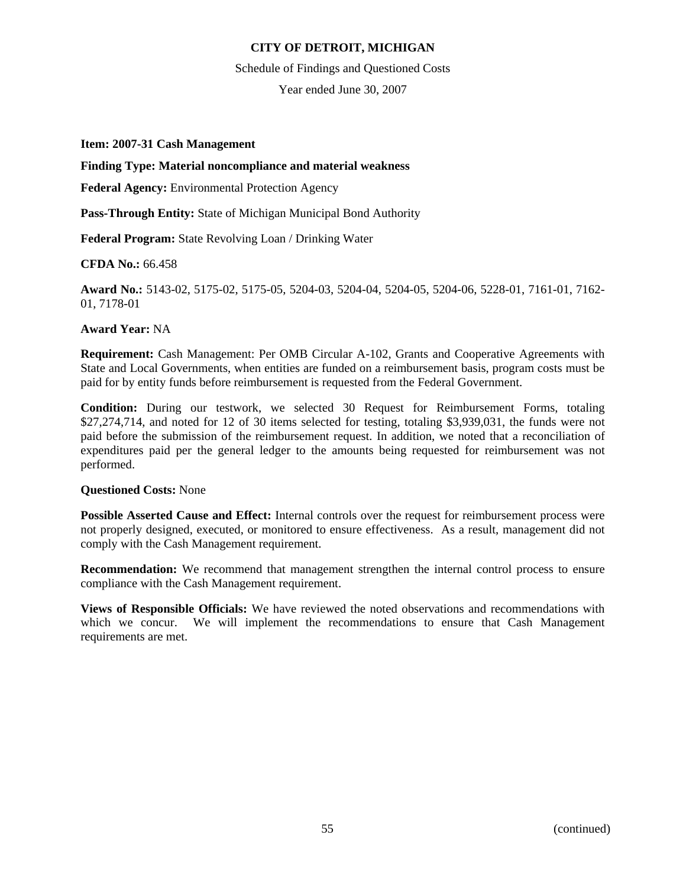**Item: 2007-31 Cash Management**

**Finding Type: Material noncompliance and material weakness**

**Federal Agency:** Environmental Protection Agency

**Pass-Through Entity:** State of Michigan Municipal Bond Authority

**Federal Program:** State Revolving Loan / Drinking Water

**CFDA No.:** 66.458

**Award No.:** 5143-02, 5175-02, 5175-05, 5204-03, 5204-04, 5204-05, 5204-06, 5228-01, 7161-01, 7162-01, 7178-01

**Award Year:** NA

**Requirement:** Cash Management: Per OMB Circular A-102, Grants and Cooperative Agreements with State and Local Governments, when entities are funded on a reimbursement basis, program costs must be paid for by entity funds before reimbursement is requested from the Federal Government.

**Condition:** During our testwork, we selected 30 Request for Reimbursement Forms, totaling $27,274,714, and noted for 12 of 30 items selected for testing, totaling $3,939,031, the funds were not paid before the submission of the reimbursement request. In addition, we noted that a reconciliation of expenditures paid per the general ledger to the amounts being requested for reimbursement was not performed.

**Questioned Costs:** None

**Possible Asserted Cause and Effect:** Internal controls over the request for reimbursement process were not properly designed, executed, or monitored to ensure effectiveness. As a result, management did not comply with the Cash Management requirement.

**Recommendation:** We recommend that management strengthen the internal control process to ensure compliance with the Cash Management requirement.

**Views of Responsible Officials:** We have reviewed the noted observations and recommendations with which we concur. We will implement the recommendations to ensure that Cash Management requirements are met.

(continued)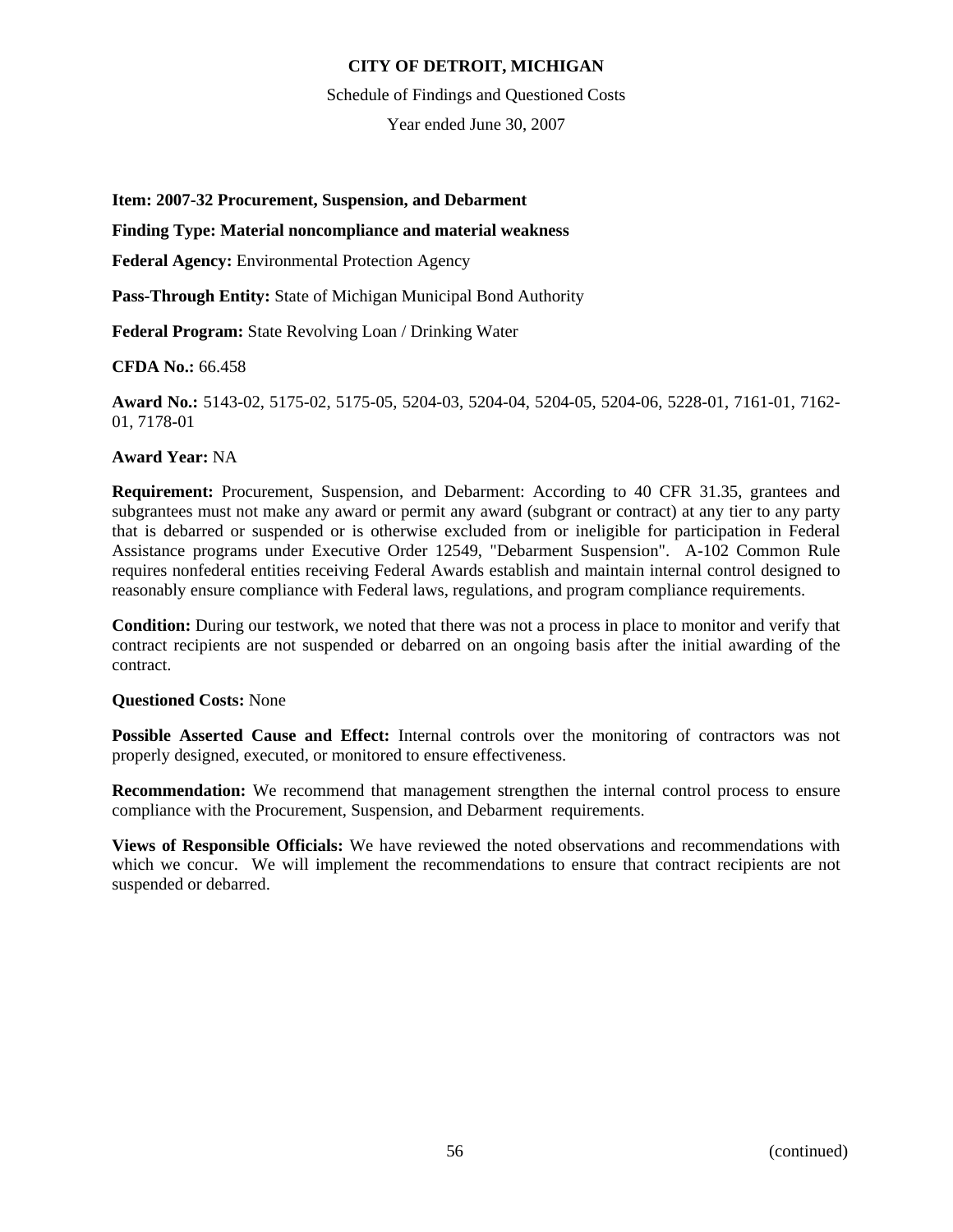**Item: 2007-32 Procurement, Suspension, and Debarment**

**Finding Type: Material noncompliance and material weakness**

**Federal Agency:** Environmental Protection Agency

**Pass-Through Entity:** State of Michigan Municipal Bond Authority

**Federal Program:** State Revolving Loan / Drinking Water

**CFDA No.:** 66.458

**Award No.:** 5143-02, 5175-02, 5175-05, 5204-03, 5204-04, 5204-05, 5204-06, 5228-01, 7161-01, 7162-01, 7178-01

**Award Year:** NA

**Requirement:** Procurement, Suspension, and Debarment: According to 40 CFR 31.35, grantees and subgrantees must not make any award or permit any award (subgrant or contract) at any tier to any party that is debarred or suspended or is otherwise excluded from or ineligible for participation in Federal Assistance programs under Executive Order 12549, "Debarment Suspension". A-102 Common Rule requires nonfederal entities receiving Federal Awards establish and maintain internal control designed to reasonably ensure compliance with Federal laws, regulations, and program compliance requirements.

**Condition:** During our testwork, we noted that there was not a process in place to monitor and verify that contract recipients are not suspended or debarred on an ongoing basis after the initial awarding of the contract.

**Questioned Costs:** None

**Possible Asserted Cause and Effect:** Internal controls over the monitoring of contractors was not properly designed, executed, or monitored to ensure effectiveness.

**Recommendation:** We recommend that management strengthen the internal control process to ensure compliance with the Procurement, Suspension, and Debarment requirements.

**Views of Responsible Officials:** We have reviewed the noted observations and recommendations with which we concur. We will implement the recommendations to ensure that contract recipients are not suspended or debarred.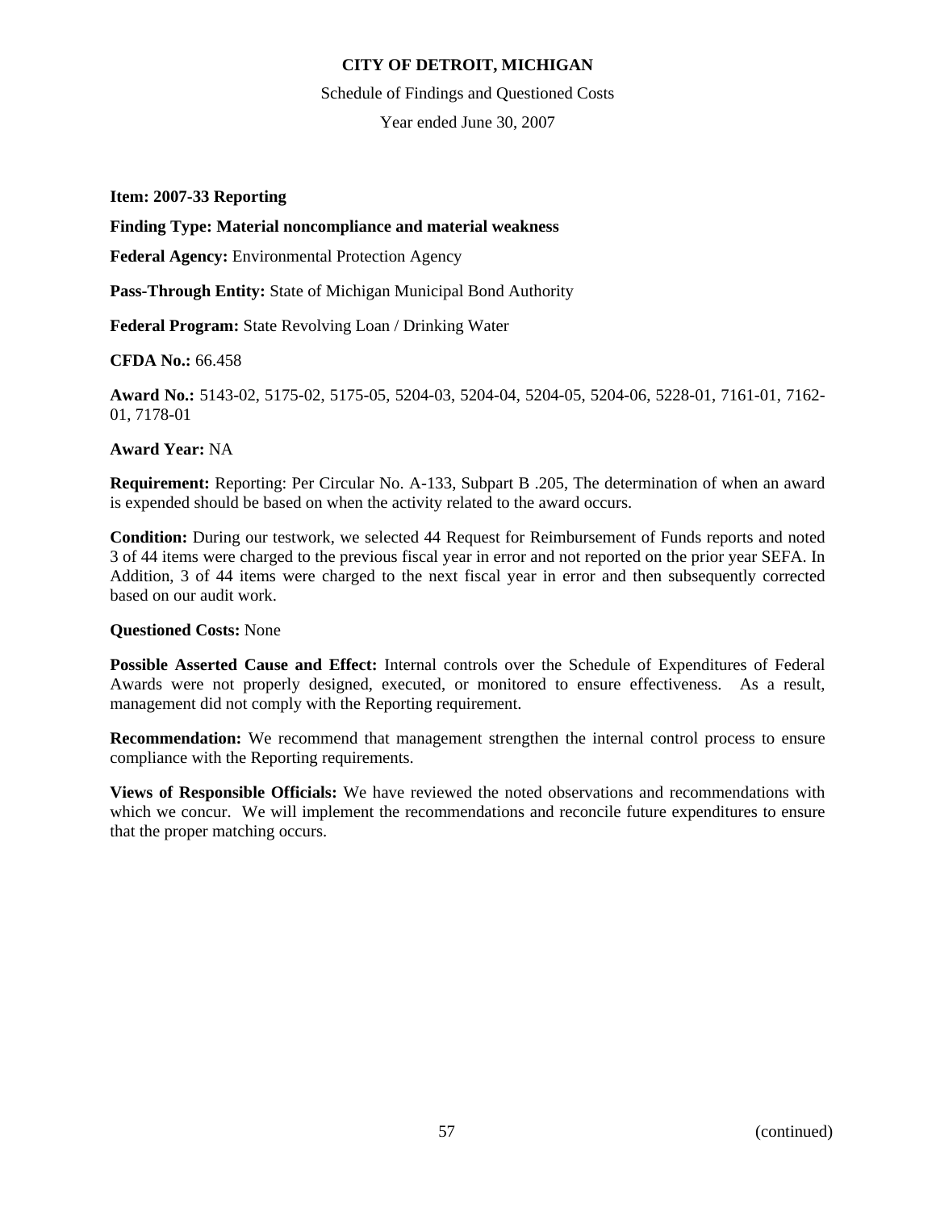**CITY OF DETROIT, MICHIGAN**

Schedule of Findings and Questioned Costs

Year ended June 30, 2007

**Item: 2007-33 Reporting**

**Finding Type: Material noncompliance and material weakness**

**Federal Agency:** Environmental Protection Agency

**Pass-Through Entity:** State of Michigan Municipal Bond Authority

**Federal Program:** State Revolving Loan / Drinking Water

**CFDA No.:** 66.458

**Award No.:** 5143-02, 5175-02, 5175-05, 5204-03, 5204-04, 5204-05, 5204-06, 5228-01, 7161-01, 7162-01, 7178-01

**Award Year:** NA

**Requirement:** Reporting: Per Circular No. A-133, Subpart B .205, The determination of when an award is expended should be based on when the activity related to the award occurs.

**Condition:** During our testwork, we selected 44 Request for Reimbursement of Funds reports and noted 3 of 44 items were charged to the previous fiscal year in error and not reported on the prior year SEFA. In Addition, 3 of 44 items were charged to the next fiscal year in error and then subsequently corrected based on our audit work.

**Questioned Costs:** None

**Possible Asserted Cause and Effect:** Internal controls over the Schedule of Expenditures of Federal Awards were not properly designed, executed, or monitored to ensure effectiveness. As a result, management did not comply with the Reporting requirement.

**Recommendation:** We recommend that management strengthen the internal control process to ensure compliance with the Reporting requirements.

**Views of Responsible Officials:** We have reviewed the noted observations and recommendations with which we concur. We will implement the recommendations and reconcile future expenditures to ensure that the proper matching occurs.

(continued)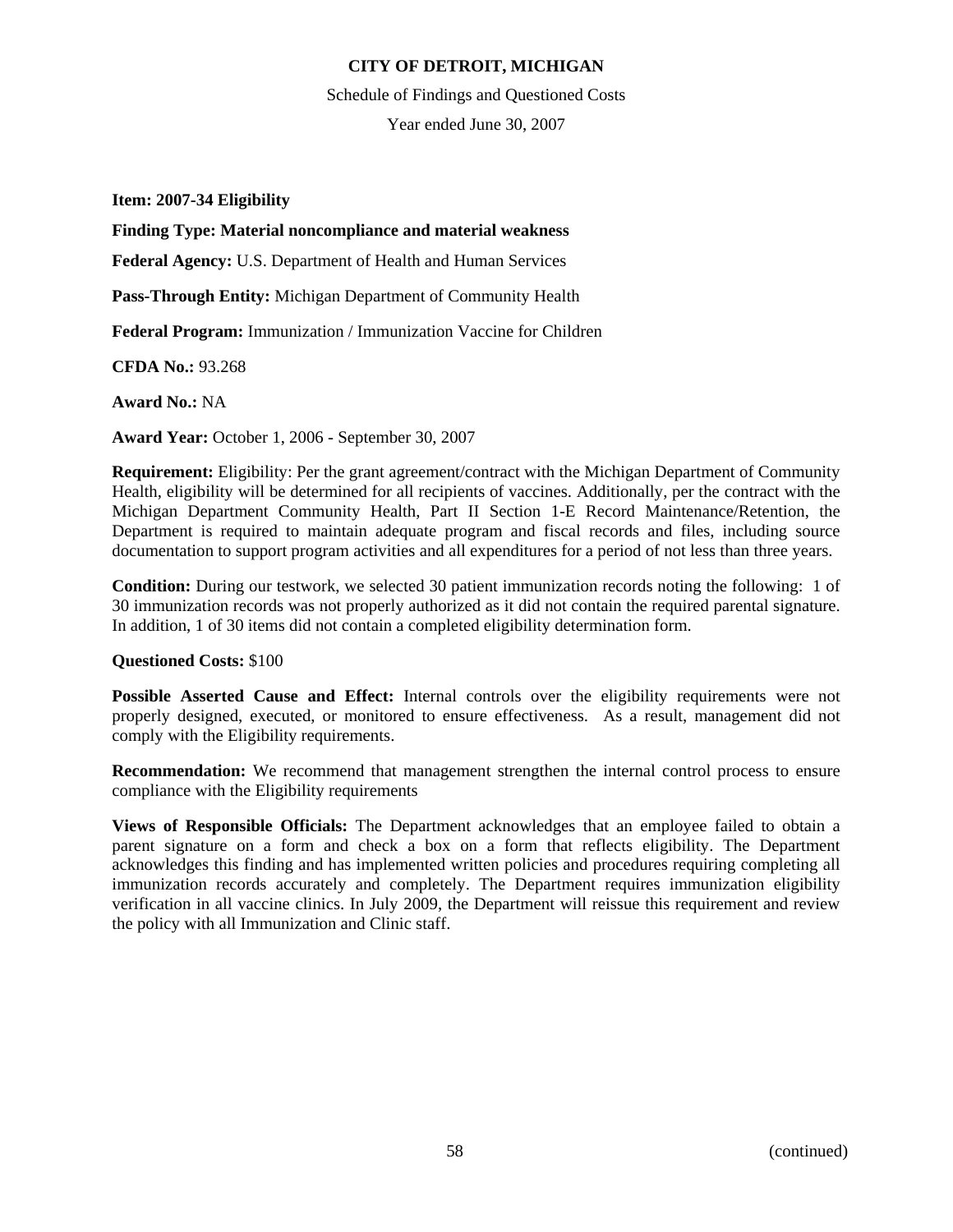**Item: 2007-34 Eligibility**

**Finding Type: Material noncompliance and material weakness**

**Federal Agency:** U.S. Department of Health and Human Services

**Pass-Through Entity:** Michigan Department of Community Health

**Federal Program:** Immunization / Immunization Vaccine for Children

**CFDA No.:** 93.268

**Award No.:** NA

**Award Year:** October 1, 2006 - September 30, 2007

**Requirement:** Eligibility: Per the grant agreement/contract with the Michigan Department of Community Health, eligibility will be determined for all recipients of vaccines. Additionally, per the contract with the Michigan Department Community Health, Part II Section 1-E Record Maintenance/Retention, the Department is required to maintain adequate program and fiscal records and files, including source documentation to support program activities and all expenditures for a period of not less than three years.

**Condition:** During our testwork, we selected 30 patient immunization records noting the following: 1 of 30 immunization records was not properly authorized as it did not contain the required parental signature. In addition, 1 of 30 items did not contain a completed eligibility determination form.

**Questioned Costs:** $100

**Possible Asserted Cause and Effect:** Internal controls over the eligibility requirements were not properly designed, executed, or monitored to ensure effectiveness. As a result, management did not comply with the Eligibility requirements.

**Recommendation:** We recommend that management strengthen the internal control process to ensure compliance with the Eligibility requirements

**Views of Responsible Officials:** The Department acknowledges that an employee failed to obtain a parent signature on a form and check a box on a form that reflects eligibility. The Department acknowledges this finding and has implemented written policies and procedures requiring completing all immunization records accurately and completely. The Department requires immunization eligibility verification in all vaccine clinics. In July 2009, the Department will reissue this requirement and review the policy with all Immunization and Clinic staff.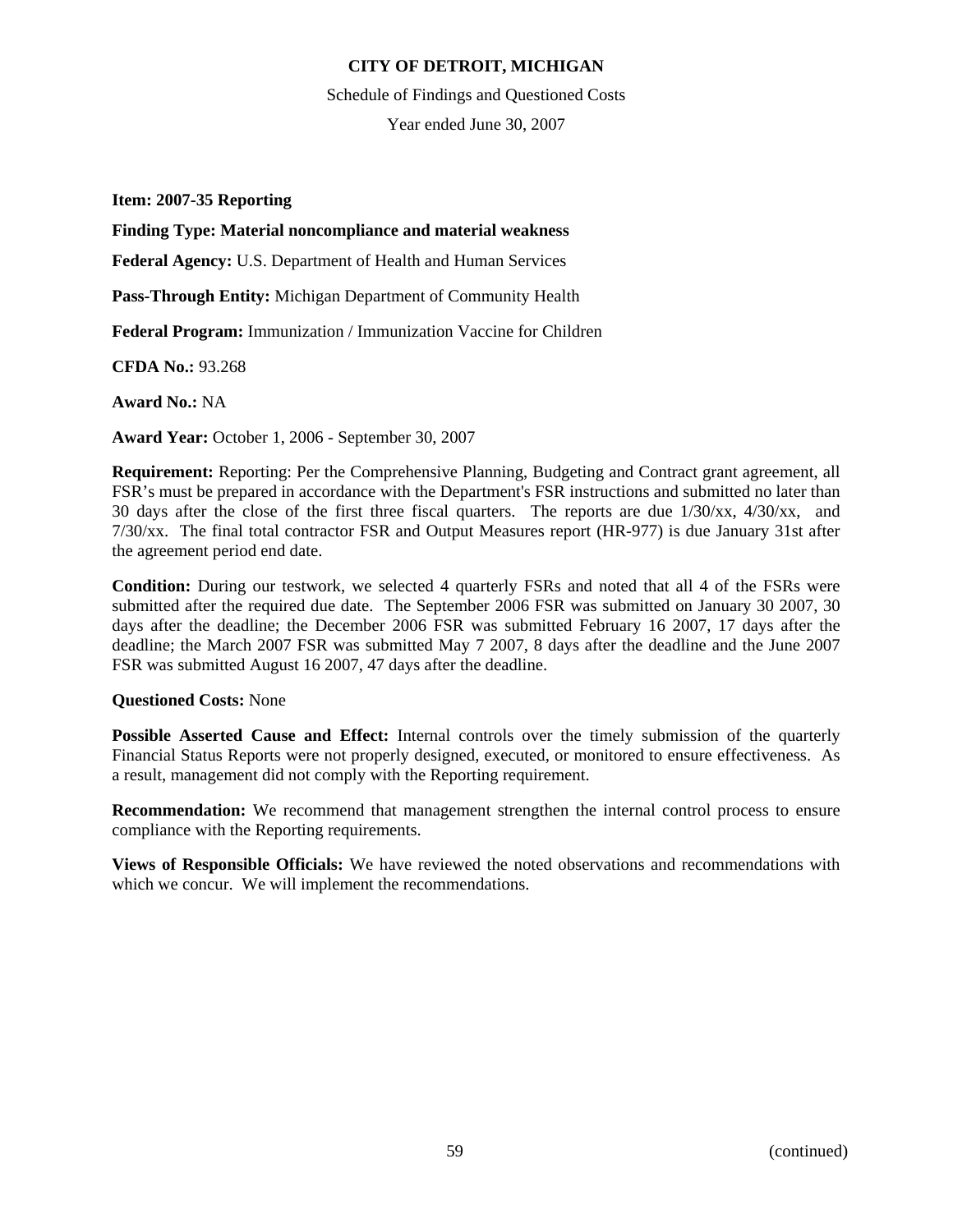**CITY OF DETROIT, MICHIGAN**

Schedule of Findings and Questioned Costs

Year ended June 30, 2007

**Item: 2007-35 Reporting**

**Finding Type: Material noncompliance and material weakness**

**Federal Agency:** U.S. Department of Health and Human Services

**Pass-Through Entity:** Michigan Department of Community Health

**Federal Program:** Immunization / Immunization Vaccine for Children

**CFDA No.:** 93.268

**Award No.:** NA

**Award Year:** October 1, 2006 - September 30, 2007

**Requirement:** Reporting: Per the Comprehensive Planning, Budgeting and Contract grant agreement, all FSR's must be prepared in accordance with the Department's FSR instructions and submitted no later than 30 days after the close of the first three fiscal quarters. The reports are due 1/30/xx, 4/30/xx, and 7/30/xx. The final total contractor FSR and Output Measures report (HR-977) is due January 31st after the agreement period end date.

**Condition:** During our testwork, we selected 4 quarterly FSRs and noted that all 4 of the FSRs were submitted after the required due date. The September 2006 FSR was submitted on January 30 2007, 30 days after the deadline; the December 2006 FSR was submitted February 16 2007, 17 days after the deadline; the March 2007 FSR was submitted May 7 2007, 8 days after the deadline and the June 2007 FSR was submitted August 16 2007, 47 days after the deadline.

**Questioned Costs:** None

**Possible Asserted Cause and Effect:** Internal controls over the timely submission of the quarterly Financial Status Reports were not properly designed, executed, or monitored to ensure effectiveness. As a result, management did not comply with the Reporting requirement.

**Recommendation:** We recommend that management strengthen the internal control process to ensure compliance with the Reporting requirements.

**Views of Responsible Officials:** We have reviewed the noted observations and recommendations with which we concur. We will implement the recommendations.

(continued)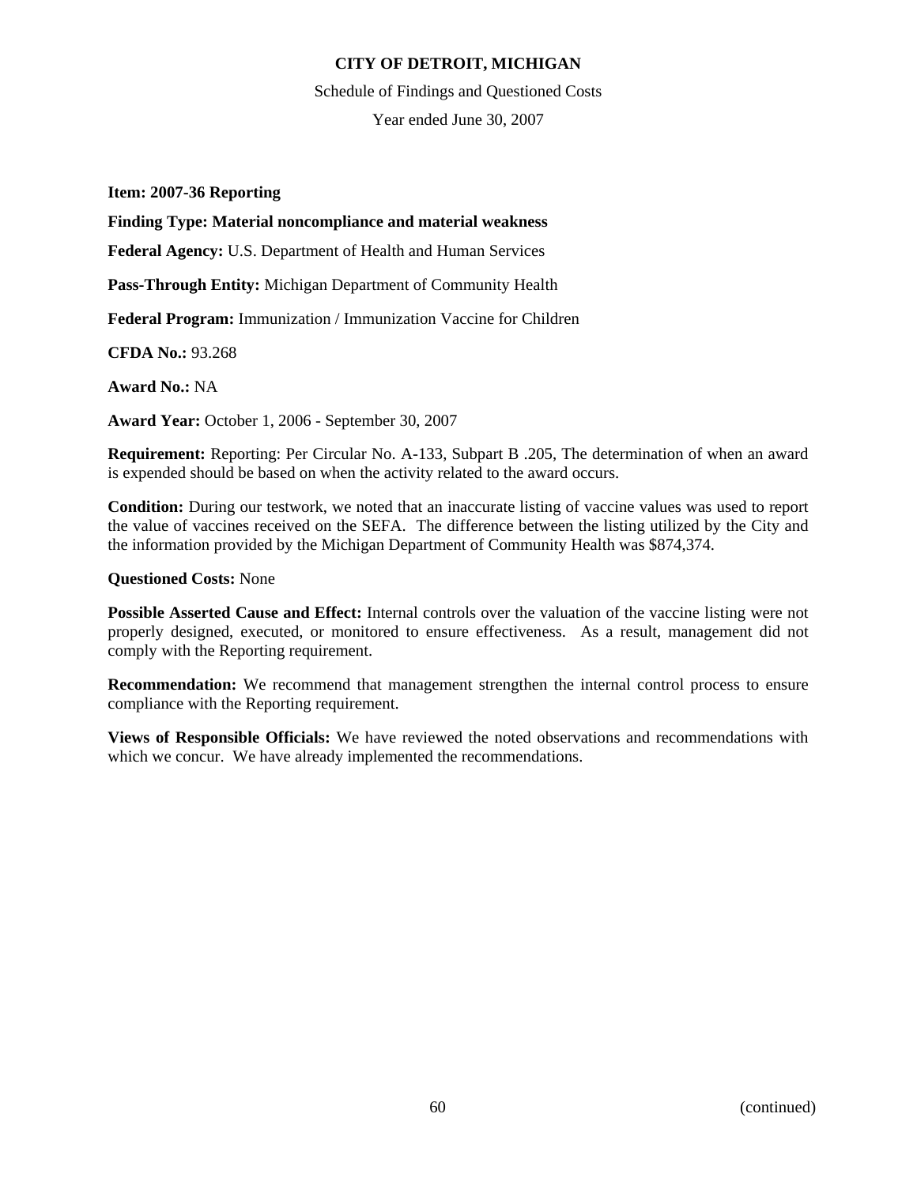**Item: 2007-36 Reporting**

**Finding Type: Material noncompliance and material weakness**

**Federal Agency:** U.S. Department of Health and Human Services

**Pass-Through Entity:** Michigan Department of Community Health

**Federal Program:** Immunization / Immunization Vaccine for Children

**CFDA No.:** 93.268

**Award No.:** NA

**Award Year:** October 1, 2006 - September 30, 2007

**Requirement:** Reporting: Per Circular No. A-133, Subpart B .205, The determination of when an award is expended should be based on when the activity related to the award occurs.

**Condition:** During our testwork, we noted that an inaccurate listing of vaccine values was used to report the value of vaccines received on the SEFA. The difference between the listing utilized by the City and the information provided by the Michigan Department of Community Health was $874,374.

**Questioned Costs:** None

**Possible Asserted Cause and Effect:** Internal controls over the valuation of the vaccine listing were not properly designed, executed, or monitored to ensure effectiveness. As a result, management did not comply with the Reporting requirement.

**Recommendation:** We recommend that management strengthen the internal control process to ensure compliance with the Reporting requirement.

**Views of Responsible Officials:** We have reviewed the noted observations and recommendations with which we concur. We have already implemented the recommendations.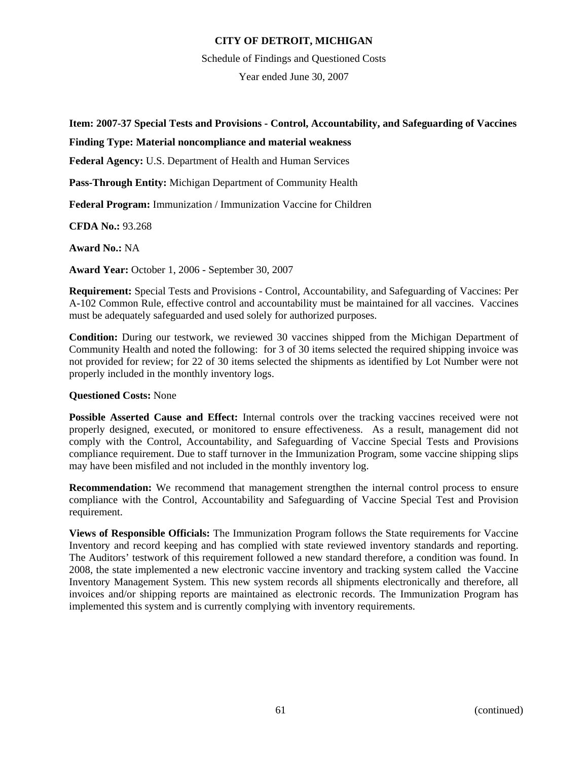**Item: 2007-37 Special Tests and Provisions - Control, Accountability, and Safeguarding of Vaccines**

**Finding Type: Material noncompliance and material weakness**

**Federal Agency:** U.S. Department of Health and Human Services

**Pass-Through Entity:** Michigan Department of Community Health

**Federal Program:** Immunization / Immunization Vaccine for Children

**CFDA No.:** 93.268

**Award No.:** NA

**Award Year:** October 1, 2006 - September 30, 2007

**Requirement:** Special Tests and Provisions - Control, Accountability, and Safeguarding of Vaccines: Per A-102 Common Rule, effective control and accountability must be maintained for all vaccines. Vaccines must be adequately safeguarded and used solely for authorized purposes.

**Condition:** During our testwork, we reviewed 30 vaccines shipped from the Michigan Department of Community Health and noted the following: for 3 of 30 items selected the required shipping invoice was not provided for review; for 22 of 30 items selected the shipments as identified by Lot Number were not properly included in the monthly inventory logs.

**Questioned Costs:** None

**Possible Asserted Cause and Effect:** Internal controls over the tracking vaccines received were not properly designed, executed, or monitored to ensure effectiveness. As a result, management did not comply with the Control, Accountability, and Safeguarding of Vaccine Special Tests and Provisions compliance requirement. Due to staff turnover in the Immunization Program, some vaccine shipping slips may have been misfiled and not included in the monthly inventory log.

**Recommendation:** We recommend that management strengthen the internal control process to ensure compliance with the Control, Accountability and Safeguarding of Vaccine Special Test and Provision requirement.

**Views of Responsible Officials:** The Immunization Program follows the State requirements for Vaccine Inventory and record keeping and has complied with state reviewed inventory standards and reporting. The Auditors' testwork of this requirement followed a new standard therefore, a condition was found. In 2008, the state implemented a new electronic vaccine inventory and tracking system called the Vaccine Inventory Management System. This new system records all shipments electronically and therefore, all invoices and/or shipping reports are maintained as electronic records. The Immunization Program has implemented this system and is currently complying with inventory requirements.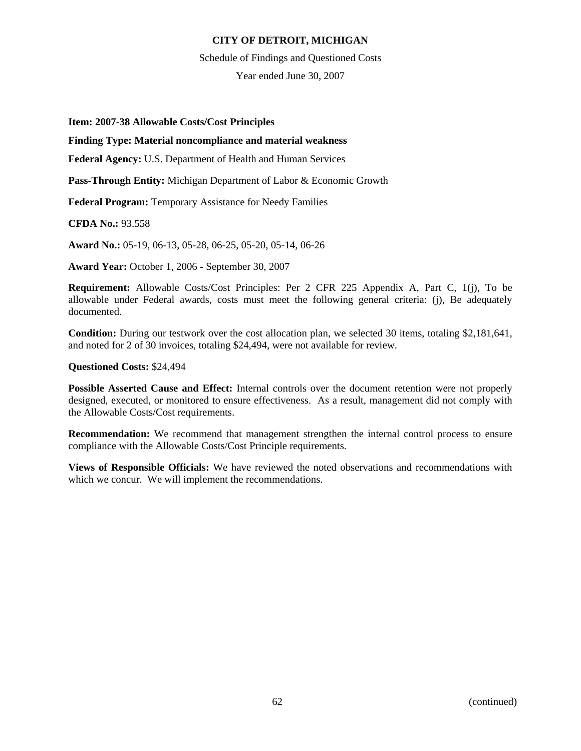**Item: 2007-38 Allowable Costs/Cost Principles**

**Finding Type: Material noncompliance and material weakness**

**Federal Agency:** U.S. Department of Health and Human Services

**Pass-Through Entity:** Michigan Department of Labor & Economic Growth

**Federal Program:** Temporary Assistance for Needy Families

**CFDA No.:** 93.558

**Award No.:** 05-19, 06-13, 05-28, 06-25, 05-20, 05-14, 06-26

**Award Year:** October 1, 2006 - September 30, 2007

**Requirement:** Allowable Costs/Cost Principles: Per 2 CFR 225 Appendix A, Part C, 1(j), To be allowable under Federal awards, costs must meet the following general criteria: (j), Be adequately documented.

**Condition:** During our testwork over the cost allocation plan, we selected 30 items, totaling $2,181,641, and noted for 2 of 30 invoices, totaling $24,494, were not available for review.

**Questioned Costs:** $24,494

**Possible Asserted Cause and Effect:** Internal controls over the document retention were not properly designed, executed, or monitored to ensure effectiveness. As a result, management did not comply with the Allowable Costs/Cost requirements.

**Recommendation:** We recommend that management strengthen the internal control process to ensure compliance with the Allowable Costs/Cost Principle requirements.

**Views of Responsible Officials:** We have reviewed the noted observations and recommendations with which we concur. We will implement the recommendations.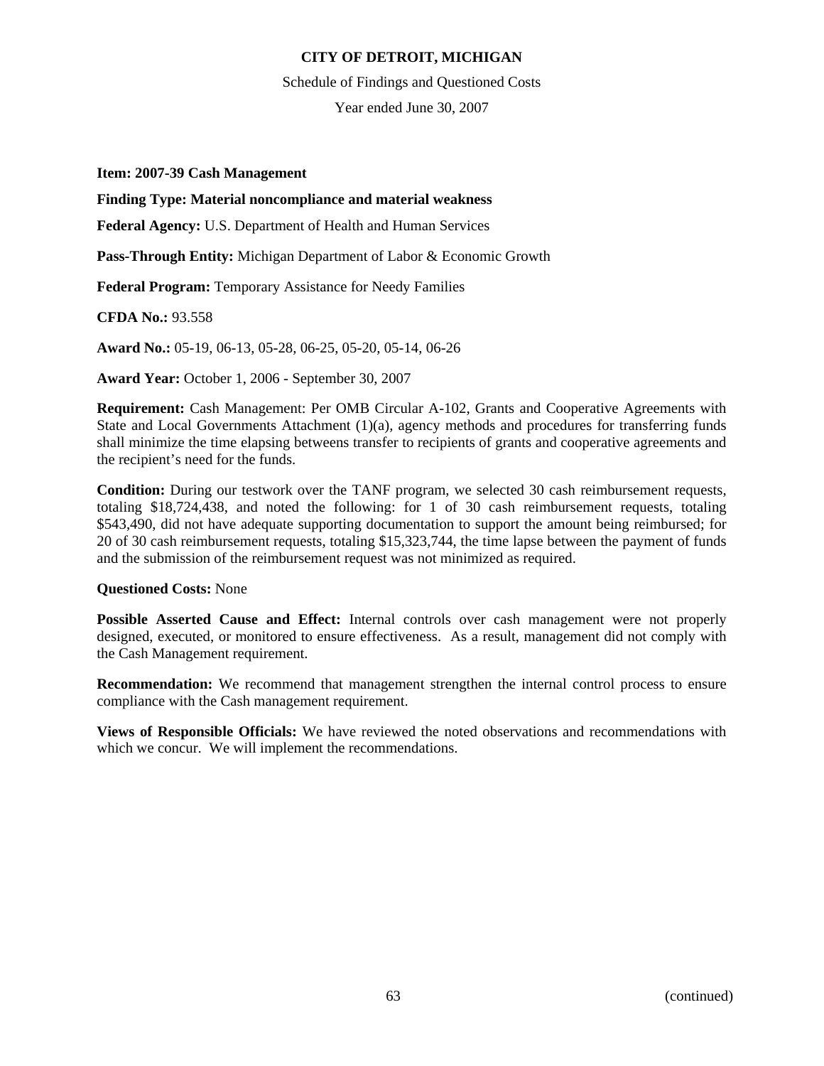**CITY OF DETROIT, MICHIGAN**

Schedule of Findings and Questioned Costs

Year ended June 30, 2007

**Item: 2007-39 Cash Management**

**Finding Type: Material noncompliance and material weakness**

**Federal Agency:** U.S. Department of Health and Human Services

**Pass-Through Entity:** Michigan Department of Labor & Economic Growth

**Federal Program:** Temporary Assistance for Needy Families

**CFDA No.:** 93.558

**Award No.:** 05-19, 06-13, 05-28, 06-25, 05-20, 05-14, 06-26

**Award Year:** October 1, 2006 - September 30, 2007

**Requirement:** Cash Management: Per OMB Circular A-102, Grants and Cooperative Agreements with State and Local Governments Attachment (1)(a), agency methods and procedures for transferring funds shall minimize the time elapsing betweens transfer to recipients of grants and cooperative agreements and the recipient's need for the funds.

**Condition:** During our testwork over the TANF program, we selected 30 cash reimbursement requests, totaling $18,724,438, and noted the following: for 1 of 30 cash reimbursement requests, totaling $543,490, did not have adequate supporting documentation to support the amount being reimbursed; for 20 of 30 cash reimbursement requests, totaling $15,323,744, the time lapse between the payment of funds and the submission of the reimbursement request was not minimized as required.

**Questioned Costs:** None

**Possible Asserted Cause and Effect:** Internal controls over cash management were not properly designed, executed, or monitored to ensure effectiveness. As a result, management did not comply with the Cash Management requirement.

**Recommendation:** We recommend that management strengthen the internal control process to ensure compliance with the Cash management requirement.

**Views of Responsible Officials:** We have reviewed the noted observations and recommendations with which we concur. We will implement the recommendations.

(continued)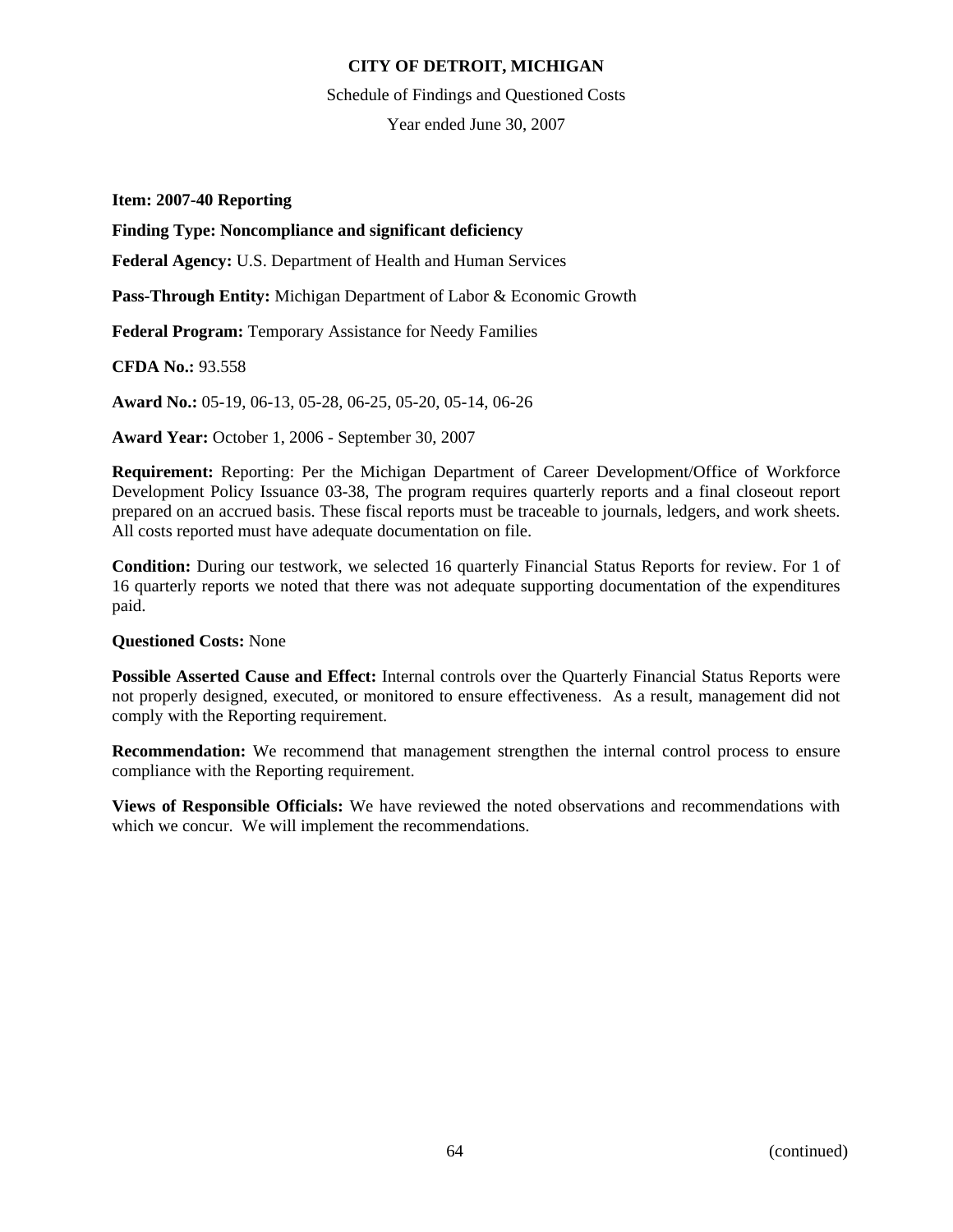**Item: 2007-40 Reporting**

**Finding Type: Noncompliance and significant deficiency**

**Federal Agency:** U.S. Department of Health and Human Services

**Pass-Through Entity:** Michigan Department of Labor & Economic Growth

**Federal Program:** Temporary Assistance for Needy Families

**CFDA No.:** 93.558

**Award No.:** 05-19, 06-13, 05-28, 06-25, 05-20, 05-14, 06-26

**Award Year:** October 1, 2006 - September 30, 2007

**Requirement:** Reporting: Per the Michigan Department of Career Development/Office of Workforce Development Policy Issuance 03-38, The program requires quarterly reports and a final closeout report prepared on an accrued basis. These fiscal reports must be traceable to journals, ledgers, and work sheets. All costs reported must have adequate documentation on file.

**Condition:** During our testwork, we selected 16 quarterly Financial Status Reports for review. For 1 of 16 quarterly reports we noted that there was not adequate supporting documentation of the expenditures paid.

**Questioned Costs:** None

**Possible Asserted Cause and Effect:** Internal controls over the Quarterly Financial Status Reports were not properly designed, executed, or monitored to ensure effectiveness. As a result, management did not comply with the Reporting requirement.

**Recommendation:** We recommend that management strengthen the internal control process to ensure compliance with the Reporting requirement.

**Views of Responsible Officials:** We have reviewed the noted observations and recommendations with which we concur. We will implement the recommendations.

(continued)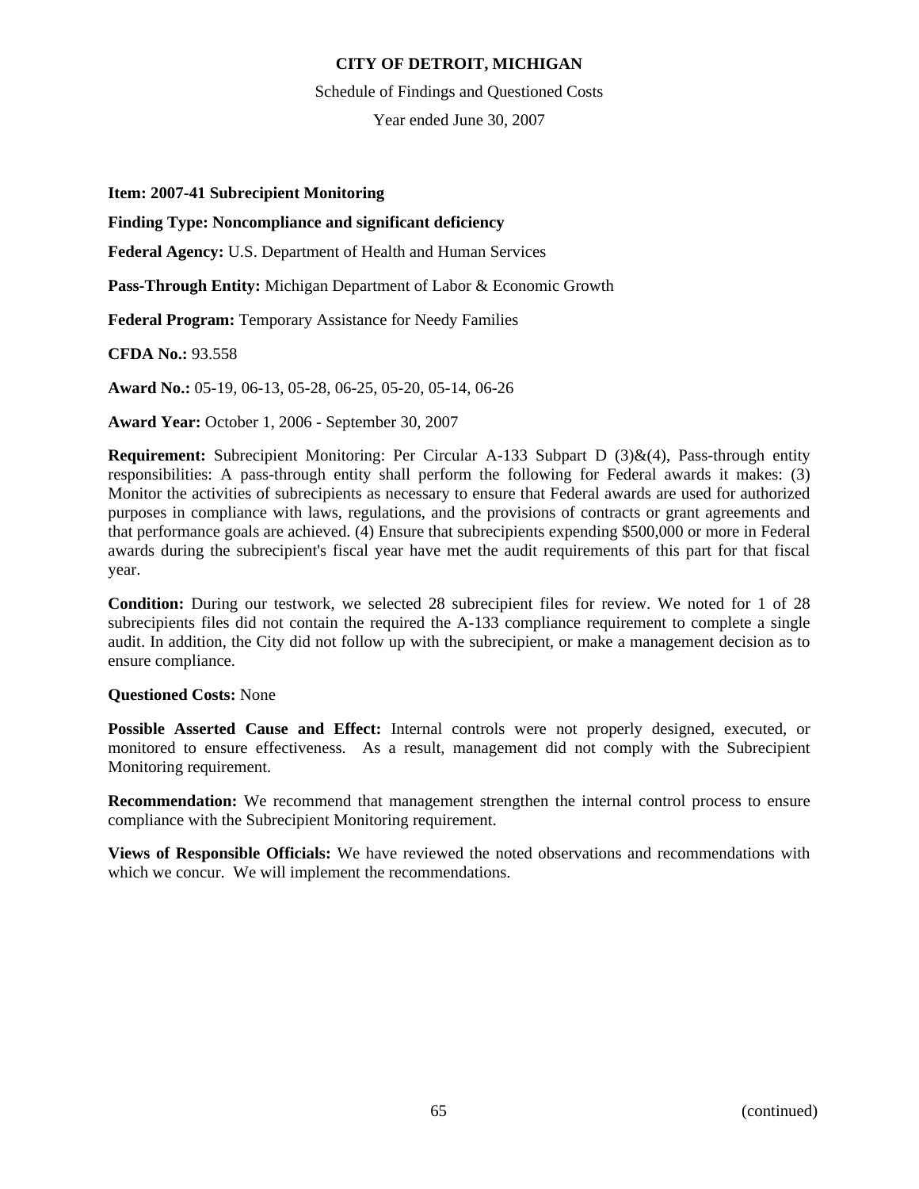**CITY OF DETROIT, MICHIGAN**

Schedule of Findings and Questioned Costs

Year ended June 30, 2007

**Item: 2007-41 Subrecipient Monitoring**

**Finding Type: Noncompliance and significant deficiency**

**Federal Agency:** U.S. Department of Health and Human Services

**Pass-Through Entity:** Michigan Department of Labor & Economic Growth

**Federal Program:** Temporary Assistance for Needy Families

**CFDA No.:** 93.558

**Award No.:** 05-19, 06-13, 05-28, 06-25, 05-20, 05-14, 06-26

**Award Year:** October 1, 2006 - September 30, 2007

**Requirement:** Subrecipient Monitoring: Per Circular A-133 Subpart D (3)&(4), Pass-through entity responsibilities: A pass-through entity shall perform the following for Federal awards it makes: (3) Monitor the activities of subrecipients as necessary to ensure that Federal awards are used for authorized purposes in compliance with laws, regulations, and the provisions of contracts or grant agreements and that performance goals are achieved. (4) Ensure that subrecipients expending $500,000 or more in Federal awards during the subrecipient's fiscal year have met the audit requirements of this part for that fiscal year.

**Condition:** During our testwork, we selected 28 subrecipient files for review. We noted for 1 of 28 subrecipients files did not contain the required the A-133 compliance requirement to complete a single audit. In addition, the City did not follow up with the subrecipient, or make a management decision as to ensure compliance.

**Questioned Costs:** None

**Possible Asserted Cause and Effect:** Internal controls were not properly designed, executed, or monitored to ensure effectiveness. As a result, management did not comply with the Subrecipient Monitoring requirement.

**Recommendation:** We recommend that management strengthen the internal control process to ensure compliance with the Subrecipient Monitoring requirement.

**Views of Responsible Officials:** We have reviewed the noted observations and recommendations with which we concur. We will implement the recommendations.

(continued)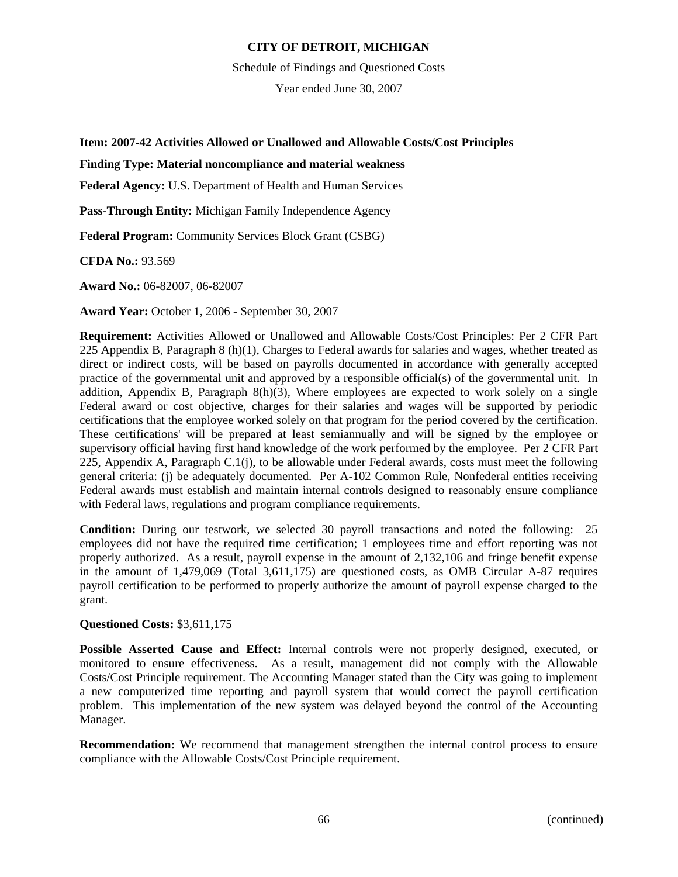**CITY OF DETROIT, MICHIGAN**

Schedule of Findings and Questioned Costs

Year ended June 30, 2007

**Item: 2007-42 Activities Allowed or Unallowed and Allowable Costs/Cost Principles**

**Finding Type: Material noncompliance and material weakness**

**Federal Agency:** U.S. Department of Health and Human Services

**Pass-Through Entity:** Michigan Family Independence Agency

**Federal Program:** Community Services Block Grant (CSBG)

**CFDA No.:** 93.569

**Award No.:** 06-82007, 06-82007

**Award Year:** October 1, 2006 - September 30, 2007

**Requirement:** Activities Allowed or Unallowed and Allowable Costs/Cost Principles: Per 2 CFR Part 225 Appendix B, Paragraph 8 (h)(1), Charges to Federal awards for salaries and wages, whether treated as direct or indirect costs, will be based on payrolls documented in accordance with generally accepted practice of the governmental unit and approved by a responsible official(s) of the governmental unit. In addition, Appendix B, Paragraph 8(h)(3), Where employees are expected to work solely on a single Federal award or cost objective, charges for their salaries and wages will be supported by periodic certifications that the employee worked solely on that program for the period covered by the certification. These certifications' will be prepared at least semiannually and will be signed by the employee or supervisory official having first hand knowledge of the work performed by the employee. Per 2 CFR Part 225, Appendix A, Paragraph C.1(j), to be allowable under Federal awards, costs must meet the following general criteria: (j) be adequately documented. Per A-102 Common Rule, Nonfederal entities receiving Federal awards must establish and maintain internal controls designed to reasonably ensure compliance with Federal laws, regulations and program compliance requirements.

**Condition:** During our testwork, we selected 30 payroll transactions and noted the following: 25 employees did not have the required time certification; 1 employees time and effort reporting was not properly authorized. As a result, payroll expense in the amount of 2,132,106 and fringe benefit expense in the amount of 1,479,069 (Total 3,611,175) are questioned costs, as OMB Circular A-87 requires payroll certification to be performed to properly authorize the amount of payroll expense charged to the grant.

**Questioned Costs:** $3,611,175

**Possible Asserted Cause and Effect:** Internal controls were not properly designed, executed, or monitored to ensure effectiveness. As a result, management did not comply with the Allowable Costs/Cost Principle requirement. The Accounting Manager stated than the City was going to implement a new computerized time reporting and payroll system that would correct the payroll certification problem. This implementation of the new system was delayed beyond the control of the Accounting Manager.

**Recommendation:** We recommend that management strengthen the internal control process to ensure compliance with the Allowable Costs/Cost Principle requirement.

(continued)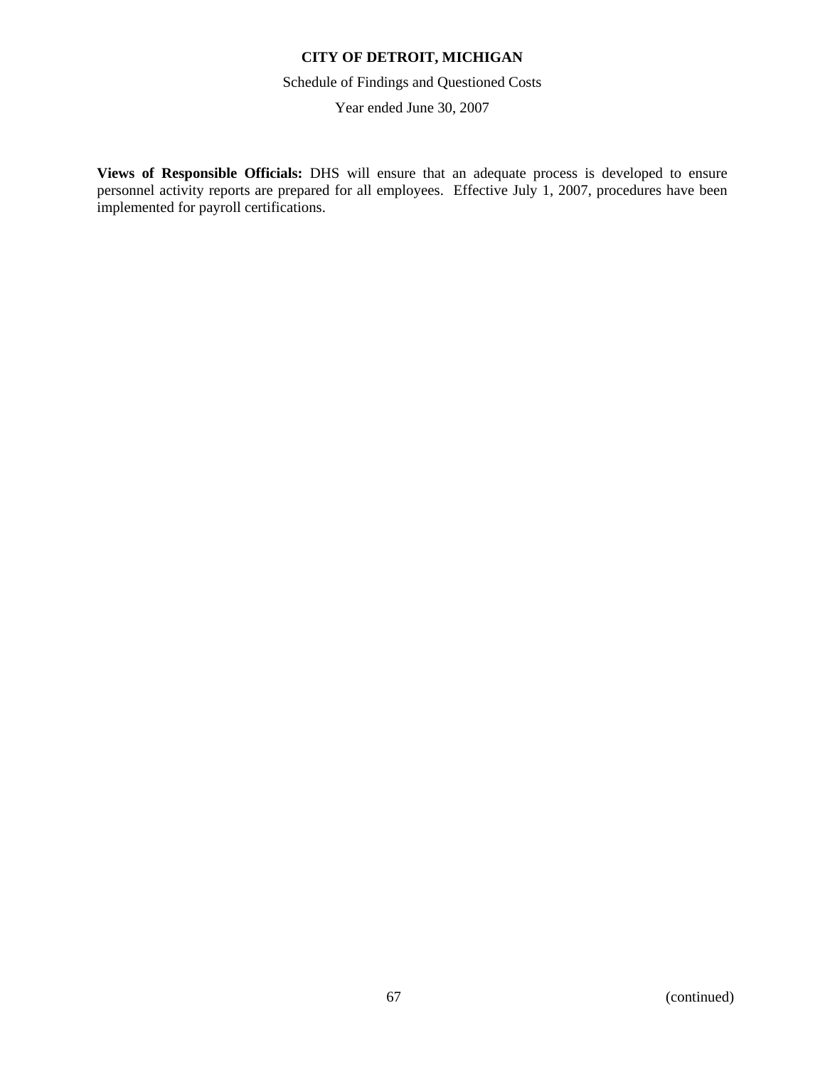**Views of Responsible Officials:** DHS will ensure that an adequate process is developed to ensure personnel activity reports are prepared for all employees. Effective July 1, 2007, procedures have been implemented for payroll certifications.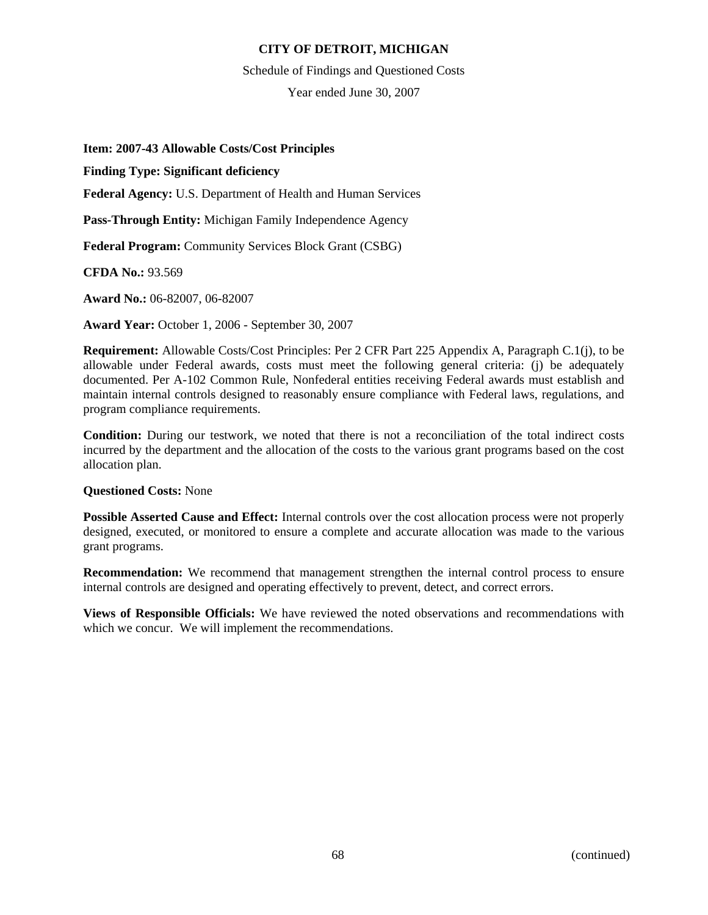**CITY OF DETROIT, MICHIGAN**

Schedule of Findings and Questioned Costs

Year ended June 30, 2007

**Item: 2007-43 Allowable Costs/Cost Principles**

**Finding Type: Significant deficiency**

**Federal Agency:** U.S. Department of Health and Human Services

**Pass-Through Entity:** Michigan Family Independence Agency

**Federal Program:** Community Services Block Grant (CSBG)

**CFDA No.:** 93.569

**Award No.:** 06-82007, 06-82007

**Award Year:** October 1, 2006 - September 30, 2007

**Requirement:** Allowable Costs/Cost Principles: Per 2 CFR Part 225 Appendix A, Paragraph C.1(j), to be allowable under Federal awards, costs must meet the following general criteria: (j) be adequately documented. Per A-102 Common Rule, Nonfederal entities receiving Federal awards must establish and maintain internal controls designed to reasonably ensure compliance with Federal laws, regulations, and program compliance requirements.

**Condition:** During our testwork, we noted that there is not a reconciliation of the total indirect costs incurred by the department and the allocation of the costs to the various grant programs based on the cost allocation plan.

**Questioned Costs:** None

**Possible Asserted Cause and Effect:** Internal controls over the cost allocation process were not properly designed, executed, or monitored to ensure a complete and accurate allocation was made to the various grant programs.

**Recommendation:** We recommend that management strengthen the internal control process to ensure internal controls are designed and operating effectively to prevent, detect, and correct errors.

**Views of Responsible Officials:** We have reviewed the noted observations and recommendations with which we concur. We will implement the recommendations.

(continued)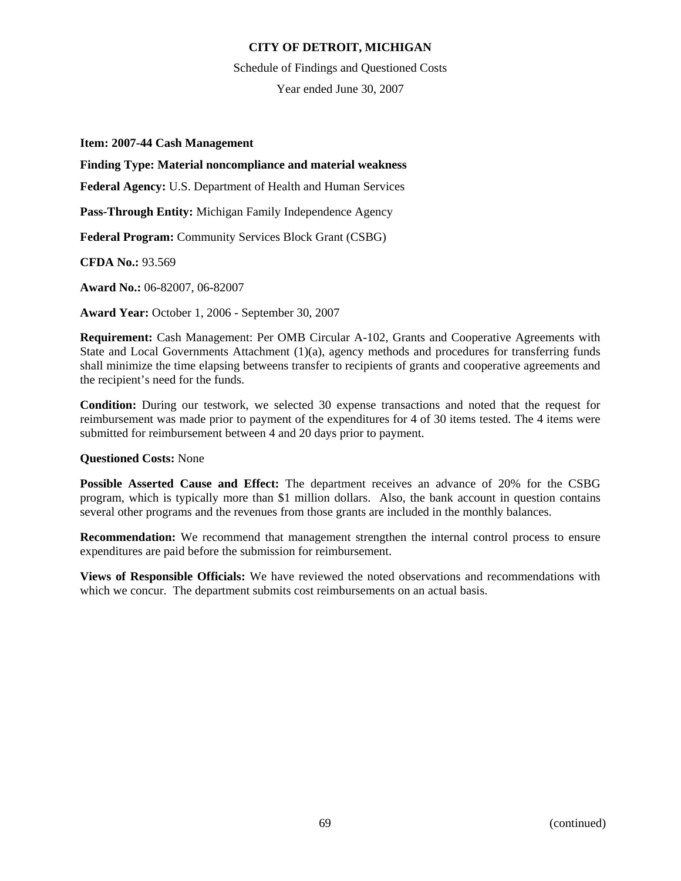**CITY OF DETROIT, MICHIGAN**

Schedule of Findings and Questioned Costs

Year ended June 30, 2007

**Item: 2007-44 Cash Management**

**Finding Type: Material noncompliance and material weakness**

**Federal Agency:** U.S. Department of Health and Human Services

**Pass-Through Entity:** Michigan Family Independence Agency

**Federal Program:** Community Services Block Grant (CSBG)

**CFDA No.:** 93.569

**Award No.:** 06-82007, 06-82007

**Award Year:** October 1, 2006 - September 30, 2007

**Requirement:** Cash Management: Per OMB Circular A-102, Grants and Cooperative Agreements with State and Local Governments Attachment (1)(a), agency methods and procedures for transferring funds shall minimize the time elapsing betweens transfer to recipients of grants and cooperative agreements and the recipient's need for the funds.

**Condition:** During our testwork, we selected 30 expense transactions and noted that the request for reimbursement was made prior to payment of the expenditures for 4 of 30 items tested. The 4 items were submitted for reimbursement between 4 and 20 days prior to payment.

**Questioned Costs:** None

**Possible Asserted Cause and Effect:** The department receives an advance of 20% for the CSBG program, which is typically more than $1 million dollars. Also, the bank account in question contains several other programs and the revenues from those grants are included in the monthly balances.

**Recommendation:** We recommend that management strengthen the internal control process to ensure expenditures are paid before the submission for reimbursement.

**Views of Responsible Officials:** We have reviewed the noted observations and recommendations with which we concur. The department submits cost reimbursements on an actual basis.

(continued)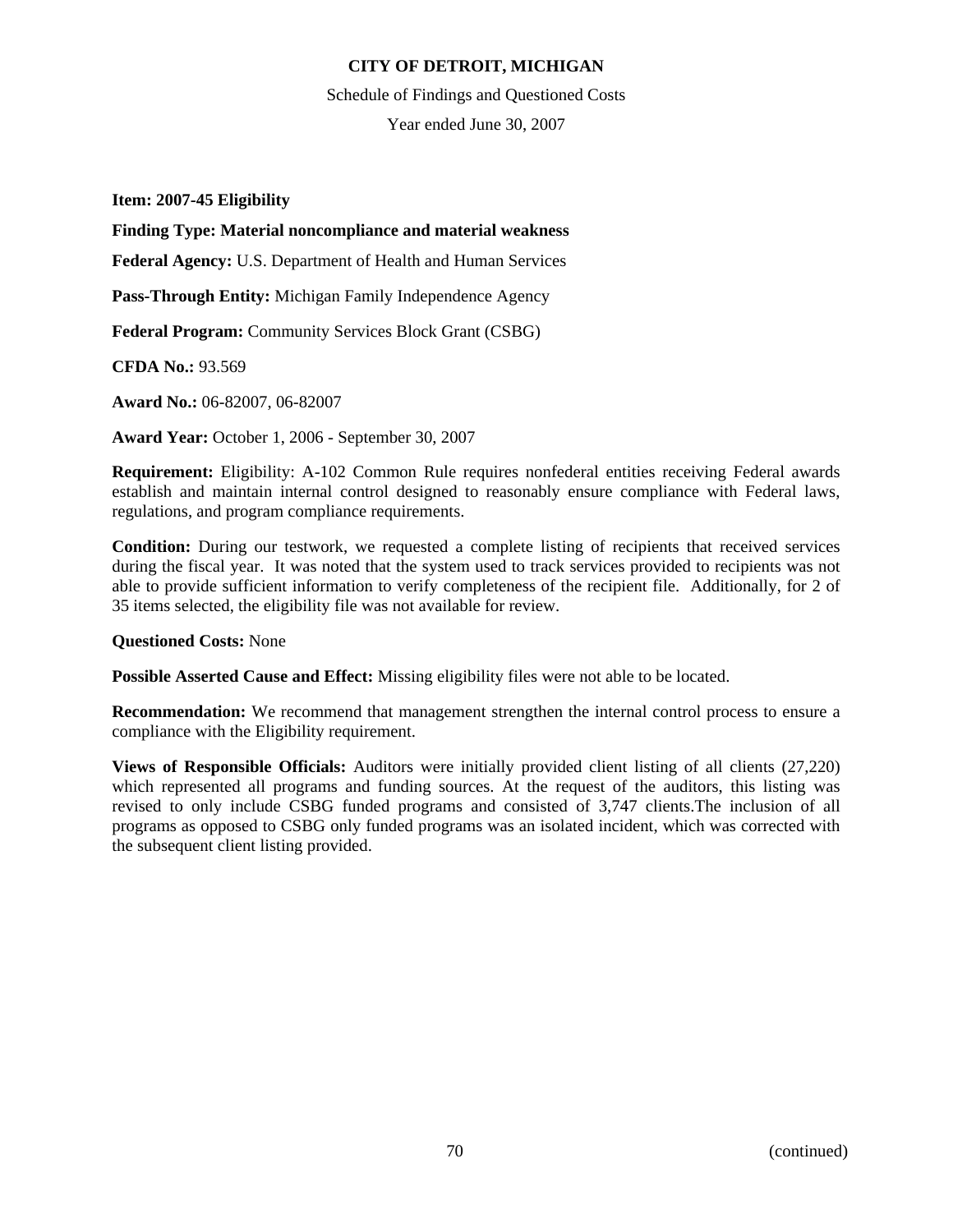**CITY OF DETROIT, MICHIGAN**

Schedule of Findings and Questioned Costs

Year ended June 30, 2007

**Item: 2007-45 Eligibility**

**Finding Type: Material noncompliance and material weakness**

**Federal Agency:** U.S. Department of Health and Human Services

**Pass-Through Entity:** Michigan Family Independence Agency

**Federal Program:** Community Services Block Grant (CSBG)

**CFDA No.:** 93.569

**Award No.:** 06-82007, 06-82007

**Award Year:** October 1, 2006 - September 30, 2007

**Requirement:** Eligibility: A-102 Common Rule requires nonfederal entities receiving Federal awards establish and maintain internal control designed to reasonably ensure compliance with Federal laws, regulations, and program compliance requirements.

**Condition:** During our testwork, we requested a complete listing of recipients that received services during the fiscal year. It was noted that the system used to track services provided to recipients was not able to provide sufficient information to verify completeness of the recipient file. Additionally, for 2 of 35 items selected, the eligibility file was not available for review.

**Questioned Costs:** None

**Possible Asserted Cause and Effect:** Missing eligibility files were not able to be located.

**Recommendation:** We recommend that management strengthen the internal control process to ensure a compliance with the Eligibility requirement.

**Views of Responsible Officials:** Auditors were initially provided client listing of all clients (27,220) which represented all programs and funding sources. At the request of the auditors, this listing was revised to only include CSBG funded programs and consisted of 3,747 clients.The inclusion of all programs as opposed to CSBG only funded programs was an isolated incident, which was corrected with the subsequent client listing provided.

(continued)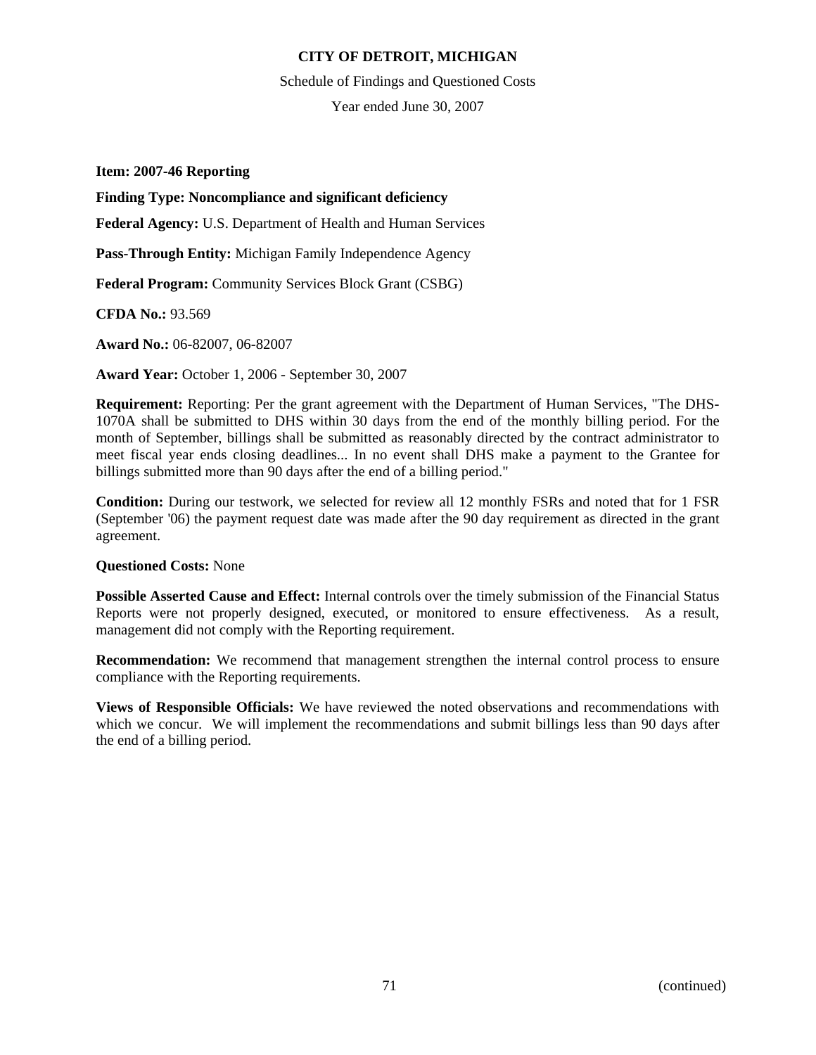**CITY OF DETROIT, MICHIGAN**

Schedule of Findings and Questioned Costs

Year ended June 30, 2007

**Item: 2007-46 Reporting**

**Finding Type: Noncompliance and significant deficiency**

**Federal Agency:** U.S. Department of Health and Human Services

**Pass-Through Entity:** Michigan Family Independence Agency

**Federal Program:** Community Services Block Grant (CSBG)

**CFDA No.:** 93.569

**Award No.:** 06-82007, 06-82007

**Award Year:** October 1, 2006 - September 30, 2007

**Requirement:** Reporting: Per the grant agreement with the Department of Human Services, "The DHS-1070A shall be submitted to DHS within 30 days from the end of the monthly billing period. For the month of September, billings shall be submitted as reasonably directed by the contract administrator to meet fiscal year ends closing deadlines... In no event shall DHS make a payment to the Grantee for billings submitted more than 90 days after the end of a billing period."

**Condition:** During our testwork, we selected for review all 12 monthly FSRs and noted that for 1 FSR (September '06) the payment request date was made after the 90 day requirement as directed in the grant agreement.

**Questioned Costs:** None

**Possible Asserted Cause and Effect:** Internal controls over the timely submission of the Financial Status Reports were not properly designed, executed, or monitored to ensure effectiveness. As a result, management did not comply with the Reporting requirement.

**Recommendation:** We recommend that management strengthen the internal control process to ensure compliance with the Reporting requirements.

**Views of Responsible Officials:** We have reviewed the noted observations and recommendations with which we concur. We will implement the recommendations and submit billings less than 90 days after the end of a billing period.

(continued)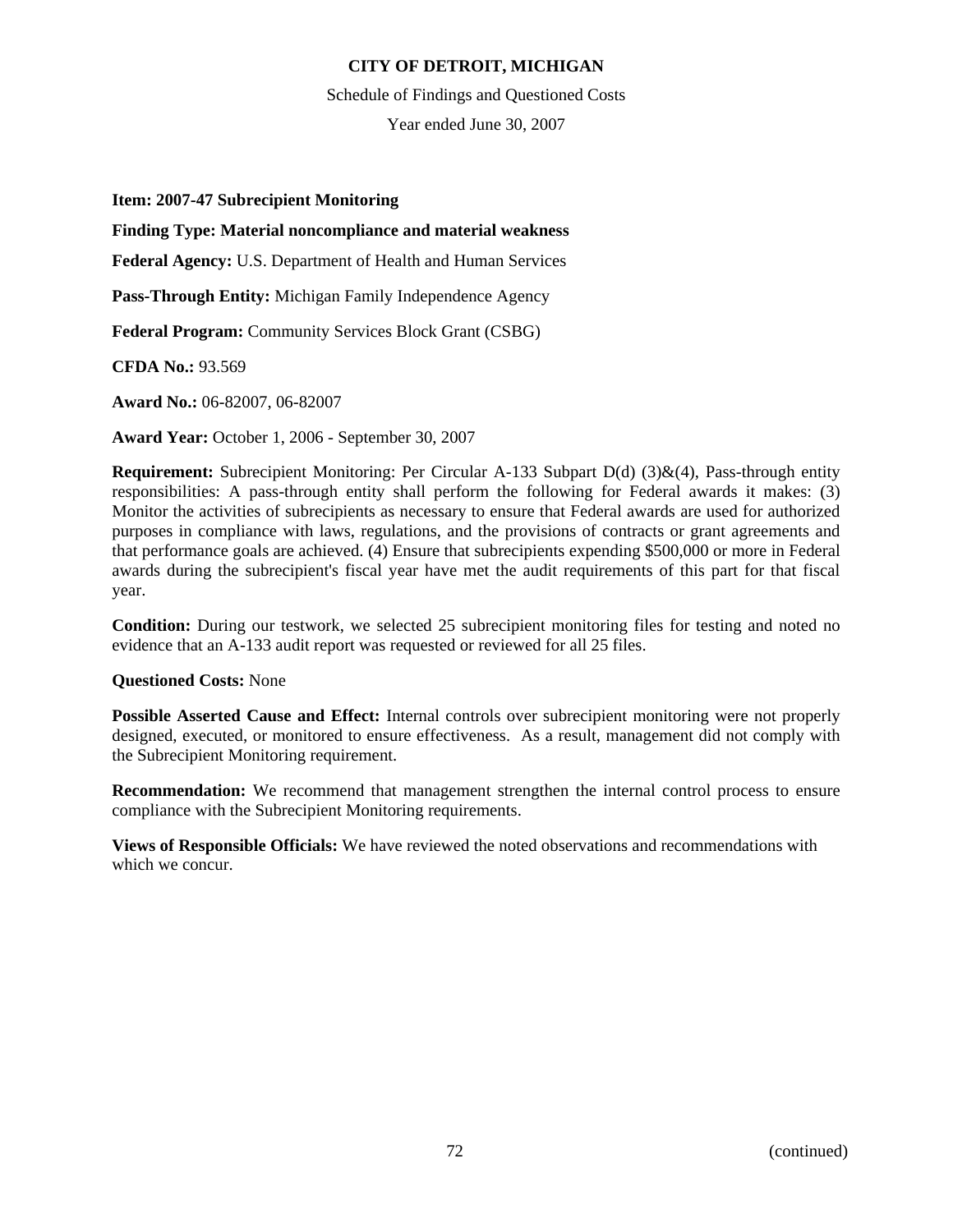**Item: 2007-47 Subrecipient Monitoring**

**Finding Type: Material noncompliance and material weakness**

**Federal Agency:** U.S. Department of Health and Human Services

**Pass-Through Entity:** Michigan Family Independence Agency

**Federal Program:** Community Services Block Grant (CSBG)

**CFDA No.:** 93.569

**Award No.:** 06-82007, 06-82007

**Award Year:** October 1, 2006 - September 30, 2007

**Requirement:** Subrecipient Monitoring: Per Circular A-133 Subpart D(d) (3)&(4), Pass-through entity responsibilities: A pass-through entity shall perform the following for Federal awards it makes: (3) Monitor the activities of subrecipients as necessary to ensure that Federal awards are used for authorized purposes in compliance with laws, regulations, and the provisions of contracts or grant agreements and that performance goals are achieved. (4) Ensure that subrecipients expending $500,000 or more in Federal awards during the subrecipient's fiscal year have met the audit requirements of this part for that fiscal year.

**Condition:** During our testwork, we selected 25 subrecipient monitoring files for testing and noted no evidence that an A-133 audit report was requested or reviewed for all 25 files.

**Questioned Costs:** None

**Possible Asserted Cause and Effect:** Internal controls over subrecipient monitoring were not properly designed, executed, or monitored to ensure effectiveness. As a result, management did not comply with the Subrecipient Monitoring requirement.

**Recommendation:** We recommend that management strengthen the internal control process to ensure compliance with the Subrecipient Monitoring requirements.

**Views of Responsible Officials:** We have reviewed the noted observations and recommendations with which we concur.

(continued)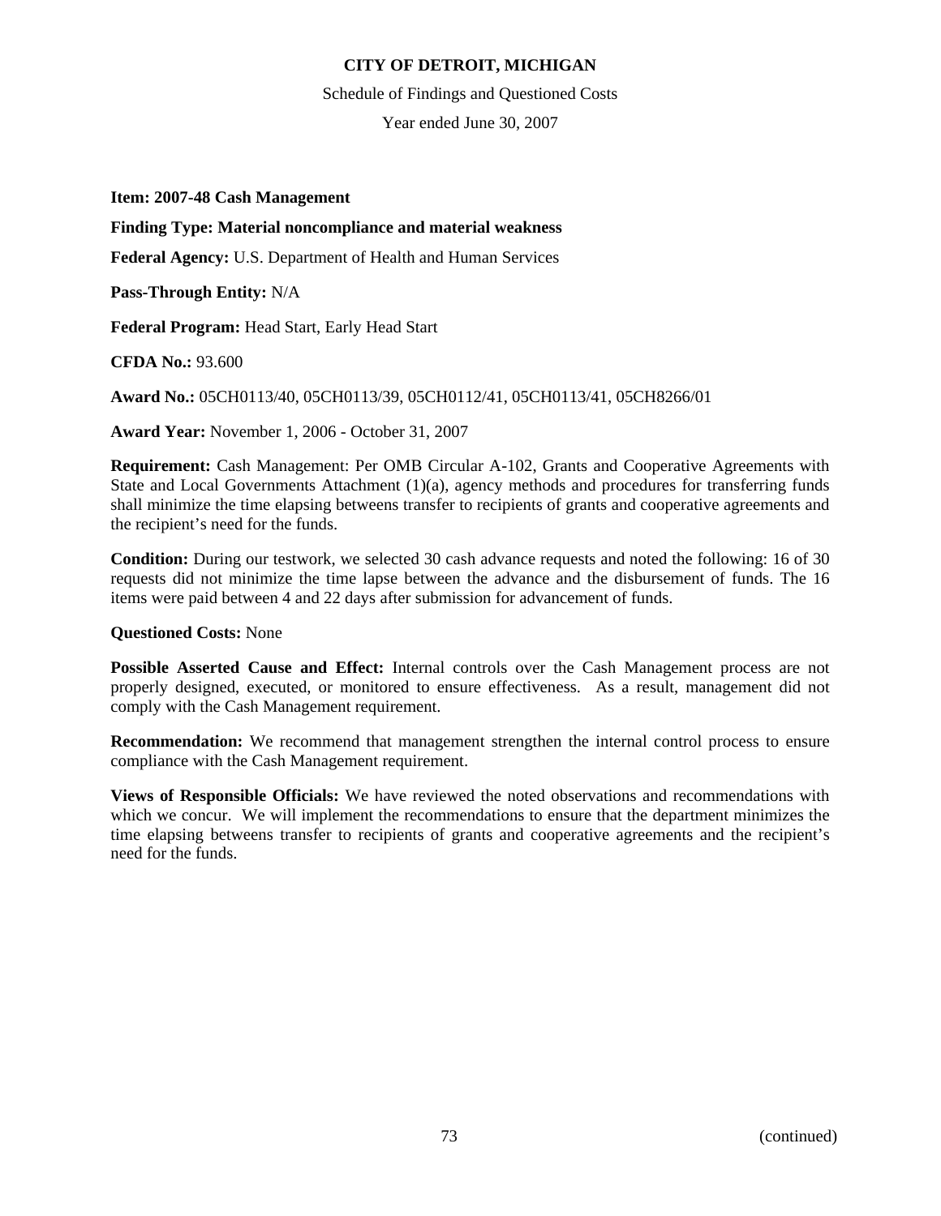**Item: 2007-48 Cash Management**

**Finding Type: Material noncompliance and material weakness**

**Federal Agency:** U.S. Department of Health and Human Services

**Pass-Through Entity:** N/A

**Federal Program:** Head Start, Early Head Start

**CFDA No.:** 93.600

**Award No.:** 05CH0113/40, 05CH0113/39, 05CH0112/41, 05CH0113/41, 05CH8266/01

**Award Year:** November 1, 2006 - October 31, 2007

**Requirement:** Cash Management: Per OMB Circular A-102, Grants and Cooperative Agreements with State and Local Governments Attachment (1)(a), agency methods and procedures for transferring funds shall minimize the time elapsing betweens transfer to recipients of grants and cooperative agreements and the recipient's need for the funds.

**Condition:** During our testwork, we selected 30 cash advance requests and noted the following: 16 of 30 requests did not minimize the time lapse between the advance and the disbursement of funds. The 16 items were paid between 4 and 22 days after submission for advancement of funds.

**Questioned Costs:** None

**Possible Asserted Cause and Effect:** Internal controls over the Cash Management process are not properly designed, executed, or monitored to ensure effectiveness. As a result, management did not comply with the Cash Management requirement.

**Recommendation:** We recommend that management strengthen the internal control process to ensure compliance with the Cash Management requirement.

**Views of Responsible Officials:** We have reviewed the noted observations and recommendations with which we concur. We will implement the recommendations to ensure that the department minimizes the time elapsing betweens transfer to recipients of grants and cooperative agreements and the recipient's need for the funds.

(continued)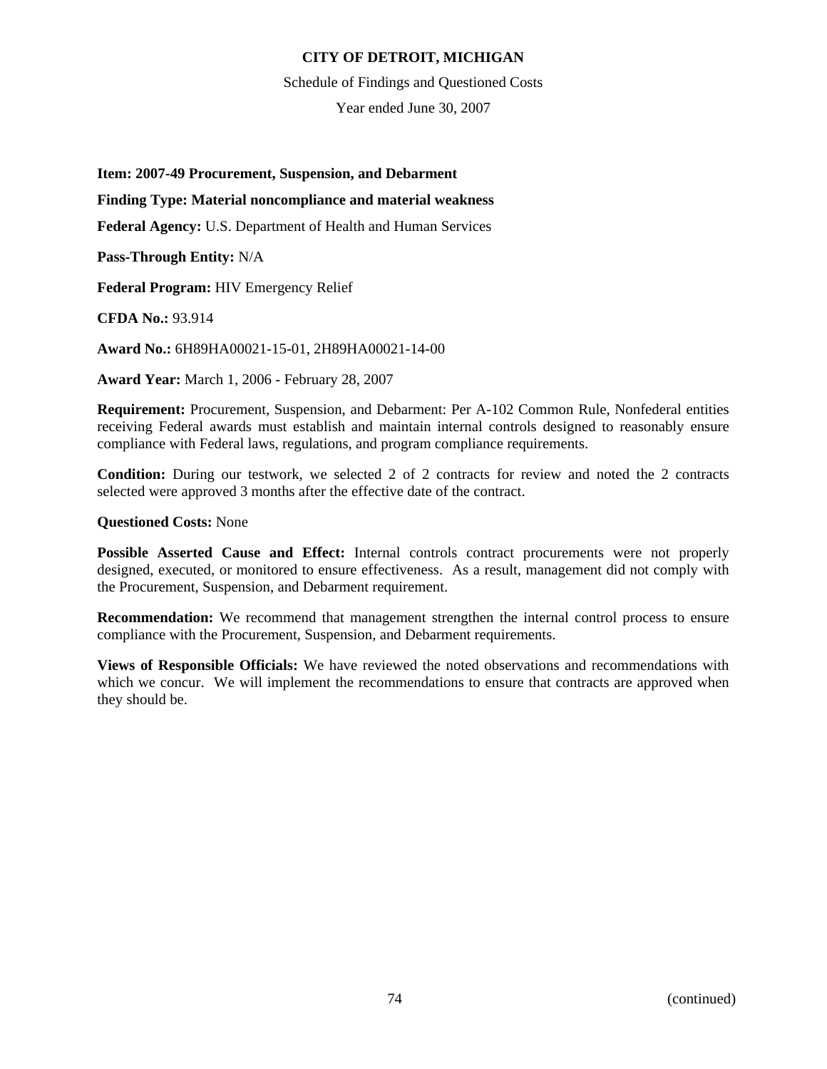**Item: 2007-49 Procurement, Suspension, and Debarment**

**Finding Type: Material noncompliance and material weakness**

**Federal Agency:** U.S. Department of Health and Human Services

**Pass-Through Entity:** N/A

**Federal Program:** HIV Emergency Relief

**CFDA No.:** 93.914

**Award No.:** 6H89HA00021-15-01, 2H89HA00021-14-00

**Award Year:** March 1, 2006 - February 28, 2007

**Requirement:** Procurement, Suspension, and Debarment: Per A-102 Common Rule, Nonfederal entities receiving Federal awards must establish and maintain internal controls designed to reasonably ensure compliance with Federal laws, regulations, and program compliance requirements.

**Condition:** During our testwork, we selected 2 of 2 contracts for review and noted the 2 contracts selected were approved 3 months after the effective date of the contract.

**Questioned Costs:** None

**Possible Asserted Cause and Effect:** Internal controls contract procurements were not properly designed, executed, or monitored to ensure effectiveness. As a result, management did not comply with the Procurement, Suspension, and Debarment requirement.

**Recommendation:** We recommend that management strengthen the internal control process to ensure compliance with the Procurement, Suspension, and Debarment requirements.

**Views of Responsible Officials:** We have reviewed the noted observations and recommendations with which we concur. We will implement the recommendations to ensure that contracts are approved when they should be.

(continued)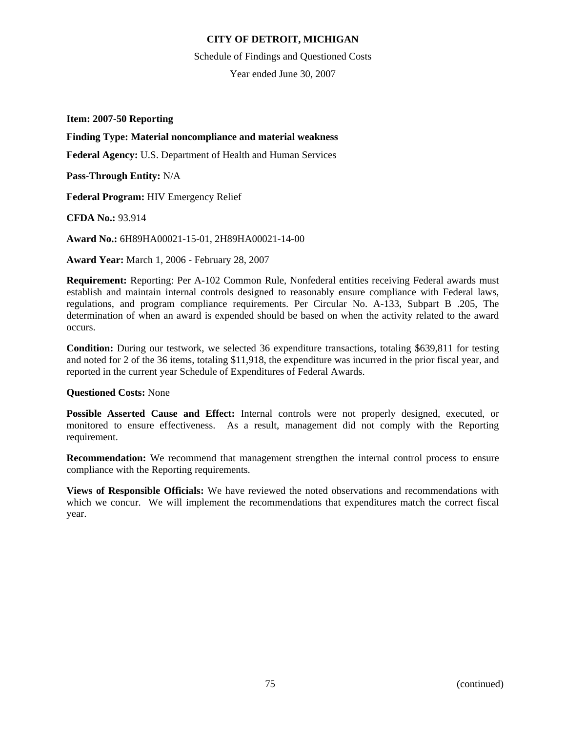**CITY OF DETROIT, MICHIGAN**

Schedule of Findings and Questioned Costs

Year ended June 30, 2007

**Item: 2007-50 Reporting**

**Finding Type: Material noncompliance and material weakness**

**Federal Agency:** U.S. Department of Health and Human Services

**Pass-Through Entity:** N/A

**Federal Program:** HIV Emergency Relief

**CFDA No.:** 93.914

**Award No.:** 6H89HA00021-15-01, 2H89HA00021-14-00

**Award Year:** March 1, 2006 - February 28, 2007

**Requirement:** Reporting: Per A-102 Common Rule, Nonfederal entities receiving Federal awards must establish and maintain internal controls designed to reasonably ensure compliance with Federal laws, regulations, and program compliance requirements. Per Circular No. A-133, Subpart B .205, The determination of when an award is expended should be based on when the activity related to the award occurs.

**Condition:** During our testwork, we selected 36 expenditure transactions, totaling $639,811 for testing and noted for 2 of the 36 items, totaling $11,918, the expenditure was incurred in the prior fiscal year, and reported in the current year Schedule of Expenditures of Federal Awards.

**Questioned Costs:** None

**Possible Asserted Cause and Effect:** Internal controls were not properly designed, executed, or monitored to ensure effectiveness. As a result, management did not comply with the Reporting requirement.

**Recommendation:** We recommend that management strengthen the internal control process to ensure compliance with the Reporting requirements.

**Views of Responsible Officials:** We have reviewed the noted observations and recommendations with which we concur. We will implement the recommendations that expenditures match the correct fiscal year.

(continued)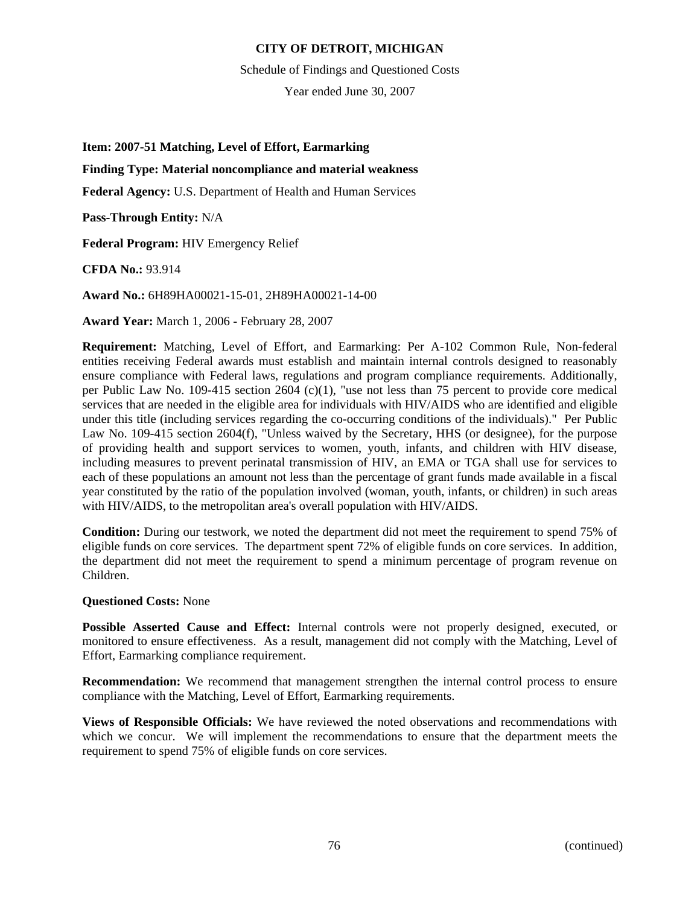**Item: 2007-51 Matching, Level of Effort, Earmarking**

**Finding Type: Material noncompliance and material weakness**

**Federal Agency:** U.S. Department of Health and Human Services

**Pass-Through Entity:** N/A

**Federal Program:** HIV Emergency Relief

**CFDA No.:** 93.914

**Award No.:** 6H89HA00021-15-01, 2H89HA00021-14-00

**Award Year:** March 1, 2006 - February 28, 2007

**Requirement:** Matching, Level of Effort, and Earmarking: Per A-102 Common Rule, Non-federal entities receiving Federal awards must establish and maintain internal controls designed to reasonably ensure compliance with Federal laws, regulations and program compliance requirements. Additionally, per Public Law No. 109-415 section 2604 (c)(1), "use not less than 75 percent to provide core medical services that are needed in the eligible area for individuals with HIV/AIDS who are identified and eligible under this title (including services regarding the co-occurring conditions of the individuals)." Per Public Law No. 109-415 section 2604(f), "Unless waived by the Secretary, HHS (or designee), for the purpose of providing health and support services to women, youth, infants, and children with HIV disease, including measures to prevent perinatal transmission of HIV, an EMA or TGA shall use for services to each of these populations an amount not less than the percentage of grant funds made available in a fiscal year constituted by the ratio of the population involved (woman, youth, infants, or children) in such areas with HIV/AIDS, to the metropolitan area's overall population with HIV/AIDS.

**Condition:** During our testwork, we noted the department did not meet the requirement to spend 75% of eligible funds on core services. The department spent 72% of eligible funds on core services. In addition, the department did not meet the requirement to spend a minimum percentage of program revenue on Children.

**Questioned Costs:** None

**Possible Asserted Cause and Effect:** Internal controls were not properly designed, executed, or monitored to ensure effectiveness. As a result, management did not comply with the Matching, Level of Effort, Earmarking compliance requirement.

**Recommendation:** We recommend that management strengthen the internal control process to ensure compliance with the Matching, Level of Effort, Earmarking requirements.

**Views of Responsible Officials:** We have reviewed the noted observations and recommendations with which we concur. We will implement the recommendations to ensure that the department meets the requirement to spend 75% of eligible funds on core services.

(continued)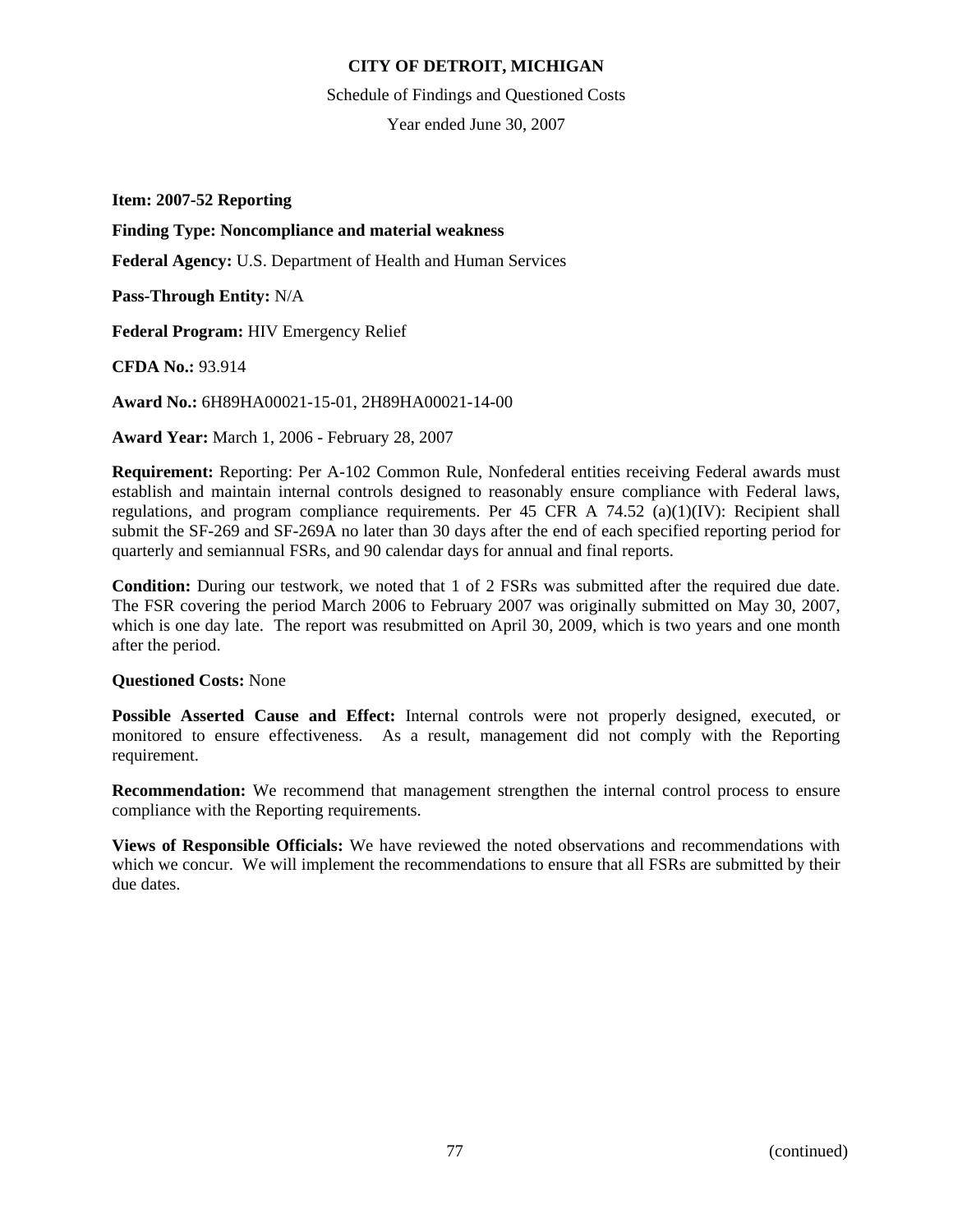**Item: 2007-52 Reporting**

**Finding Type: Noncompliance and material weakness**

**Federal Agency:** U.S. Department of Health and Human Services

**Pass-Through Entity:** N/A

**Federal Program:** HIV Emergency Relief

**CFDA No.:** 93.914

**Award No.:** 6H89HA00021-15-01, 2H89HA00021-14-00

**Award Year:** March 1, 2006 - February 28, 2007

**Requirement:** Reporting: Per A-102 Common Rule, Nonfederal entities receiving Federal awards must establish and maintain internal controls designed to reasonably ensure compliance with Federal laws, regulations, and program compliance requirements. Per 45 CFR A 74.52 (a)(1)(IV): Recipient shall submit the SF-269 and SF-269A no later than 30 days after the end of each specified reporting period for quarterly and semiannual FSRs, and 90 calendar days for annual and final reports.

**Condition:** During our testwork, we noted that 1 of 2 FSRs was submitted after the required due date. The FSR covering the period March 2006 to February 2007 was originally submitted on May 30, 2007, which is one day late. The report was resubmitted on April 30, 2009, which is two years and one month after the period.

**Questioned Costs:** None

**Possible Asserted Cause and Effect:** Internal controls were not properly designed, executed, or monitored to ensure effectiveness. As a result, management did not comply with the Reporting requirement.

**Recommendation:** We recommend that management strengthen the internal control process to ensure compliance with the Reporting requirements.

**Views of Responsible Officials:** We have reviewed the noted observations and recommendations with which we concur. We will implement the recommendations to ensure that all FSRs are submitted by their due dates.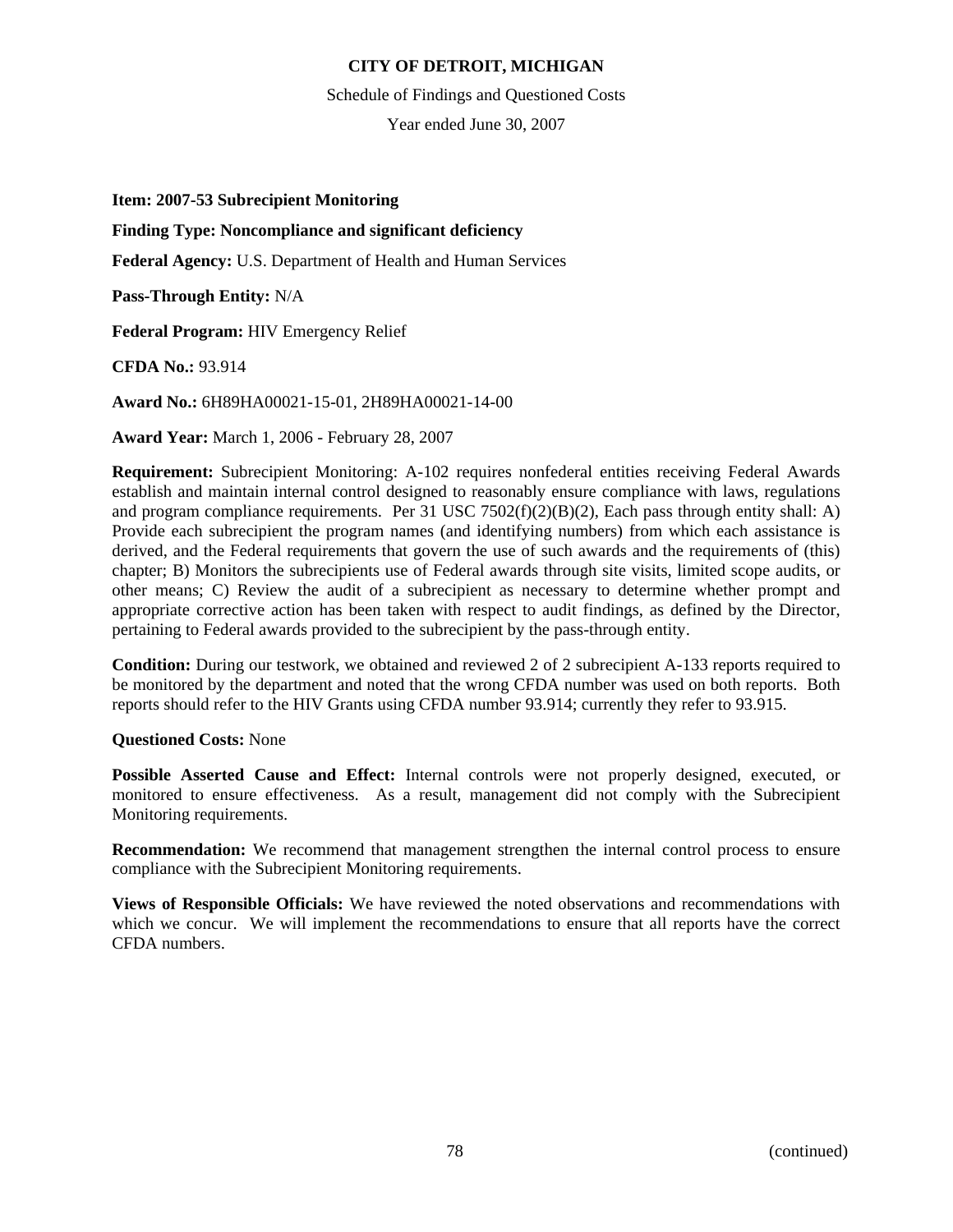**CITY OF DETROIT, MICHIGAN**

Schedule of Findings and Questioned Costs

Year ended June 30, 2007

**Item: 2007-53 Subrecipient Monitoring**

**Finding Type: Noncompliance and significant deficiency**

**Federal Agency:** U.S. Department of Health and Human Services

**Pass-Through Entity:** N/A

**Federal Program:** HIV Emergency Relief

**CFDA No.:** 93.914

**Award No.:** 6H89HA00021-15-01, 2H89HA00021-14-00

**Award Year:** March 1, 2006 - February 28, 2007

**Requirement:** Subrecipient Monitoring: A-102 requires nonfederal entities receiving Federal Awards establish and maintain internal control designed to reasonably ensure compliance with laws, regulations and program compliance requirements. Per 31 USC 7502(f)(2)(B)(2), Each pass through entity shall: A) Provide each subrecipient the program names (and identifying numbers) from which each assistance is derived, and the Federal requirements that govern the use of such awards and the requirements of (this) chapter; B) Monitors the subrecipients use of Federal awards through site visits, limited scope audits, or other means; C) Review the audit of a subrecipient as necessary to determine whether prompt and appropriate corrective action has been taken with respect to audit findings, as defined by the Director, pertaining to Federal awards provided to the subrecipient by the pass-through entity.

**Condition:** During our testwork, we obtained and reviewed 2 of 2 subrecipient A-133 reports required to be monitored by the department and noted that the wrong CFDA number was used on both reports. Both reports should refer to the HIV Grants using CFDA number 93.914; currently they refer to 93.915.

**Questioned Costs:** None

**Possible Asserted Cause and Effect:** Internal controls were not properly designed, executed, or monitored to ensure effectiveness. As a result, management did not comply with the Subrecipient Monitoring requirements.

**Recommendation:** We recommend that management strengthen the internal control process to ensure compliance with the Subrecipient Monitoring requirements.

**Views of Responsible Officials:** We have reviewed the noted observations and recommendations with which we concur. We will implement the recommendations to ensure that all reports have the correct CFDA numbers.

(continued)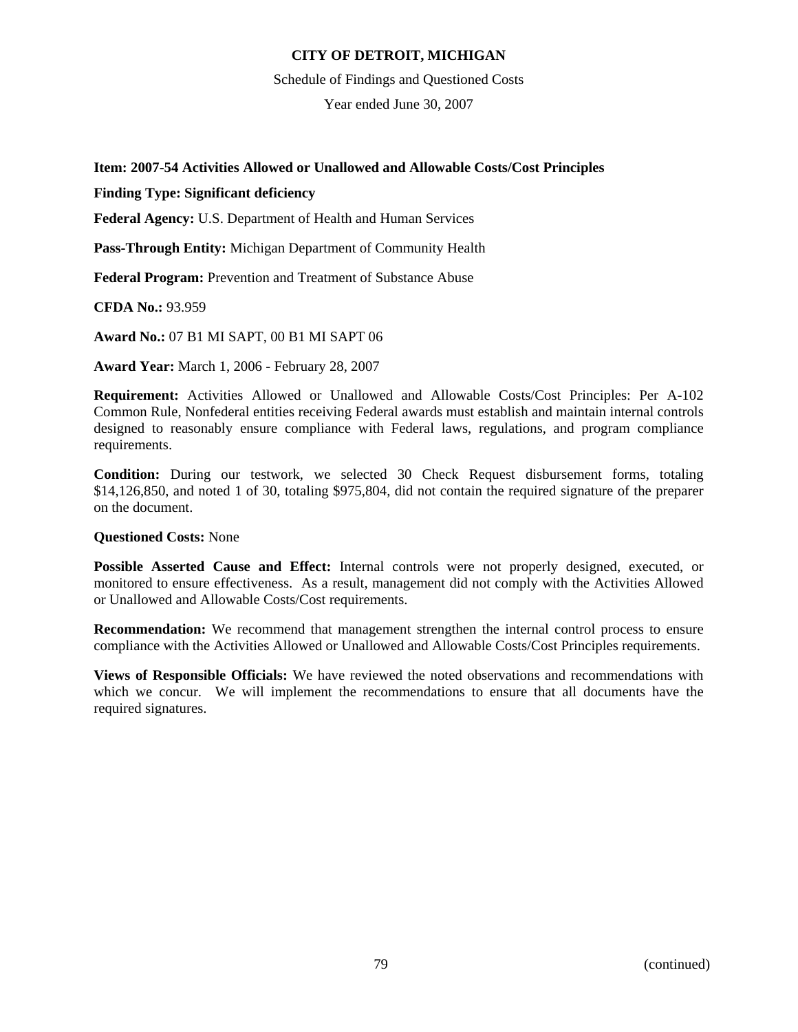**Item: 2007-54 Activities Allowed or Unallowed and Allowable Costs/Cost Principles**

**Finding Type: Significant deficiency**

**Federal Agency:** U.S. Department of Health and Human Services

**Pass-Through Entity:** Michigan Department of Community Health

**Federal Program:** Prevention and Treatment of Substance Abuse

**CFDA No.:** 93.959

**Award No.:** 07 B1 MI SAPT, 00 B1 MI SAPT 06

**Award Year:** March 1, 2006 - February 28, 2007

**Requirement:** Activities Allowed or Unallowed and Allowable Costs/Cost Principles: Per A-102 Common Rule, Nonfederal entities receiving Federal awards must establish and maintain internal controls designed to reasonably ensure compliance with Federal laws, regulations, and program compliance requirements.

**Condition:** During our testwork, we selected 30 Check Request disbursement forms, totaling \$14,126,850, and noted 1 of 30, totaling \$975,804, did not contain the required signature of the preparer on the document.

**Questioned Costs:** None

**Possible Asserted Cause and Effect:** Internal controls were not properly designed, executed, or monitored to ensure effectiveness. As a result, management did not comply with the Activities Allowed or Unallowed and Allowable Costs/Cost requirements.

**Recommendation:** We recommend that management strengthen the internal control process to ensure compliance with the Activities Allowed or Unallowed and Allowable Costs/Cost Principles requirements.

**Views of Responsible Officials:** We have reviewed the noted observations and recommendations with which we concur. We will implement the recommendations to ensure that all documents have the required signatures.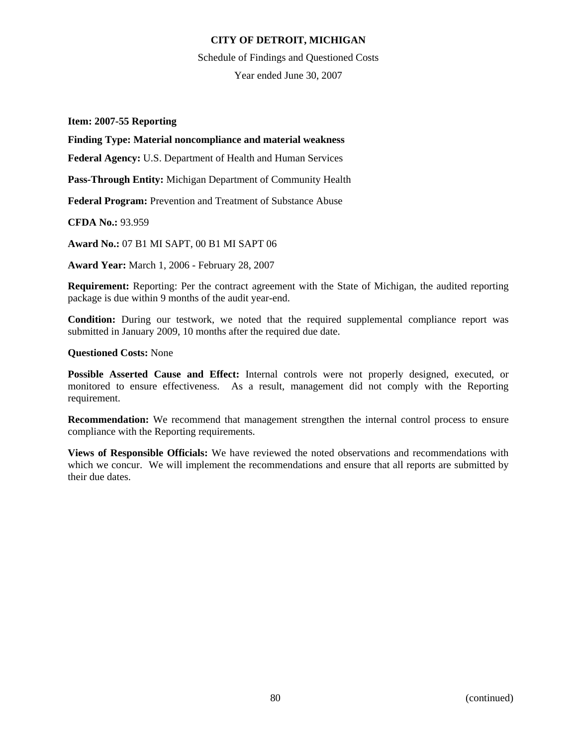**CITY OF DETROIT, MICHIGAN**

Schedule of Findings and Questioned Costs

Year ended June 30, 2007

**Item: 2007-55 Reporting**

**Finding Type: Material noncompliance and material weakness**

**Federal Agency:** U.S. Department of Health and Human Services

**Pass-Through Entity:** Michigan Department of Community Health

**Federal Program:** Prevention and Treatment of Substance Abuse

**CFDA No.:** 93.959

**Award No.:** 07 B1 MI SAPT, 00 B1 MI SAPT 06

**Award Year:** March 1, 2006 - February 28, 2007

**Requirement:** Reporting: Per the contract agreement with the State of Michigan, the audited reporting package is due within 9 months of the audit year-end.

**Condition:** During our testwork, we noted that the required supplemental compliance report was submitted in January 2009, 10 months after the required due date.

**Questioned Costs:** None

**Possible Asserted Cause and Effect:** Internal controls were not properly designed, executed, or monitored to ensure effectiveness. As a result, management did not comply with the Reporting requirement.

**Recommendation:** We recommend that management strengthen the internal control process to ensure compliance with the Reporting requirements.

**Views of Responsible Officials:** We have reviewed the noted observations and recommendations with which we concur. We will implement the recommendations and ensure that all reports are submitted by their due dates.

(continued)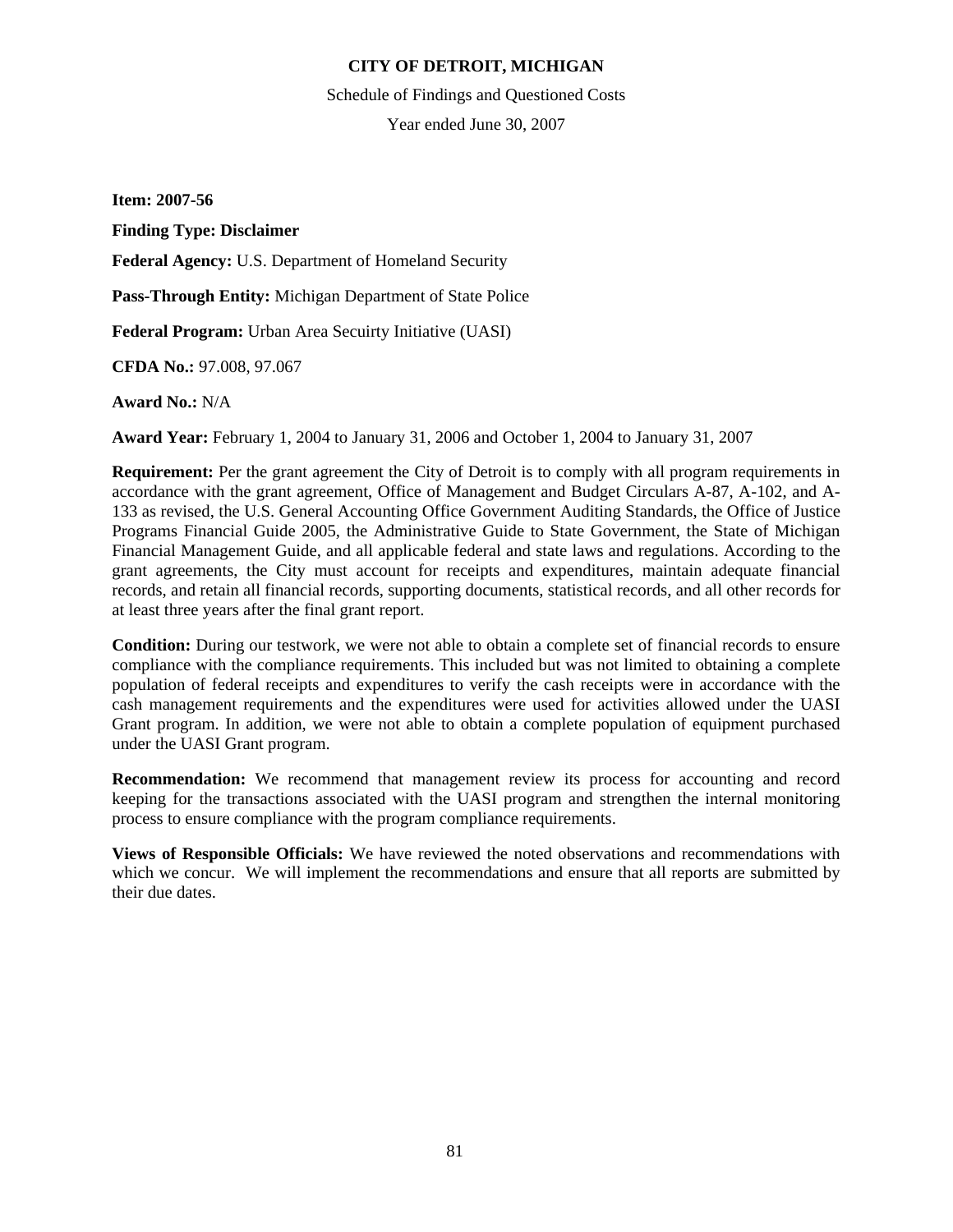**CITY OF DETROIT, MICHIGAN**

Schedule of Findings and Questioned Costs

Year ended June 30, 2007

**Item: 2007-56**

**Finding Type: Disclaimer**

**Federal Agency:** U.S. Department of Homeland Security

**Pass-Through Entity:** Michigan Department of State Police

**Federal Program:** Urban Area Secuirty Initiative (UASI)

**CFDA No.:** 97.008, 97.067

**Award No.:** N/A

**Award Year:** February 1, 2004 to January 31, 2006 and October 1, 2004 to January 31, 2007

**Requirement:** Per the grant agreement the City of Detroit is to comply with all program requirements in accordance with the grant agreement, Office of Management and Budget Circulars A-87, A-102, and A-133 as revised, the U.S. General Accounting Office Government Auditing Standards, the Office of Justice Programs Financial Guide 2005, the Administrative Guide to State Government, the State of Michigan Financial Management Guide, and all applicable federal and state laws and regulations. According to the grant agreements, the City must account for receipts and expenditures, maintain adequate financial records, and retain all financial records, supporting documents, statistical records, and all other records for at least three years after the final grant report.

**Condition:** During our testwork, we were not able to obtain a complete set of financial records to ensure compliance with the compliance requirements. This included but was not limited to obtaining a complete population of federal receipts and expenditures to verify the cash receipts were in accordance with the cash management requirements and the expenditures were used for activities allowed under the UASI Grant program. In addition, we were not able to obtain a complete population of equipment purchased under the UASI Grant program.

**Recommendation:** We recommend that management review its process for accounting and record keeping for the transactions associated with the UASI program and strengthen the internal monitoring process to ensure compliance with the program compliance requirements.

**Views of Responsible Officials:** We have reviewed the noted observations and recommendations with which we concur. We will implement the recommendations and ensure that all reports are submitted by their due dates.